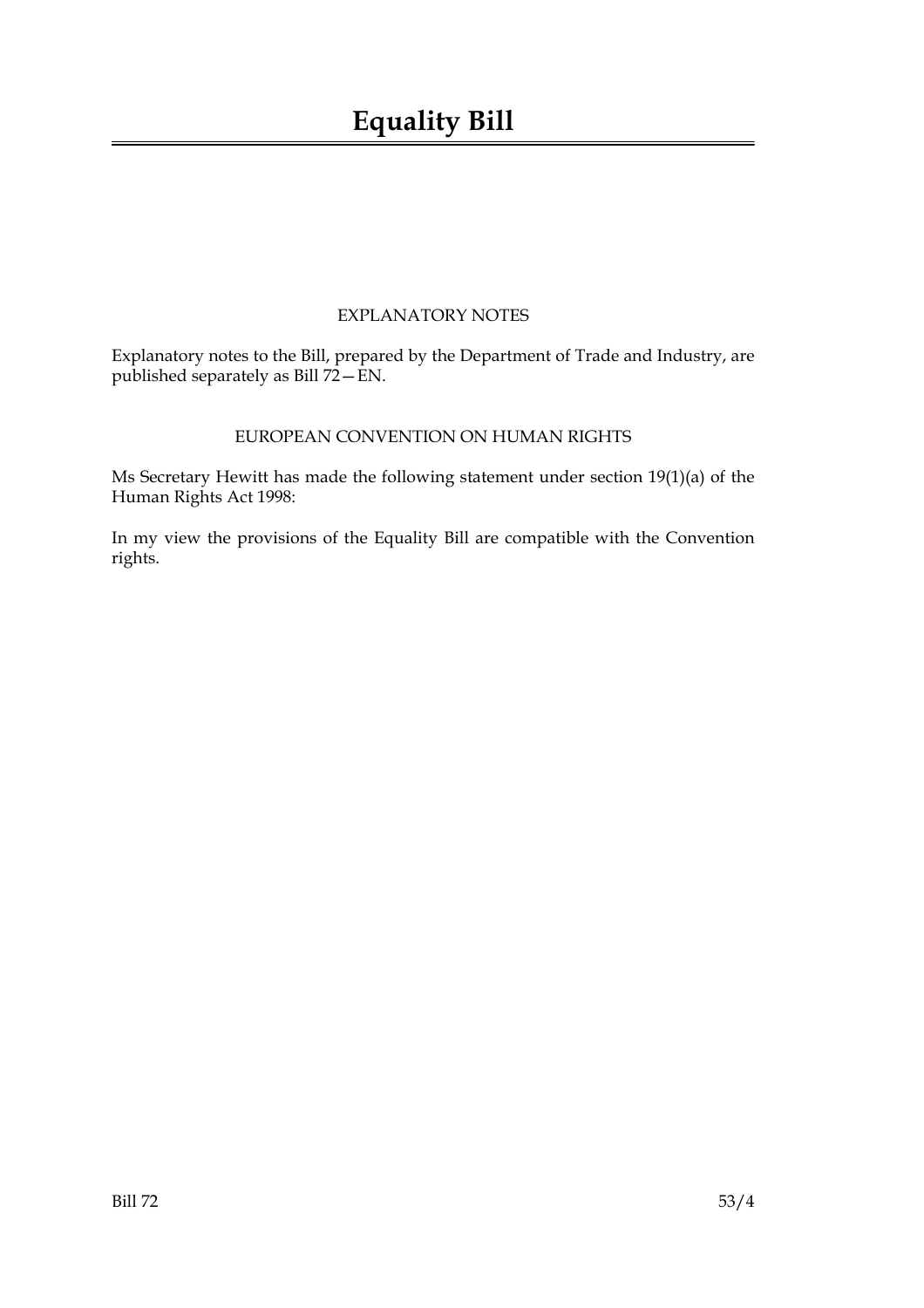# Equality Bill

## EXPLANATORY NOTES

Explanatory notes to the Bill, prepared by the Department of Trade and Industry, are published separately as Bill 72—EN.

## EUROPEAN CONVENTION ON HUMAN RIGHTS

Ms Secretary Hewitt has made the following statement under section 19(1)(a) of the Human Rights Act 1998:

In my view the provisions of the Equality Bill are compatible with the Convention rights.

Bill 72 53/4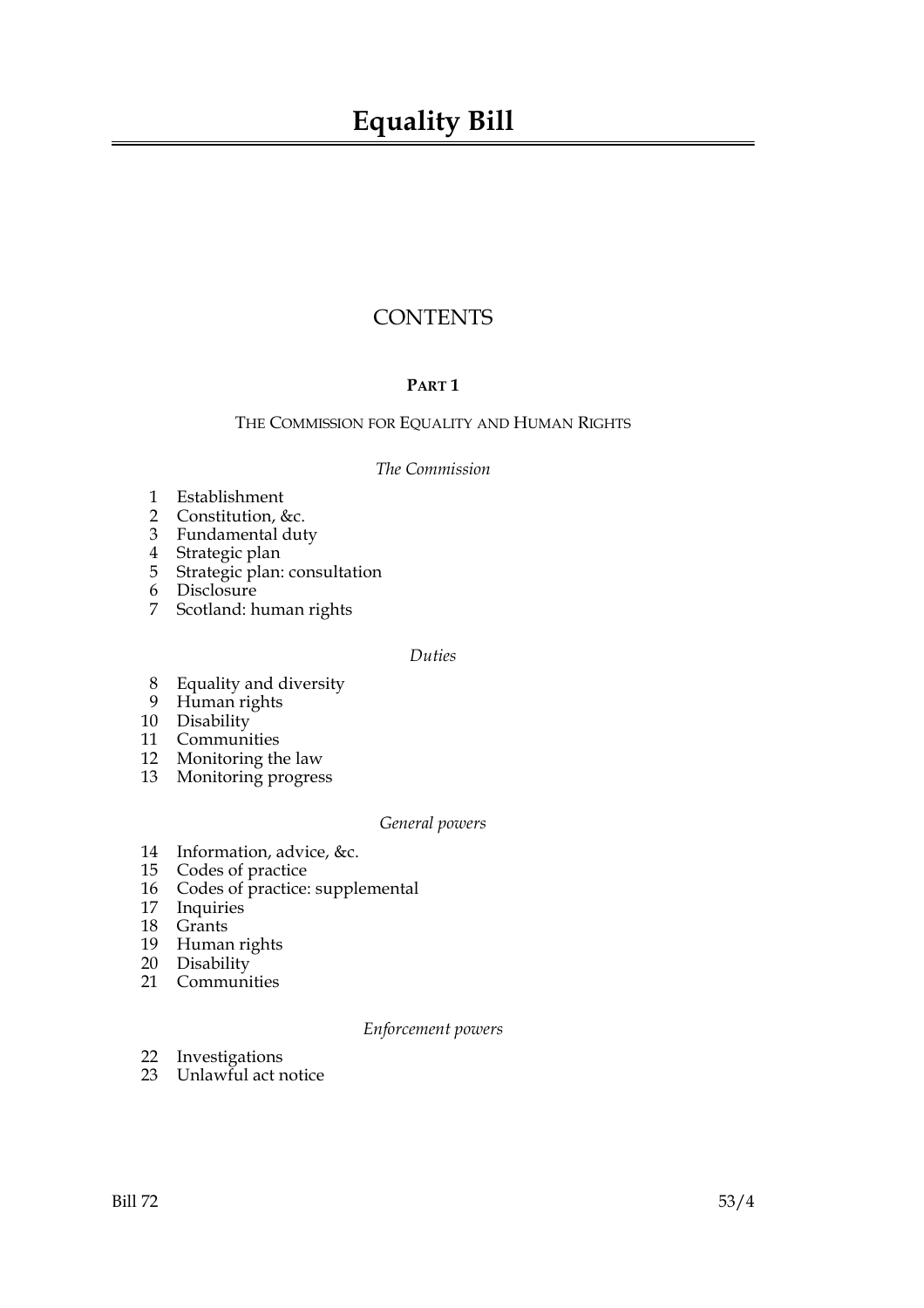# Equality Bill

## CONTENTS

### PART 1

THE COMMISSION FOR EQUALITY AND HUMAN RIGHTS

*The Commission*

1 Establishment
2 Constitution, &c.
3 Fundamental duty
4 Strategic plan
5 Strategic plan: consultation
6 Disclosure
7 Scotland: human rights

*Duties*

8 Equality and diversity
9 Human rights
10 Disability
11 Communities
12 Monitoring the law
13 Monitoring progress

*General powers*

14 Information, advice, &c.
15 Codes of practice
16 Codes of practice: supplemental
17 Inquiries
18 Grants
19 Human rights
20 Disability
21 Communities

*Enforcement powers*

22 Investigations
23 Unlawful act notice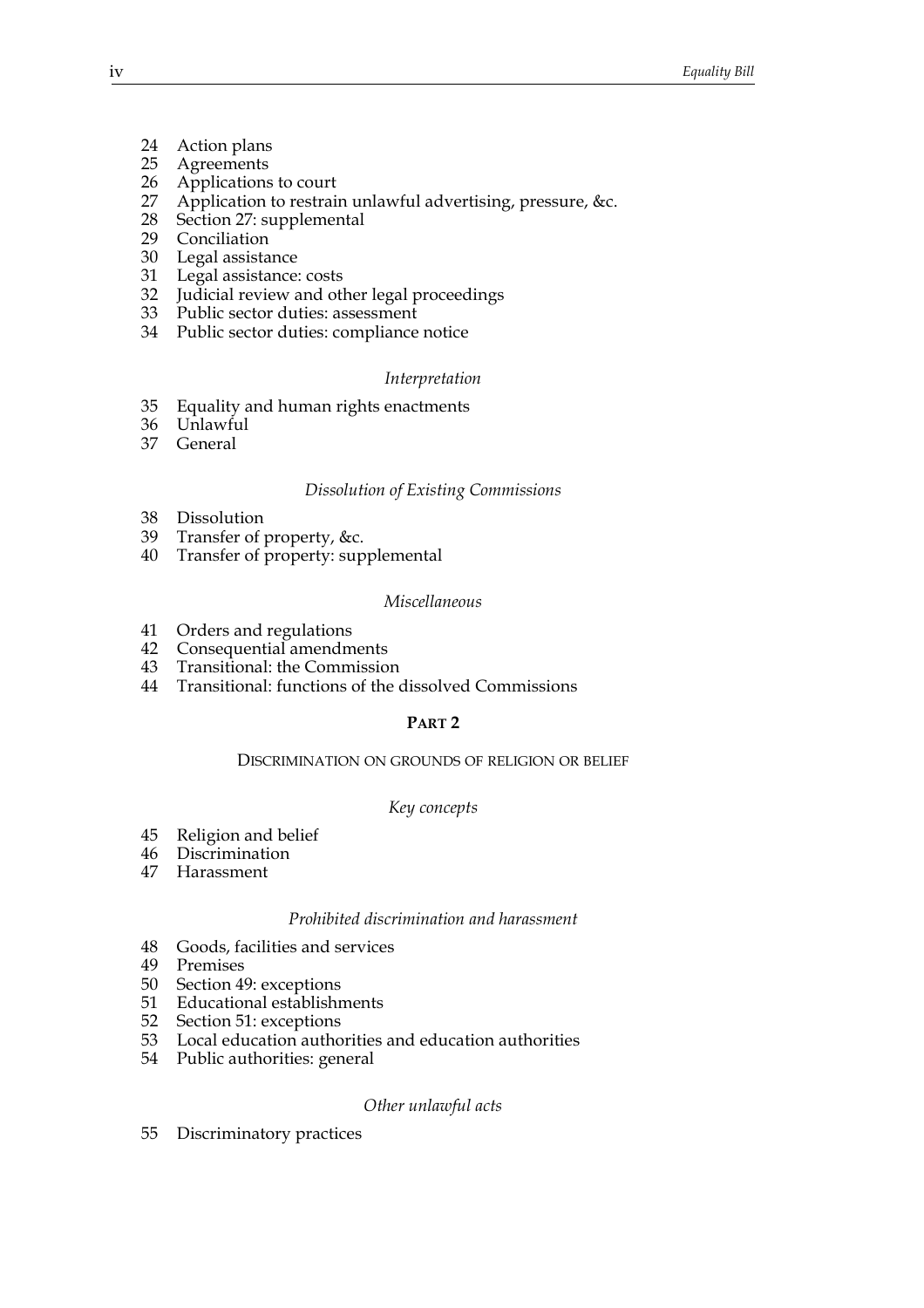24 Action plans
25 Agreements
26 Applications to court
27 Application to restrain unlawful advertising, pressure, &c.
28 Section 27: supplemental
29 Conciliation
30 Legal assistance
31 Legal assistance: costs
32 Judicial review and other legal proceedings
33 Public sector duties: assessment
34 Public sector duties: compliance notice

*Interpretation*

35 Equality and human rights enactments
36 Unlawful
37 General

*Dissolution of Existing Commissions*

38 Dissolution
39 Transfer of property, &c.
40 Transfer of property: supplemental

*Miscellaneous*

41 Orders and regulations
42 Consequential amendments
43 Transitional: the Commission
44 Transitional: functions of the dissolved Commissions

## PART 2

### DISCRIMINATION ON GROUNDS OF RELIGION OR BELIEF

*Key concepts*

45 Religion and belief
46 Discrimination
47 Harassment

*Prohibited discrimination and harassment*

48 Goods, facilities and services
49 Premises
50 Section 49: exceptions
51 Educational establishments
52 Section 51: exceptions
53 Local education authorities and education authorities
54 Public authorities: general

*Other unlawful acts*

55 Discriminatory practices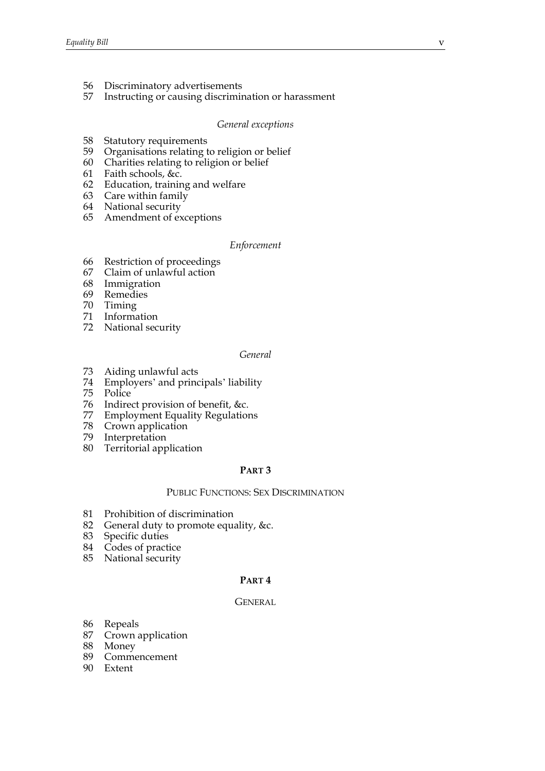56 Discriminatory advertisements
57 Instructing or causing discrimination or harassment

*General exceptions*

58 Statutory requirements
59 Organisations relating to religion or belief
60 Charities relating to religion or belief
61 Faith schools, &c.
62 Education, training and welfare
63 Care within family
64 National security
65 Amendment of exceptions

*Enforcement*

66 Restriction of proceedings
67 Claim of unlawful action
68 Immigration
69 Remedies
70 Timing
71 Information
72 National security

*General*

73 Aiding unlawful acts
74 Employers' and principals' liability
75 Police
76 Indirect provision of benefit, &c.
77 Employment Equality Regulations
78 Crown application
79 Interpretation
80 Territorial application

## PART 3

### PUBLIC FUNCTIONS: SEX DISCRIMINATION

81 Prohibition of discrimination
82 General duty to promote equality, &c.
83 Specific duties
84 Codes of practice
85 National security

## PART 4

### GENERAL

86 Repeals
87 Crown application
88 Money
89 Commencement
90 Extent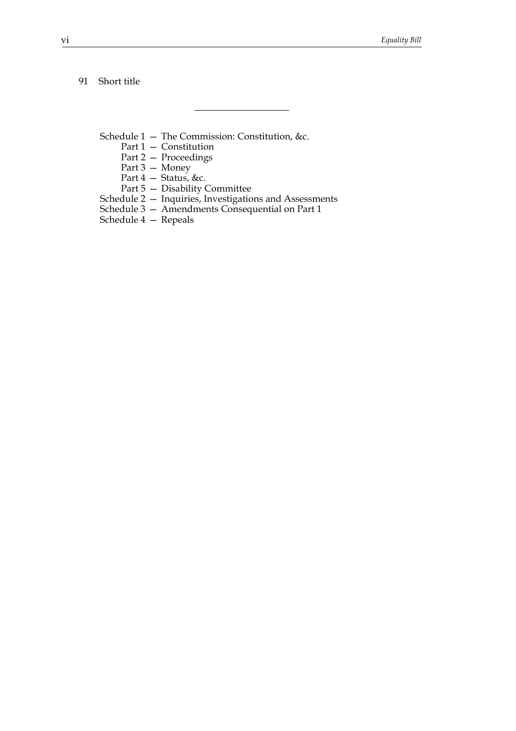91 Short title

---

Schedule 1 — The Commission: Constitution, &c.
  Part 1 — Constitution
  Part 2 — Proceedings
  Part 3 — Money
  Part 4 — Status, &c.
  Part 5 — Disability Committee
Schedule 2 — Inquiries, Investigations and Assessments
Schedule 3 — Amendments Consequential on Part 1
Schedule 4 — Repeals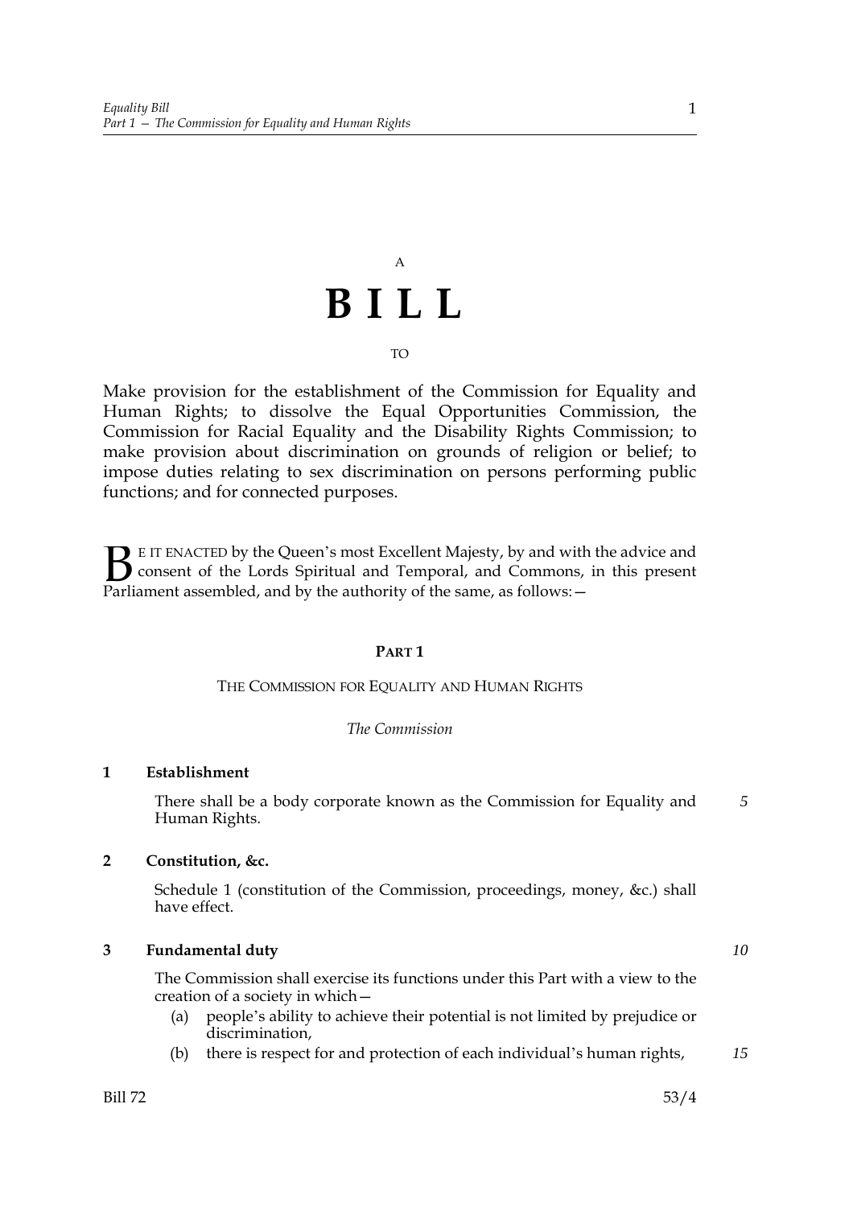A

# B I L L

TO

Make provision for the establishment of the Commission for Equality and Human Rights; to dissolve the Equal Opportunities Commission, the Commission for Racial Equality and the Disability Rights Commission; to make provision about discrimination on grounds of religion or belief; to impose duties relating to sex discrimination on persons performing public functions; and for connected purposes.

BE IT ENACTED by the Queen's most Excellent Majesty, by and with the advice and consent of the Lords Spiritual and Temporal, and Commons, in this present Parliament assembled, and by the authority of the same, as follows:—

## PART 1

### THE COMMISSION FOR EQUALITY AND HUMAN RIGHTS

*The Commission*

**1 Establishment**

There shall be a body corporate known as the Commission for Equality and Human Rights.

**2 Constitution, &c.**

Schedule 1 (constitution of the Commission, proceedings, money, &c.) shall have effect.

**3 Fundamental duty**

The Commission shall exercise its functions under this Part with a view to the creation of a society in which—

(a) people's ability to achieve their potential is not limited by prejudice or discrimination,

(b) there is respect for and protection of each individual's human rights,

Bill 72 53/4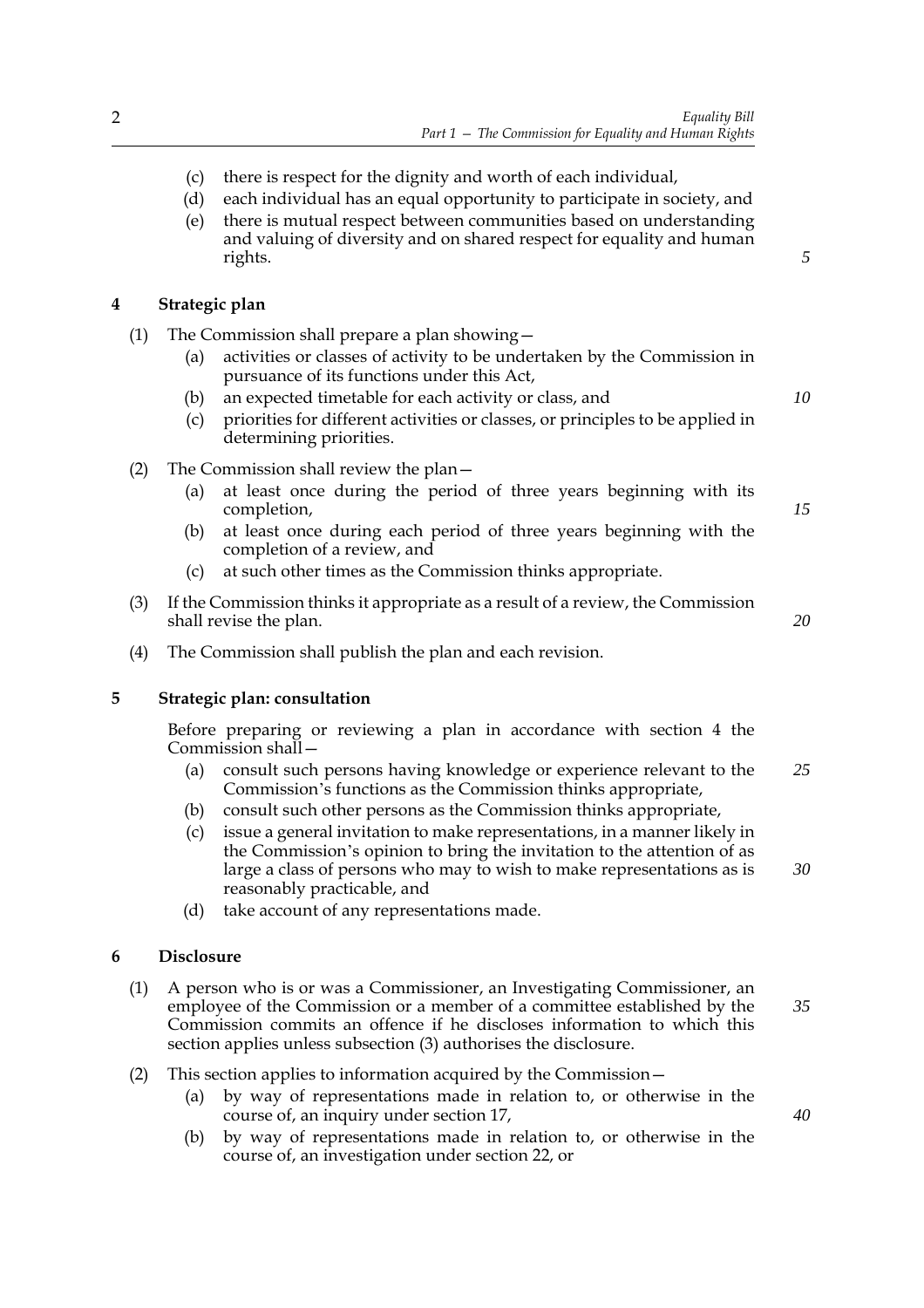(c) there is respect for the dignity and worth of each individual,

(d) each individual has an equal opportunity to participate in society, and

(e) there is mutual respect between communities based on understanding and valuing of diversity and on shared respect for equality and human rights.

## 4 Strategic plan

(1) The Commission shall prepare a plan showing—

(a) activities or classes of activity to be undertaken by the Commission in pursuance of its functions under this Act,

(b) an expected timetable for each activity or class, and

(c) priorities for different activities or classes, or principles to be applied in determining priorities.

(2) The Commission shall review the plan—

(a) at least once during the period of three years beginning with its completion,

(b) at least once during each period of three years beginning with the completion of a review, and

(c) at such other times as the Commission thinks appropriate.

(3) If the Commission thinks it appropriate as a result of a review, the Commission shall revise the plan.

(4) The Commission shall publish the plan and each revision.

## 5 Strategic plan: consultation

Before preparing or reviewing a plan in accordance with section 4 the Commission shall—

(a) consult such persons having knowledge or experience relevant to the Commission's functions as the Commission thinks appropriate,

(b) consult such other persons as the Commission thinks appropriate,

(c) issue a general invitation to make representations, in a manner likely in the Commission's opinion to bring the invitation to the attention of as large a class of persons who may to wish to make representations as is reasonably practicable, and

(d) take account of any representations made.

## 6 Disclosure

(1) A person who is or was a Commissioner, an Investigating Commissioner, an employee of the Commission or a member of a committee established by the Commission commits an offence if he discloses information to which this section applies unless subsection (3) authorises the disclosure.

(2) This section applies to information acquired by the Commission—

(a) by way of representations made in relation to, or otherwise in the course of, an inquiry under section 17,

(b) by way of representations made in relation to, or otherwise in the course of, an investigation under section 22, or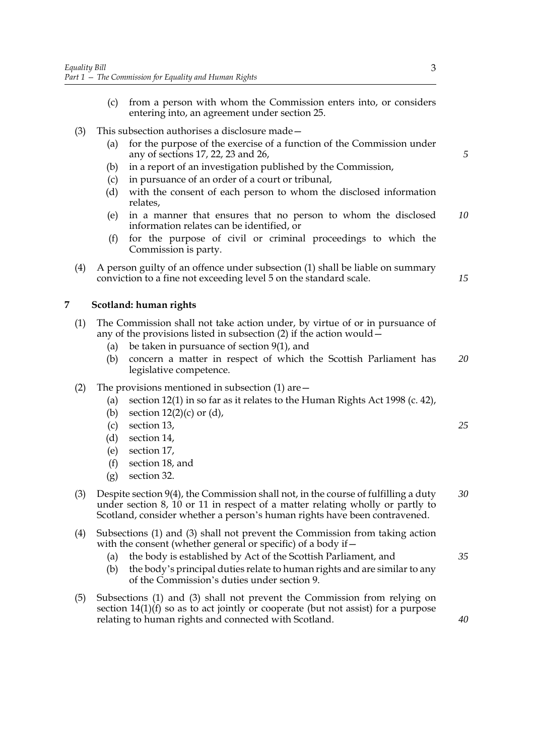(c) from a person with whom the Commission enters into, or considers entering into, an agreement under section 25.

(3) This subsection authorises a disclosure made—

(a) for the purpose of the exercise of a function of the Commission under any of sections 17, 22, 23 and 26,

(b) in a report of an investigation published by the Commission,

(c) in pursuance of an order of a court or tribunal,

(d) with the consent of each person to whom the disclosed information relates,

(e) in a manner that ensures that no person to whom the disclosed information relates can be identified, or

(f) for the purpose of civil or criminal proceedings to which the Commission is party.

(4) A person guilty of an offence under subsection (1) shall be liable on summary conviction to a fine not exceeding level 5 on the standard scale.

## 7 Scotland: human rights

(1) The Commission shall not take action under, by virtue of or in pursuance of any of the provisions listed in subsection (2) if the action would—

(a) be taken in pursuance of section 9(1), and

(b) concern a matter in respect of which the Scottish Parliament has legislative competence.

(2) The provisions mentioned in subsection (1) are—

(a) section 12(1) in so far as it relates to the Human Rights Act 1998 (c. 42),

(b) section 12(2)(c) or (d),

(c) section 13,

(d) section 14,

(e) section 17,

(f) section 18, and

(g) section 32.

(3) Despite section 9(4), the Commission shall not, in the course of fulfilling a duty under section 8, 10 or 11 in respect of a matter relating wholly or partly to Scotland, consider whether a person's human rights have been contravened.

(4) Subsections (1) and (3) shall not prevent the Commission from taking action with the consent (whether general or specific) of a body if—

(a) the body is established by Act of the Scottish Parliament, and

(b) the body's principal duties relate to human rights and are similar to any of the Commission's duties under section 9.

(5) Subsections (1) and (3) shall not prevent the Commission from relying on section 14(1)(f) so as to act jointly or cooperate (but not assist) for a purpose relating to human rights and connected with Scotland.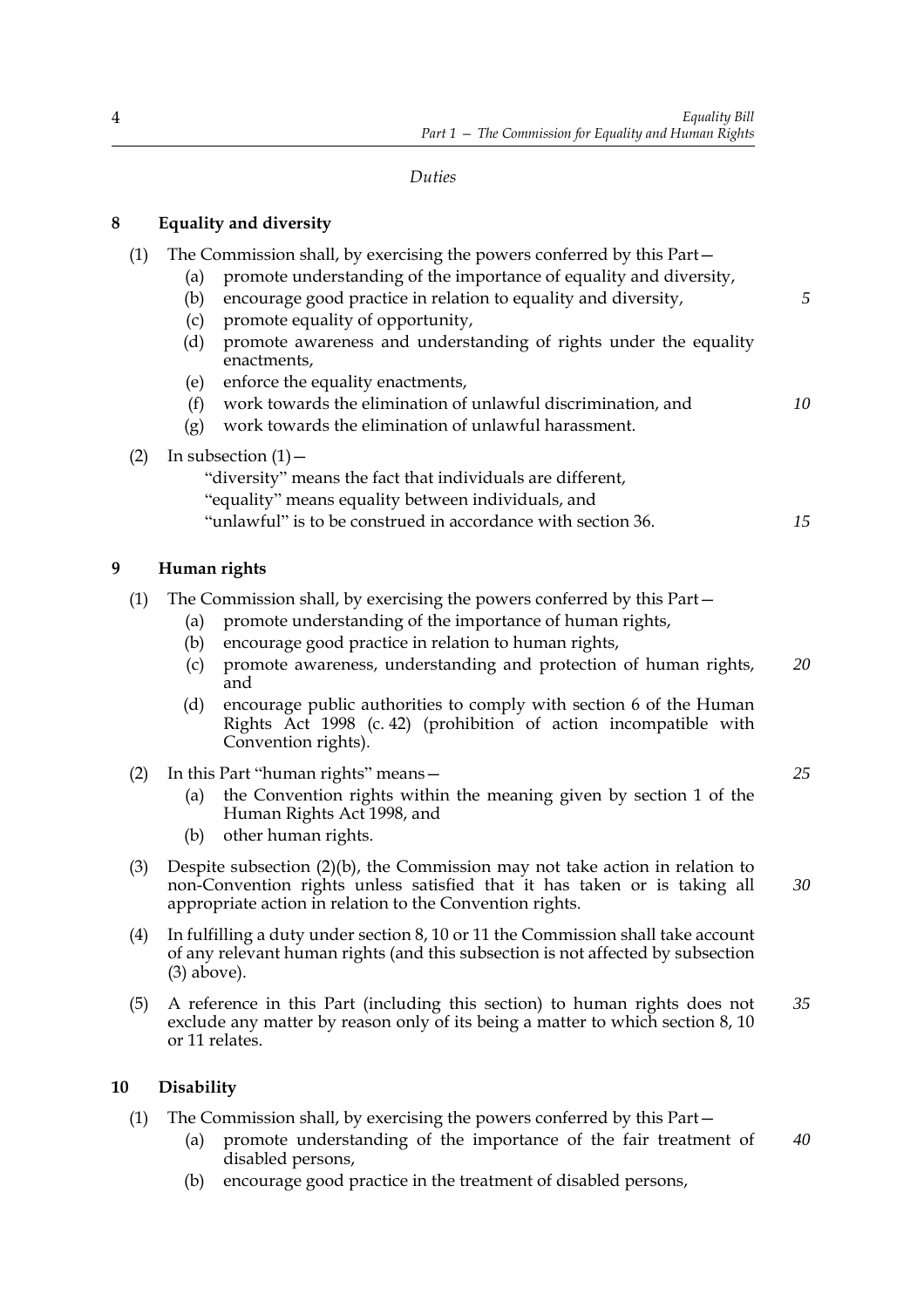*Duties*

## 8 Equality and diversity

(1) The Commission shall, by exercising the powers conferred by this Part—

- (a) promote understanding of the importance of equality and diversity,
- (b) encourage good practice in relation to equality and diversity,
- (c) promote equality of opportunity,
- (d) promote awareness and understanding of rights under the equality enactments,
- (e) enforce the equality enactments,
- (f) work towards the elimination of unlawful discrimination, and
- (g) work towards the elimination of unlawful harassment.

(2) In subsection (1)—

"diversity" means the fact that individuals are different,
"equality" means equality between individuals, and
"unlawful" is to be construed in accordance with section 36.

## 9 Human rights

(1) The Commission shall, by exercising the powers conferred by this Part—

- (a) promote understanding of the importance of human rights,
- (b) encourage good practice in relation to human rights,
- (c) promote awareness, understanding and protection of human rights, and
- (d) encourage public authorities to comply with section 6 of the Human Rights Act 1998 (c. 42) (prohibition of action incompatible with Convention rights).

(2) In this Part "human rights" means—

- (a) the Convention rights within the meaning given by section 1 of the Human Rights Act 1998, and
- (b) other human rights.

(3) Despite subsection (2)(b), the Commission may not take action in relation to non-Convention rights unless satisfied that it has taken or is taking all appropriate action in relation to the Convention rights.

(4) In fulfilling a duty under section 8, 10 or 11 the Commission shall take account of any relevant human rights (and this subsection is not affected by subsection (3) above).

(5) A reference in this Part (including this section) to human rights does not exclude any matter by reason only of its being a matter to which section 8, 10 or 11 relates.

## 10 Disability

(1) The Commission shall, by exercising the powers conferred by this Part—

- (a) promote understanding of the importance of the fair treatment of disabled persons,
- (b) encourage good practice in the treatment of disabled persons,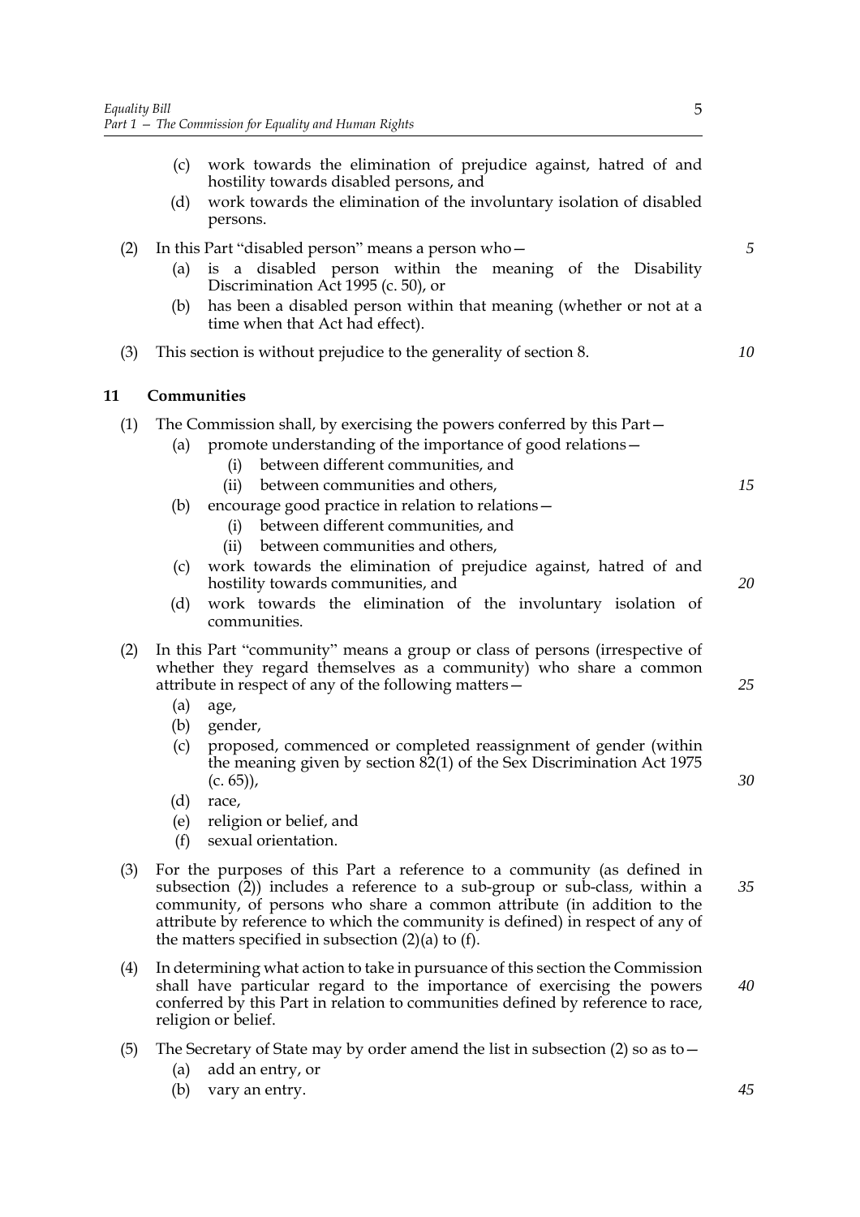(c) work towards the elimination of prejudice against, hatred of and hostility towards disabled persons, and

(d) work towards the elimination of the involuntary isolation of disabled persons.

(2) In this Part "disabled person" means a person who—

(a) is a disabled person within the meaning of the Disability Discrimination Act 1995 (c. 50), or

(b) has been a disabled person within that meaning (whether or not at a time when that Act had effect).

(3) This section is without prejudice to the generality of section 8.

## 11 Communities

(1) The Commission shall, by exercising the powers conferred by this Part—

(a) promote understanding of the importance of good relations—

(i) between different communities, and

(ii) between communities and others,

(b) encourage good practice in relation to relations—

(i) between different communities, and

(ii) between communities and others,

(c) work towards the elimination of prejudice against, hatred of and hostility towards communities, and

(d) work towards the elimination of the involuntary isolation of communities.

(2) In this Part "community" means a group or class of persons (irrespective of whether they regard themselves as a community) who share a common attribute in respect of any of the following matters—

(a) age,

(b) gender,

(c) proposed, commenced or completed reassignment of gender (within the meaning given by section 82(1) of the Sex Discrimination Act 1975 (c. 65)),

(d) race,

(e) religion or belief, and

(f) sexual orientation.

(3) For the purposes of this Part a reference to a community (as defined in subsection (2)) includes a reference to a sub-group or sub-class, within a community, of persons who share a common attribute (in addition to the attribute by reference to which the community is defined) in respect of any of the matters specified in subsection (2)(a) to (f).

(4) In determining what action to take in pursuance of this section the Commission shall have particular regard to the importance of exercising the powers conferred by this Part in relation to communities defined by reference to race, religion or belief.

(5) The Secretary of State may by order amend the list in subsection (2) so as to—

(a) add an entry, or

(b) vary an entry.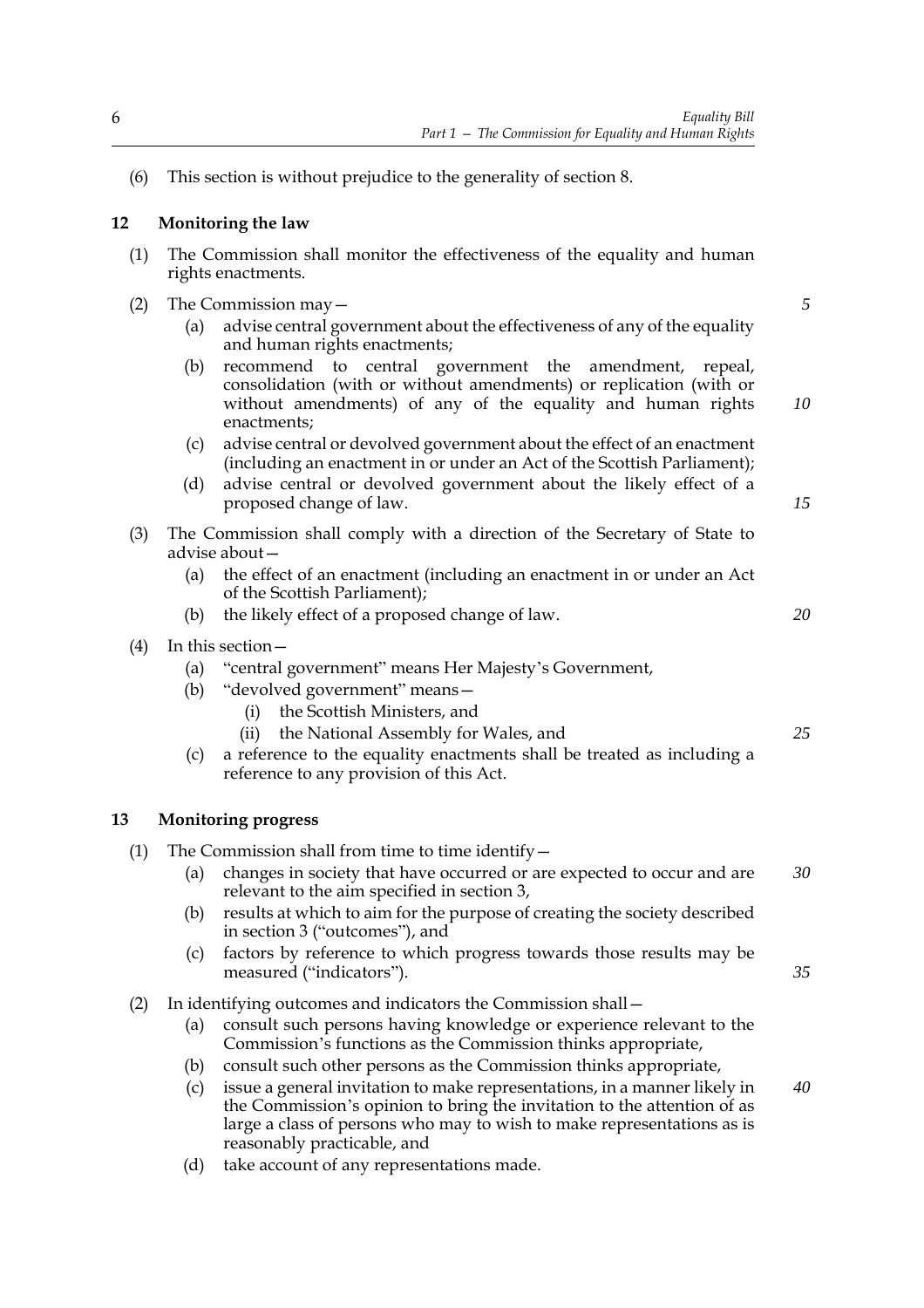(6) This section is without prejudice to the generality of section 8.

## 12 Monitoring the law

(1) The Commission shall monitor the effectiveness of the equality and human rights enactments.

(2) The Commission may—

  (a) advise central government about the effectiveness of any of the equality and human rights enactments;

  (b) recommend to central government the amendment, repeal, consolidation (with or without amendments) or replication (with or without amendments) of any of the equality and human rights enactments;

  (c) advise central or devolved government about the effect of an enactment (including an enactment in or under an Act of the Scottish Parliament);

  (d) advise central or devolved government about the likely effect of a proposed change of law.

(3) The Commission shall comply with a direction of the Secretary of State to advise about—

  (a) the effect of an enactment (including an enactment in or under an Act of the Scottish Parliament);

  (b) the likely effect of a proposed change of law.

(4) In this section—

  (a) "central government" means Her Majesty's Government,

  (b) "devolved government" means—

    (i) the Scottish Ministers, and

    (ii) the National Assembly for Wales, and

  (c) a reference to the equality enactments shall be treated as including a reference to any provision of this Act.

## 13 Monitoring progress

(1) The Commission shall from time to time identify—

  (a) changes in society that have occurred or are expected to occur and are relevant to the aim specified in section 3,

  (b) results at which to aim for the purpose of creating the society described in section 3 ("outcomes"), and

  (c) factors by reference to which progress towards those results may be measured ("indicators").

(2) In identifying outcomes and indicators the Commission shall—

  (a) consult such persons having knowledge or experience relevant to the Commission's functions as the Commission thinks appropriate,

  (b) consult such other persons as the Commission thinks appropriate,

  (c) issue a general invitation to make representations, in a manner likely in the Commission's opinion to bring the invitation to the attention of as large a class of persons who may to wish to make representations as is reasonably practicable, and

  (d) take account of any representations made.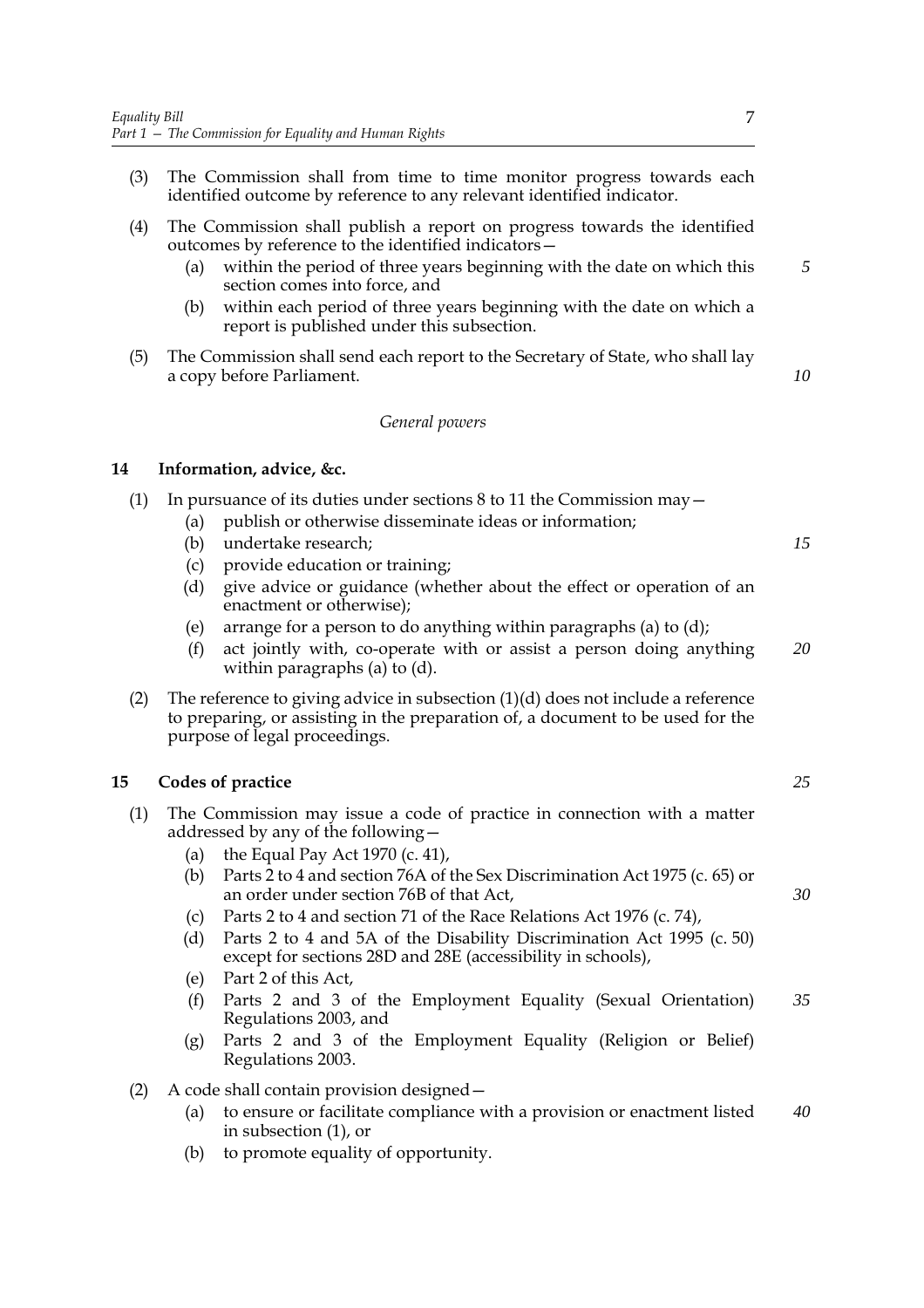(3) The Commission shall from time to time monitor progress towards each identified outcome by reference to any relevant identified indicator.

(4) The Commission shall publish a report on progress towards the identified outcomes by reference to the identified indicators—

(a) within the period of three years beginning with the date on which this section comes into force, and

(b) within each period of three years beginning with the date on which a report is published under this subsection.

(5) The Commission shall send each report to the Secretary of State, who shall lay a copy before Parliament.

*General powers*

### 14 Information, advice, &c.

(1) In pursuance of its duties under sections 8 to 11 the Commission may—

(a) publish or otherwise disseminate ideas or information;

(b) undertake research;

(c) provide education or training;

(d) give advice or guidance (whether about the effect or operation of an enactment or otherwise);

(e) arrange for a person to do anything within paragraphs (a) to (d);

(f) act jointly with, co-operate with or assist a person doing anything within paragraphs (a) to (d).

(2) The reference to giving advice in subsection (1)(d) does not include a reference to preparing, or assisting in the preparation of, a document to be used for the purpose of legal proceedings.

### 15 Codes of practice

(1) The Commission may issue a code of practice in connection with a matter addressed by any of the following—

(a) the Equal Pay Act 1970 (c. 41),

(b) Parts 2 to 4 and section 76A of the Sex Discrimination Act 1975 (c. 65) or an order under section 76B of that Act,

(c) Parts 2 to 4 and section 71 of the Race Relations Act 1976 (c. 74),

(d) Parts 2 to 4 and 5A of the Disability Discrimination Act 1995 (c. 50) except for sections 28D and 28E (accessibility in schools),

(e) Part 2 of this Act,

(f) Parts 2 and 3 of the Employment Equality (Sexual Orientation) Regulations 2003, and

(g) Parts 2 and 3 of the Employment Equality (Religion or Belief) Regulations 2003.

(2) A code shall contain provision designed—

(a) to ensure or facilitate compliance with a provision or enactment listed in subsection (1), or

(b) to promote equality of opportunity.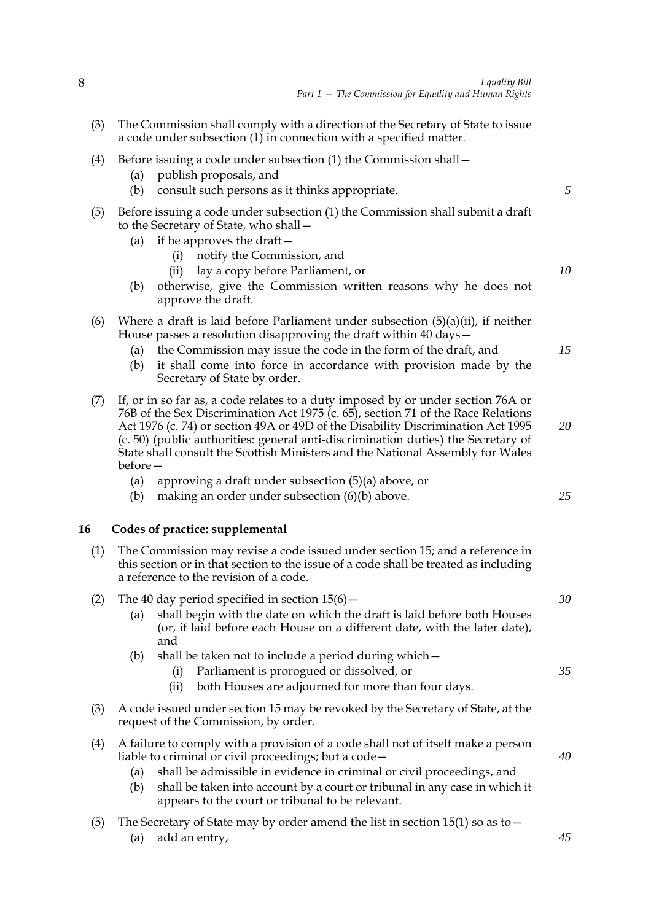(3) The Commission shall comply with a direction of the Secretary of State to issue a code under subsection (1) in connection with a specified matter.

(4) Before issuing a code under subsection (1) the Commission shall—
  (a) publish proposals, and
  (b) consult such persons as it thinks appropriate.

(5) Before issuing a code under subsection (1) the Commission shall submit a draft to the Secretary of State, who shall—
  (a) if he approves the draft—
    (i) notify the Commission, and
    (ii) lay a copy before Parliament, or
  (b) otherwise, give the Commission written reasons why he does not approve the draft.

(6) Where a draft is laid before Parliament under subsection (5)(a)(ii), if neither House passes a resolution disapproving the draft within 40 days—
  (a) the Commission may issue the code in the form of the draft, and
  (b) it shall come into force in accordance with provision made by the Secretary of State by order.

(7) If, or in so far as, a code relates to a duty imposed by or under section 76A or 76B of the Sex Discrimination Act 1975 (c. 65), section 71 of the Race Relations Act 1976 (c. 74) or section 49A or 49D of the Disability Discrimination Act 1995 (c. 50) (public authorities: general anti-discrimination duties) the Secretary of State shall consult the Scottish Ministers and the National Assembly for Wales before—
  (a) approving a draft under subsection (5)(a) above, or
  (b) making an order under subsection (6)(b) above.

## 16 Codes of practice: supplemental

(1) The Commission may revise a code issued under section 15; and a reference in this section or in that section to the issue of a code shall be treated as including a reference to the revision of a code.

(2) The 40 day period specified in section 15(6)—
  (a) shall begin with the date on which the draft is laid before both Houses (or, if laid before each House on a different date, with the later date), and
  (b) shall be taken not to include a period during which—
    (i) Parliament is prorogued or dissolved, or
    (ii) both Houses are adjourned for more than four days.

(3) A code issued under section 15 may be revoked by the Secretary of State, at the request of the Commission, by order.

(4) A failure to comply with a provision of a code shall not of itself make a person liable to criminal or civil proceedings; but a code—
  (a) shall be admissible in evidence in criminal or civil proceedings, and
  (b) shall be taken into account by a court or tribunal in any case in which it appears to the court or tribunal to be relevant.

(5) The Secretary of State may by order amend the list in section 15(1) so as to—
  (a) add an entry,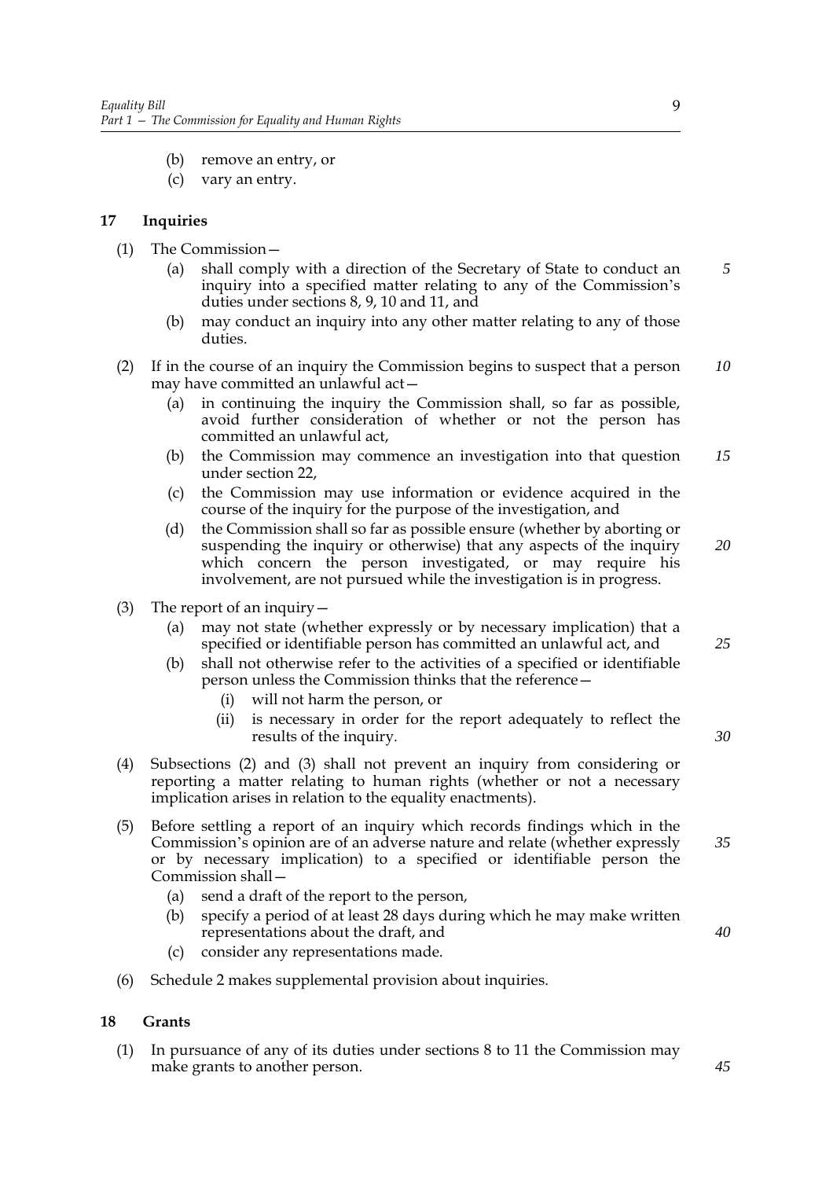(b) remove an entry, or

(c) vary an entry.

## 17 Inquiries

(1) The Commission—

(a) shall comply with a direction of the Secretary of State to conduct an inquiry into a specified matter relating to any of the Commission's duties under sections 8, 9, 10 and 11, and

(b) may conduct an inquiry into any other matter relating to any of those duties.

(2) If in the course of an inquiry the Commission begins to suspect that a person may have committed an unlawful act—

(a) in continuing the inquiry the Commission shall, so far as possible, avoid further consideration of whether or not the person has committed an unlawful act,

(b) the Commission may commence an investigation into that question under section 22,

(c) the Commission may use information or evidence acquired in the course of the inquiry for the purpose of the investigation, and

(d) the Commission shall so far as possible ensure (whether by aborting or suspending the inquiry or otherwise) that any aspects of the inquiry which concern the person investigated, or may require his involvement, are not pursued while the investigation is in progress.

(3) The report of an inquiry—

(a) may not state (whether expressly or by necessary implication) that a specified or identifiable person has committed an unlawful act, and

(b) shall not otherwise refer to the activities of a specified or identifiable person unless the Commission thinks that the reference—

(i) will not harm the person, or

(ii) is necessary in order for the report adequately to reflect the results of the inquiry.

(4) Subsections (2) and (3) shall not prevent an inquiry from considering or reporting a matter relating to human rights (whether or not a necessary implication arises in relation to the equality enactments).

(5) Before settling a report of an inquiry which records findings which in the Commission's opinion are of an adverse nature and relate (whether expressly or by necessary implication) to a specified or identifiable person the Commission shall—

(a) send a draft of the report to the person,

(b) specify a period of at least 28 days during which he may make written representations about the draft, and

(c) consider any representations made.

(6) Schedule 2 makes supplemental provision about inquiries.

## 18 Grants

(1) In pursuance of any of its duties under sections 8 to 11 the Commission may make grants to another person.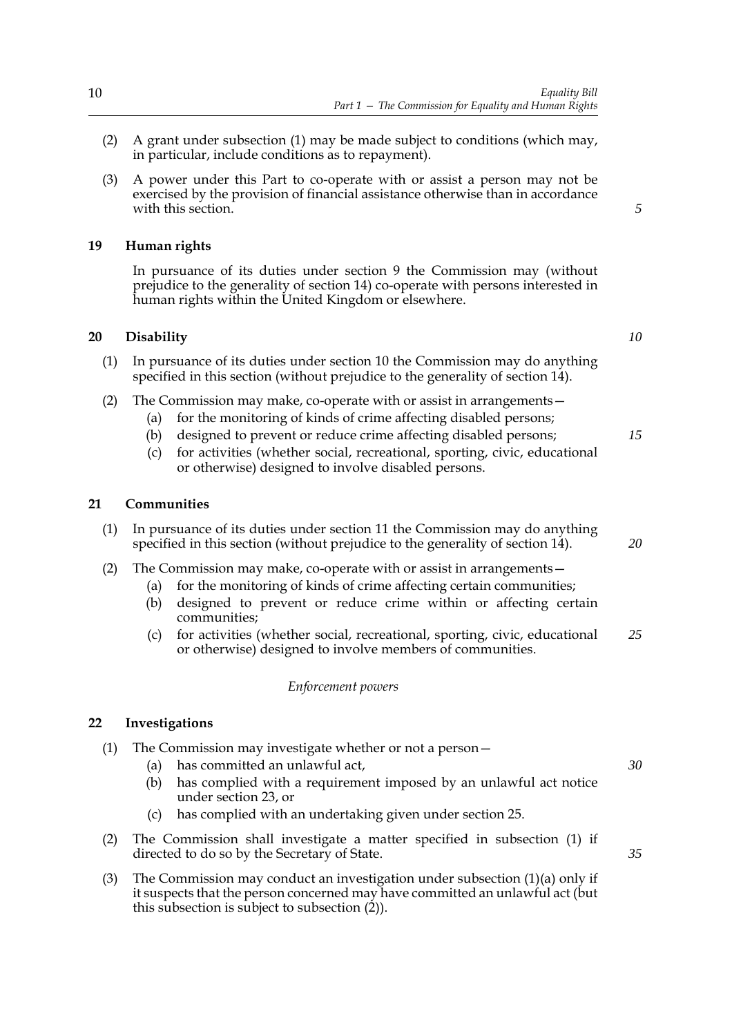(2) A grant under subsection (1) may be made subject to conditions (which may, in particular, include conditions as to repayment).

(3) A power under this Part to co-operate with or assist a person may not be exercised by the provision of financial assistance otherwise than in accordance with this section.

## 19 Human rights

In pursuance of its duties under section 9 the Commission may (without prejudice to the generality of section 14) co-operate with persons interested in human rights within the United Kingdom or elsewhere.

## 20 Disability

(1) In pursuance of its duties under section 10 the Commission may do anything specified in this section (without prejudice to the generality of section 14).

(2) The Commission may make, co-operate with or assist in arrangements—

- (a) for the monitoring of kinds of crime affecting disabled persons;
- (b) designed to prevent or reduce crime affecting disabled persons;
- (c) for activities (whether social, recreational, sporting, civic, educational or otherwise) designed to involve disabled persons.

## 21 Communities

(1) In pursuance of its duties under section 11 the Commission may do anything specified in this section (without prejudice to the generality of section 14).

(2) The Commission may make, co-operate with or assist in arrangements—

- (a) for the monitoring of kinds of crime affecting certain communities;
- (b) designed to prevent or reduce crime within or affecting certain communities;
- (c) for activities (whether social, recreational, sporting, civic, educational or otherwise) designed to involve members of communities.

*Enforcement powers*

## 22 Investigations

(1) The Commission may investigate whether or not a person—

- (a) has committed an unlawful act,
- (b) has complied with a requirement imposed by an unlawful act notice under section 23, or
- (c) has complied with an undertaking given under section 25.

(2) The Commission shall investigate a matter specified in subsection (1) if directed to do so by the Secretary of State.

(3) The Commission may conduct an investigation under subsection (1)(a) only if it suspects that the person concerned may have committed an unlawful act (but this subsection is subject to subsection (2)).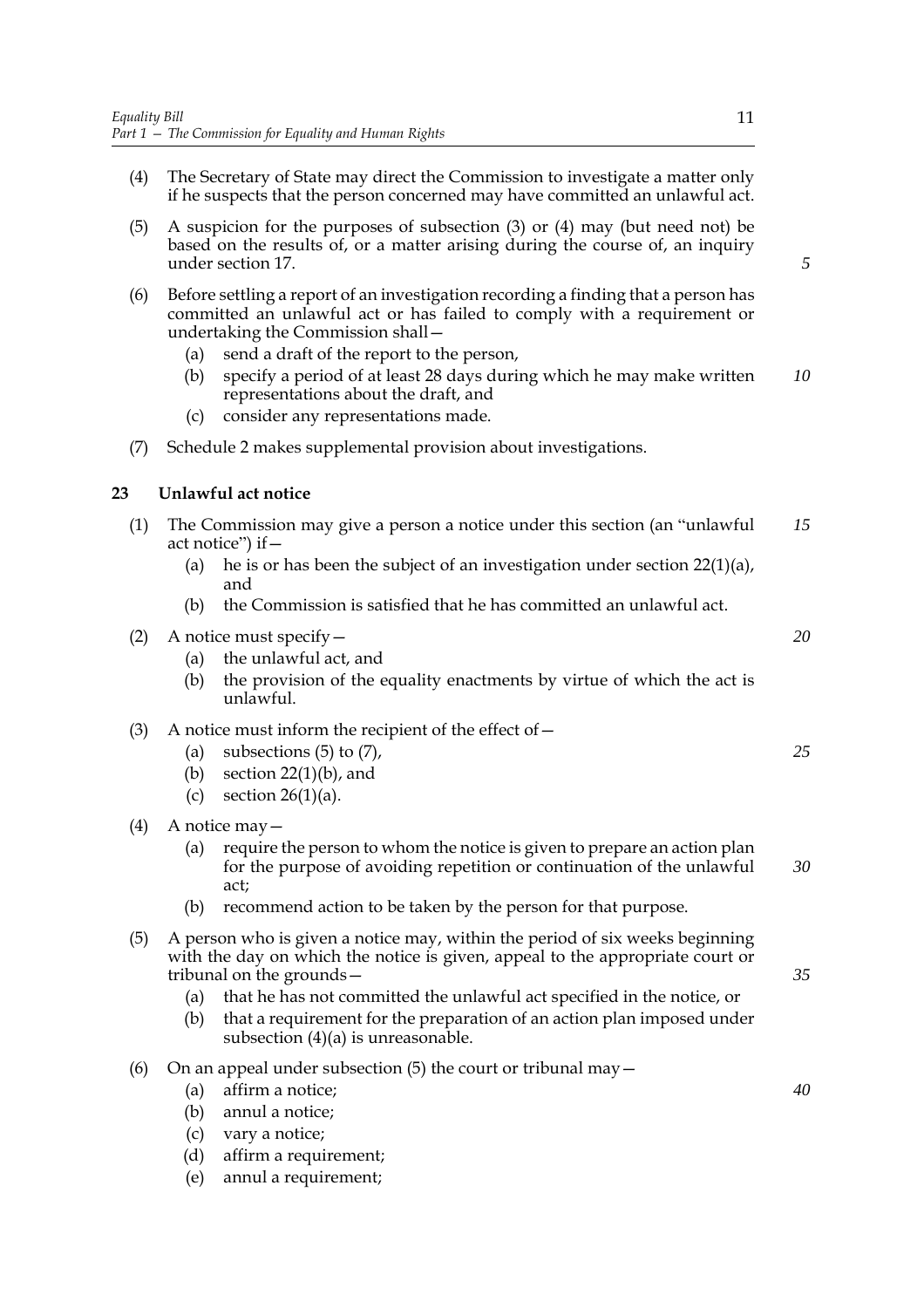(4) The Secretary of State may direct the Commission to investigate a matter only if he suspects that the person concerned may have committed an unlawful act.

(5) A suspicion for the purposes of subsection (3) or (4) may (but need not) be based on the results of, or a matter arising during the course of, an inquiry under section 17.

(6) Before settling a report of an investigation recording a finding that a person has committed an unlawful act or has failed to comply with a requirement or undertaking the Commission shall—

- (a) send a draft of the report to the person,
- (b) specify a period of at least 28 days during which he may make written representations about the draft, and
- (c) consider any representations made.

(7) Schedule 2 makes supplemental provision about investigations.

## 23 Unlawful act notice

(1) The Commission may give a person a notice under this section (an "unlawful act notice") if—

- (a) he is or has been the subject of an investigation under section 22(1)(a), and
- (b) the Commission is satisfied that he has committed an unlawful act.

(2) A notice must specify—

- (a) the unlawful act, and
- (b) the provision of the equality enactments by virtue of which the act is unlawful.

(3) A notice must inform the recipient of the effect of—

- (a) subsections (5) to (7),
- (b) section 22(1)(b), and
- (c) section 26(1)(a).

(4) A notice may—

- (a) require the person to whom the notice is given to prepare an action plan for the purpose of avoiding repetition or continuation of the unlawful act;
- (b) recommend action to be taken by the person for that purpose.

(5) A person who is given a notice may, within the period of six weeks beginning with the day on which the notice is given, appeal to the appropriate court or tribunal on the grounds—

- (a) that he has not committed the unlawful act specified in the notice, or
- (b) that a requirement for the preparation of an action plan imposed under subsection (4)(a) is unreasonable.

(6) On an appeal under subsection (5) the court or tribunal may—

- (a) affirm a notice;
- (b) annul a notice;
- (c) vary a notice;
- (d) affirm a requirement;
- (e) annul a requirement;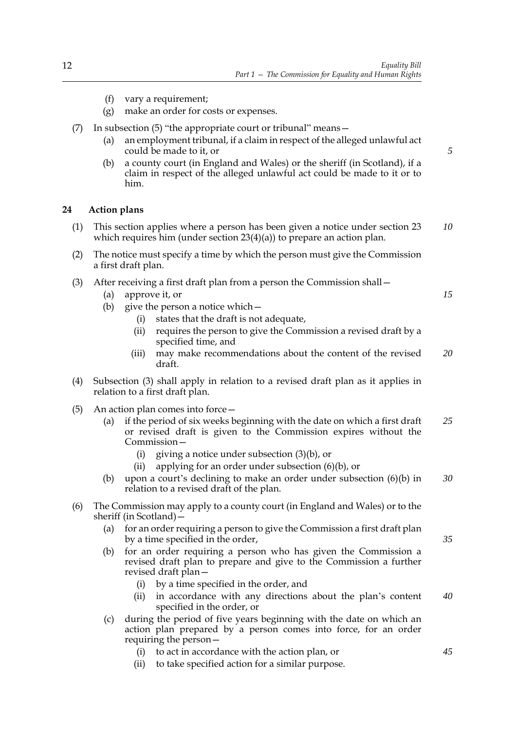(f) vary a requirement;

(g) make an order for costs or expenses.

(7) In subsection (5) "the appropriate court or tribunal" means—

(a) an employment tribunal, if a claim in respect of the alleged unlawful act could be made to it, or

(b) a county court (in England and Wales) or the sheriff (in Scotland), if a claim in respect of the alleged unlawful act could be made to it or to him.

### 24 Action plans

(1) This section applies where a person has been given a notice under section 23 which requires him (under section 23(4)(a)) to prepare an action plan.

(2) The notice must specify a time by which the person must give the Commission a first draft plan.

(3) After receiving a first draft plan from a person the Commission shall—

(a) approve it, or

(b) give the person a notice which—

(i) states that the draft is not adequate,

(ii) requires the person to give the Commission a revised draft by a specified time, and

(iii) may make recommendations about the content of the revised draft.

(4) Subsection (3) shall apply in relation to a revised draft plan as it applies in relation to a first draft plan.

(5) An action plan comes into force—

(a) if the period of six weeks beginning with the date on which a first draft or revised draft is given to the Commission expires without the Commission—

(i) giving a notice under subsection (3)(b), or

(ii) applying for an order under subsection (6)(b), or

(b) upon a court's declining to make an order under subsection (6)(b) in relation to a revised draft of the plan.

(6) The Commission may apply to a county court (in England and Wales) or to the sheriff (in Scotland)—

(a) for an order requiring a person to give the Commission a first draft plan by a time specified in the order,

(b) for an order requiring a person who has given the Commission a revised draft plan to prepare and give to the Commission a further revised draft plan—

(i) by a time specified in the order, and

(ii) in accordance with any directions about the plan's content specified in the order, or

(c) during the period of five years beginning with the date on which an action plan prepared by a person comes into force, for an order requiring the person—

(i) to act in accordance with the action plan, or

(ii) to take specified action for a similar purpose.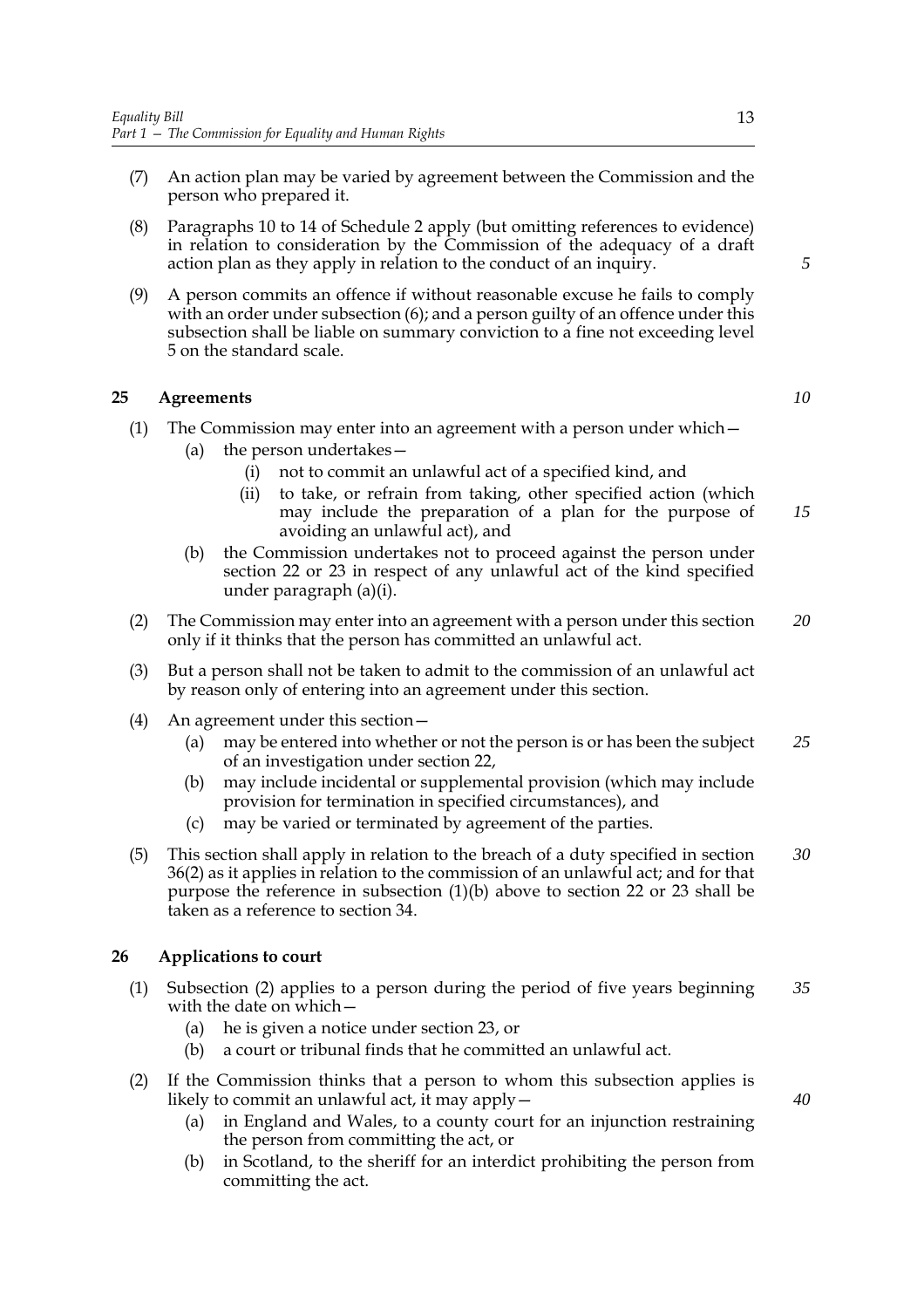(7) An action plan may be varied by agreement between the Commission and the person who prepared it.

(8) Paragraphs 10 to 14 of Schedule 2 apply (but omitting references to evidence) in relation to consideration by the Commission of the adequacy of a draft action plan as they apply in relation to the conduct of an inquiry.

(9) A person commits an offence if without reasonable excuse he fails to comply with an order under subsection (6); and a person guilty of an offence under this subsection shall be liable on summary conviction to a fine not exceeding level 5 on the standard scale.

### 25 Agreements

(1) The Commission may enter into an agreement with a person under which—

- (a) the person undertakes—
    - (i) not to commit an unlawful act of a specified kind, and
    - (ii) to take, or refrain from taking, other specified action (which may include the preparation of a plan for the purpose of avoiding an unlawful act), and
- (b) the Commission undertakes not to proceed against the person under section 22 or 23 in respect of any unlawful act of the kind specified under paragraph (a)(i).

(2) The Commission may enter into an agreement with a person under this section only if it thinks that the person has committed an unlawful act.

(3) But a person shall not be taken to admit to the commission of an unlawful act by reason only of entering into an agreement under this section.

(4) An agreement under this section—

- (a) may be entered into whether or not the person is or has been the subject of an investigation under section 22,
- (b) may include incidental or supplemental provision (which may include provision for termination in specified circumstances), and
- (c) may be varied or terminated by agreement of the parties.

(5) This section shall apply in relation to the breach of a duty specified in section 36(2) as it applies in relation to the commission of an unlawful act; and for that purpose the reference in subsection (1)(b) above to section 22 or 23 shall be taken as a reference to section 34.

### 26 Applications to court

(1) Subsection (2) applies to a person during the period of five years beginning with the date on which—

- (a) he is given a notice under section 23, or
- (b) a court or tribunal finds that he committed an unlawful act.

(2) If the Commission thinks that a person to whom this subsection applies is likely to commit an unlawful act, it may apply—

- (a) in England and Wales, to a county court for an injunction restraining the person from committing the act, or
- (b) in Scotland, to the sheriff for an interdict prohibiting the person from committing the act.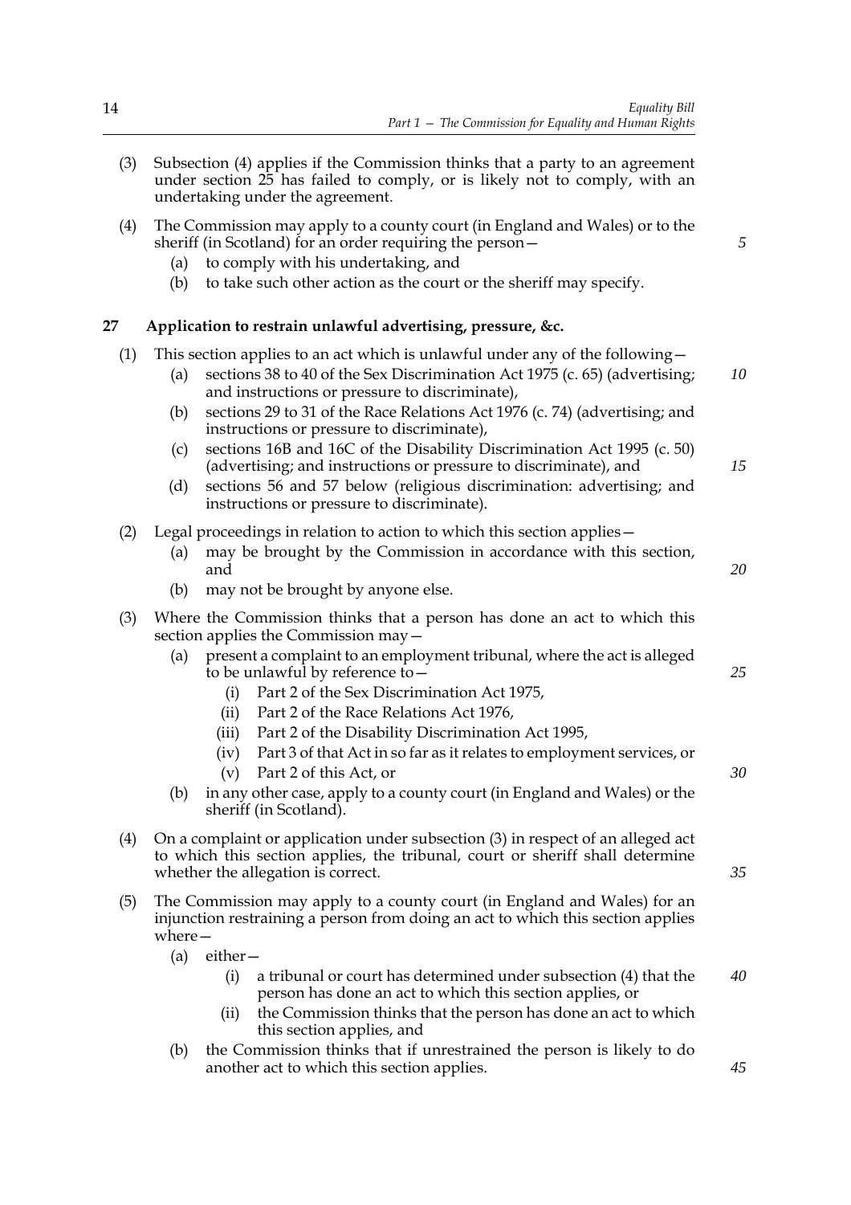(3) Subsection (4) applies if the Commission thinks that a party to an agreement under section 25 has failed to comply, or is likely not to comply, with an undertaking under the agreement.

(4) The Commission may apply to a county court (in England and Wales) or to the sheriff (in Scotland) for an order requiring the person—

- (a) to comply with his undertaking, and
- (b) to take such other action as the court or the sheriff may specify.

## 27 Application to restrain unlawful advertising, pressure, &c.

(1) This section applies to an act which is unlawful under any of the following—

- (a) sections 38 to 40 of the Sex Discrimination Act 1975 (c. 65) (advertising; and instructions or pressure to discriminate),
- (b) sections 29 to 31 of the Race Relations Act 1976 (c. 74) (advertising; and instructions or pressure to discriminate),
- (c) sections 16B and 16C of the Disability Discrimination Act 1995 (c. 50) (advertising; and instructions or pressure to discriminate), and
- (d) sections 56 and 57 below (religious discrimination: advertising; and instructions or pressure to discriminate).

(2) Legal proceedings in relation to action to which this section applies—

- (a) may be brought by the Commission in accordance with this section, and
- (b) may not be brought by anyone else.

(3) Where the Commission thinks that a person has done an act to which this section applies the Commission may—

- (a) present a complaint to an employment tribunal, where the act is alleged to be unlawful by reference to—
  - (i) Part 2 of the Sex Discrimination Act 1975,
  - (ii) Part 2 of the Race Relations Act 1976,
  - (iii) Part 2 of the Disability Discrimination Act 1995,
  - (iv) Part 3 of that Act in so far as it relates to employment services, or
  - (v) Part 2 of this Act, or
- (b) in any other case, apply to a county court (in England and Wales) or the sheriff (in Scotland).

(4) On a complaint or application under subsection (3) in respect of an alleged act to which this section applies, the tribunal, court or sheriff shall determine whether the allegation is correct.

(5) The Commission may apply to a county court (in England and Wales) for an injunction restraining a person from doing an act to which this section applies where—

- (a) either—
  - (i) a tribunal or court has determined under subsection (4) that the person has done an act to which this section applies, or
  - (ii) the Commission thinks that the person has done an act to which this section applies, and
- (b) the Commission thinks that if unrestrained the person is likely to do another act to which this section applies.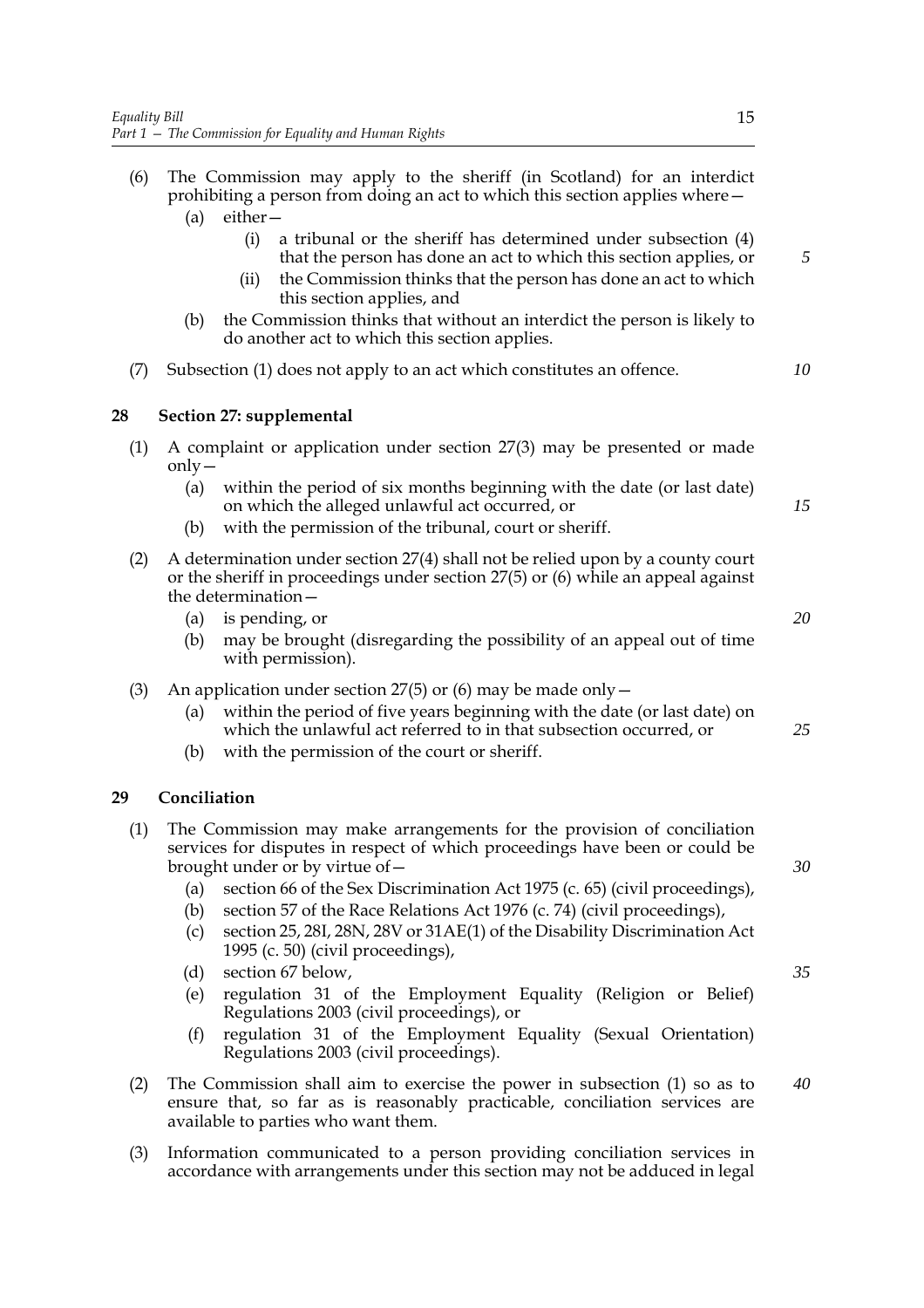(6) The Commission may apply to the sheriff (in Scotland) for an interdict prohibiting a person from doing an act to which this section applies where—

   (a) either—

      (i) a tribunal or the sheriff has determined under subsection (4) that the person has done an act to which this section applies, or

      (ii) the Commission thinks that the person has done an act to which this section applies, and

   (b) the Commission thinks that without an interdict the person is likely to do another act to which this section applies.

(7) Subsection (1) does not apply to an act which constitutes an offence.

## 28 Section 27: supplemental

(1) A complaint or application under section 27(3) may be presented or made only—

   (a) within the period of six months beginning with the date (or last date) on which the alleged unlawful act occurred, or

   (b) with the permission of the tribunal, court or sheriff.

(2) A determination under section 27(4) shall not be relied upon by a county court or the sheriff in proceedings under section 27(5) or (6) while an appeal against the determination—

   (a) is pending, or

   (b) may be brought (disregarding the possibility of an appeal out of time with permission).

(3) An application under section 27(5) or (6) may be made only—

   (a) within the period of five years beginning with the date (or last date) on which the unlawful act referred to in that subsection occurred, or

   (b) with the permission of the court or sheriff.

## 29 Conciliation

(1) The Commission may make arrangements for the provision of conciliation services for disputes in respect of which proceedings have been or could be brought under or by virtue of—

   (a) section 66 of the Sex Discrimination Act 1975 (c. 65) (civil proceedings),

   (b) section 57 of the Race Relations Act 1976 (c. 74) (civil proceedings),

   (c) section 25, 28I, 28N, 28V or 31AE(1) of the Disability Discrimination Act 1995 (c. 50) (civil proceedings),

   (d) section 67 below,

   (e) regulation 31 of the Employment Equality (Religion or Belief) Regulations 2003 (civil proceedings), or

   (f) regulation 31 of the Employment Equality (Sexual Orientation) Regulations 2003 (civil proceedings).

(2) The Commission shall aim to exercise the power in subsection (1) so as to ensure that, so far as is reasonably practicable, conciliation services are available to parties who want them.

(3) Information communicated to a person providing conciliation services in accordance with arrangements under this section may not be adduced in legal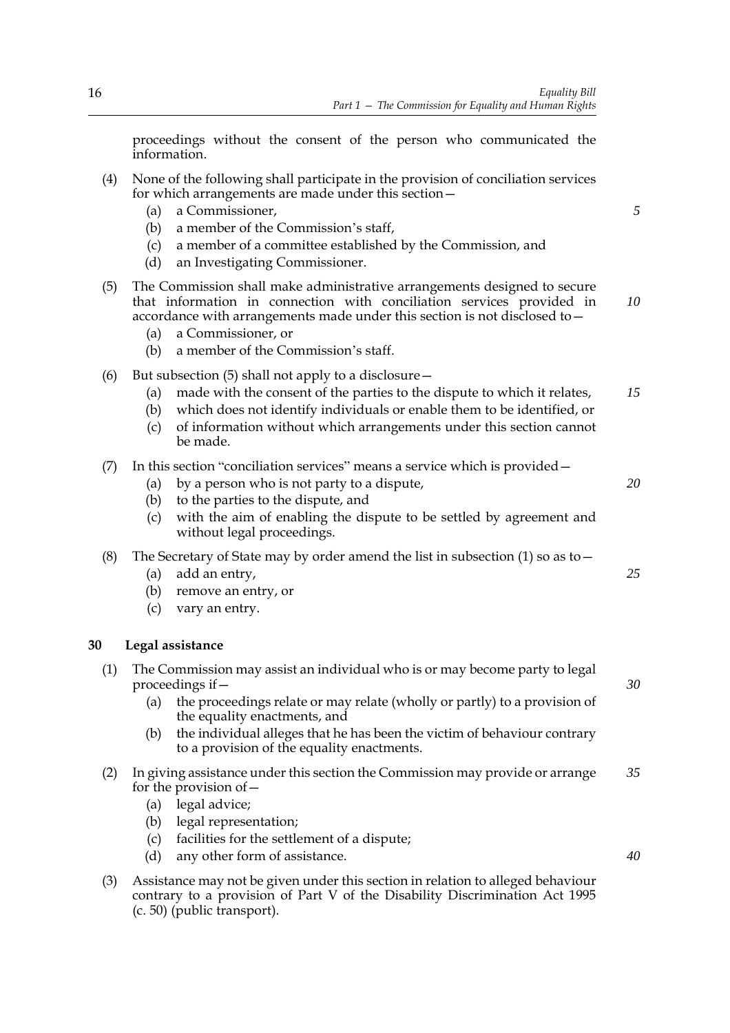proceedings without the consent of the person who communicated the information.

(4) None of the following shall participate in the provision of conciliation services for which arrangements are made under this section—

- (a) a Commissioner,
- (b) a member of the Commission's staff,
- (c) a member of a committee established by the Commission, and
- (d) an Investigating Commissioner.

(5) The Commission shall make administrative arrangements designed to secure that information in connection with conciliation services provided in accordance with arrangements made under this section is not disclosed to—

- (a) a Commissioner, or
- (b) a member of the Commission's staff.

(6) But subsection (5) shall not apply to a disclosure—

- (a) made with the consent of the parties to the dispute to which it relates,
- (b) which does not identify individuals or enable them to be identified, or
- (c) of information without which arrangements under this section cannot be made.

(7) In this section "conciliation services" means a service which is provided—

- (a) by a person who is not party to a dispute,
- (b) to the parties to the dispute, and
- (c) with the aim of enabling the dispute to be settled by agreement and without legal proceedings.

(8) The Secretary of State may by order amend the list in subsection (1) so as to—

- (a) add an entry,
- (b) remove an entry, or
- (c) vary an entry.

### 30 Legal assistance

(1) The Commission may assist an individual who is or may become party to legal proceedings if—

- (a) the proceedings relate or may relate (wholly or partly) to a provision of the equality enactments, and
- (b) the individual alleges that he has been the victim of behaviour contrary to a provision of the equality enactments.

(2) In giving assistance under this section the Commission may provide or arrange for the provision of—

- (a) legal advice;
- (b) legal representation;
- (c) facilities for the settlement of a dispute;
- (d) any other form of assistance.

(3) Assistance may not be given under this section in relation to alleged behaviour contrary to a provision of Part V of the Disability Discrimination Act 1995 (c. 50) (public transport).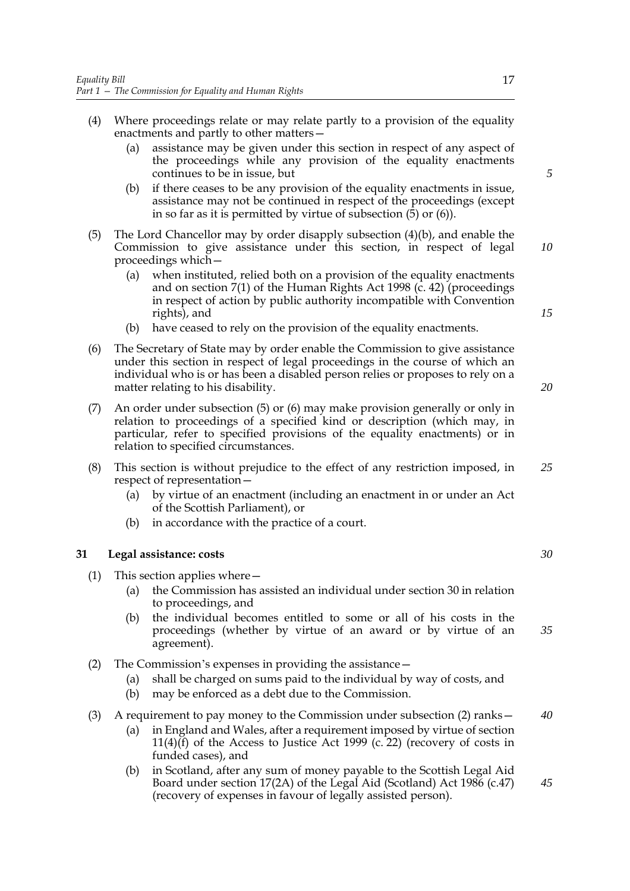(4) Where proceedings relate or may relate partly to a provision of the equality enactments and partly to other matters—

(a) assistance may be given under this section in respect of any aspect of the proceedings while any provision of the equality enactments continues to be in issue, but

(b) if there ceases to be any provision of the equality enactments in issue, assistance may not be continued in respect of the proceedings (except in so far as it is permitted by virtue of subsection (5) or (6)).

(5) The Lord Chancellor may by order disapply subsection (4)(b), and enable the Commission to give assistance under this section, in respect of legal proceedings which—

(a) when instituted, relied both on a provision of the equality enactments and on section 7(1) of the Human Rights Act 1998 (c. 42) (proceedings in respect of action by public authority incompatible with Convention rights), and

(b) have ceased to rely on the provision of the equality enactments.

(6) The Secretary of State may by order enable the Commission to give assistance under this section in respect of legal proceedings in the course of which an individual who is or has been a disabled person relies or proposes to rely on a matter relating to his disability.

(7) An order under subsection (5) or (6) may make provision generally or only in relation to proceedings of a specified kind or description (which may, in particular, refer to specified provisions of the equality enactments) or in relation to specified circumstances.

(8) This section is without prejudice to the effect of any restriction imposed, in respect of representation—

(a) by virtue of an enactment (including an enactment in or under an Act of the Scottish Parliament), or

(b) in accordance with the practice of a court.

### 31 Legal assistance: costs

(1) This section applies where—

(a) the Commission has assisted an individual under section 30 in relation to proceedings, and

(b) the individual becomes entitled to some or all of his costs in the proceedings (whether by virtue of an award or by virtue of an agreement).

(2) The Commission's expenses in providing the assistance—

(a) shall be charged on sums paid to the individual by way of costs, and

(b) may be enforced as a debt due to the Commission.

(3) A requirement to pay money to the Commission under subsection (2) ranks—

(a) in England and Wales, after a requirement imposed by virtue of section 11(4)(f) of the Access to Justice Act 1999 (c. 22) (recovery of costs in funded cases), and

(b) in Scotland, after any sum of money payable to the Scottish Legal Aid Board under section 17(2A) of the Legal Aid (Scotland) Act 1986 (c.47) (recovery of expenses in favour of legally assisted person).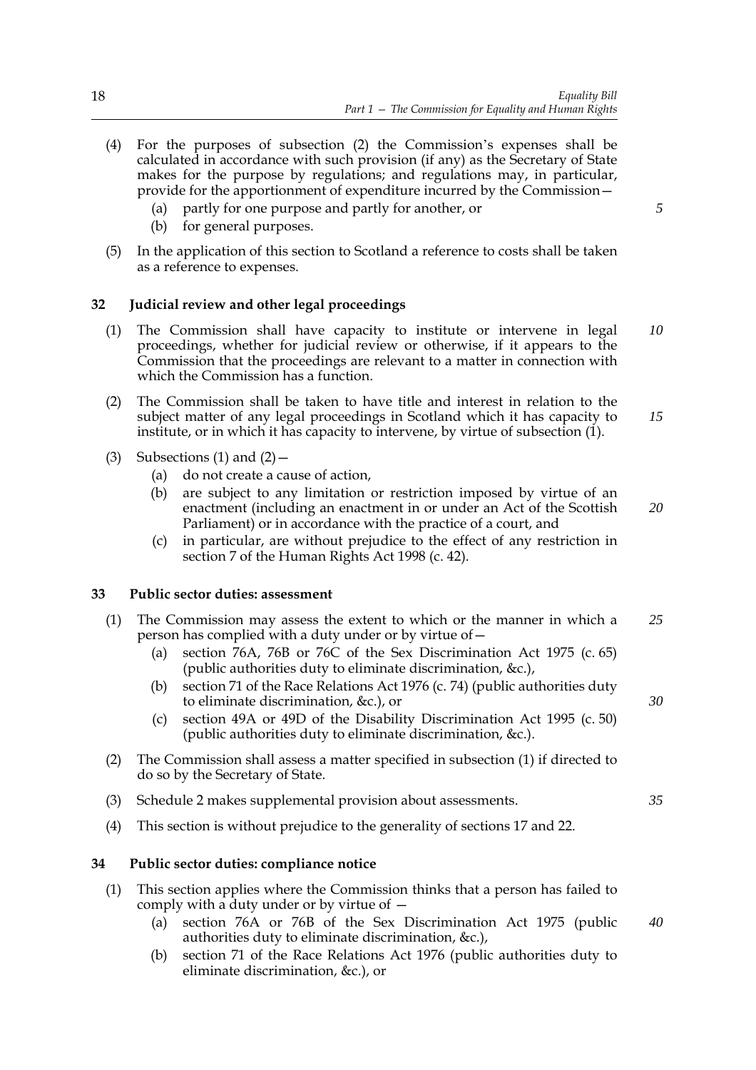(4) For the purposes of subsection (2) the Commission's expenses shall be calculated in accordance with such provision (if any) as the Secretary of State makes for the purpose by regulations; and regulations may, in particular, provide for the apportionment of expenditure incurred by the Commission—

(a) partly for one purpose and partly for another, or

(b) for general purposes.

(5) In the application of this section to Scotland a reference to costs shall be taken as a reference to expenses.

### 32 Judicial review and other legal proceedings

(1) The Commission shall have capacity to institute or intervene in legal proceedings, whether for judicial review or otherwise, if it appears to the Commission that the proceedings are relevant to a matter in connection with which the Commission has a function.

(2) The Commission shall be taken to have title and interest in relation to the subject matter of any legal proceedings in Scotland which it has capacity to institute, or in which it has capacity to intervene, by virtue of subsection (1).

(3) Subsections (1) and (2)—

(a) do not create a cause of action,

(b) are subject to any limitation or restriction imposed by virtue of an enactment (including an enactment in or under an Act of the Scottish Parliament) or in accordance with the practice of a court, and

(c) in particular, are without prejudice to the effect of any restriction in section 7 of the Human Rights Act 1998 (c. 42).

### 33 Public sector duties: assessment

(1) The Commission may assess the extent to which or the manner in which a person has complied with a duty under or by virtue of—

(a) section 76A, 76B or 76C of the Sex Discrimination Act 1975 (c. 65) (public authorities duty to eliminate discrimination, &c.),

(b) section 71 of the Race Relations Act 1976 (c. 74) (public authorities duty to eliminate discrimination, &c.), or

(c) section 49A or 49D of the Disability Discrimination Act 1995 (c. 50) (public authorities duty to eliminate discrimination, &c.).

(2) The Commission shall assess a matter specified in subsection (1) if directed to do so by the Secretary of State.

(3) Schedule 2 makes supplemental provision about assessments.

(4) This section is without prejudice to the generality of sections 17 and 22.

### 34 Public sector duties: compliance notice

(1) This section applies where the Commission thinks that a person has failed to comply with a duty under or by virtue of —

(a) section 76A or 76B of the Sex Discrimination Act 1975 (public authorities duty to eliminate discrimination, &c.),

(b) section 71 of the Race Relations Act 1976 (public authorities duty to eliminate discrimination, &c.), or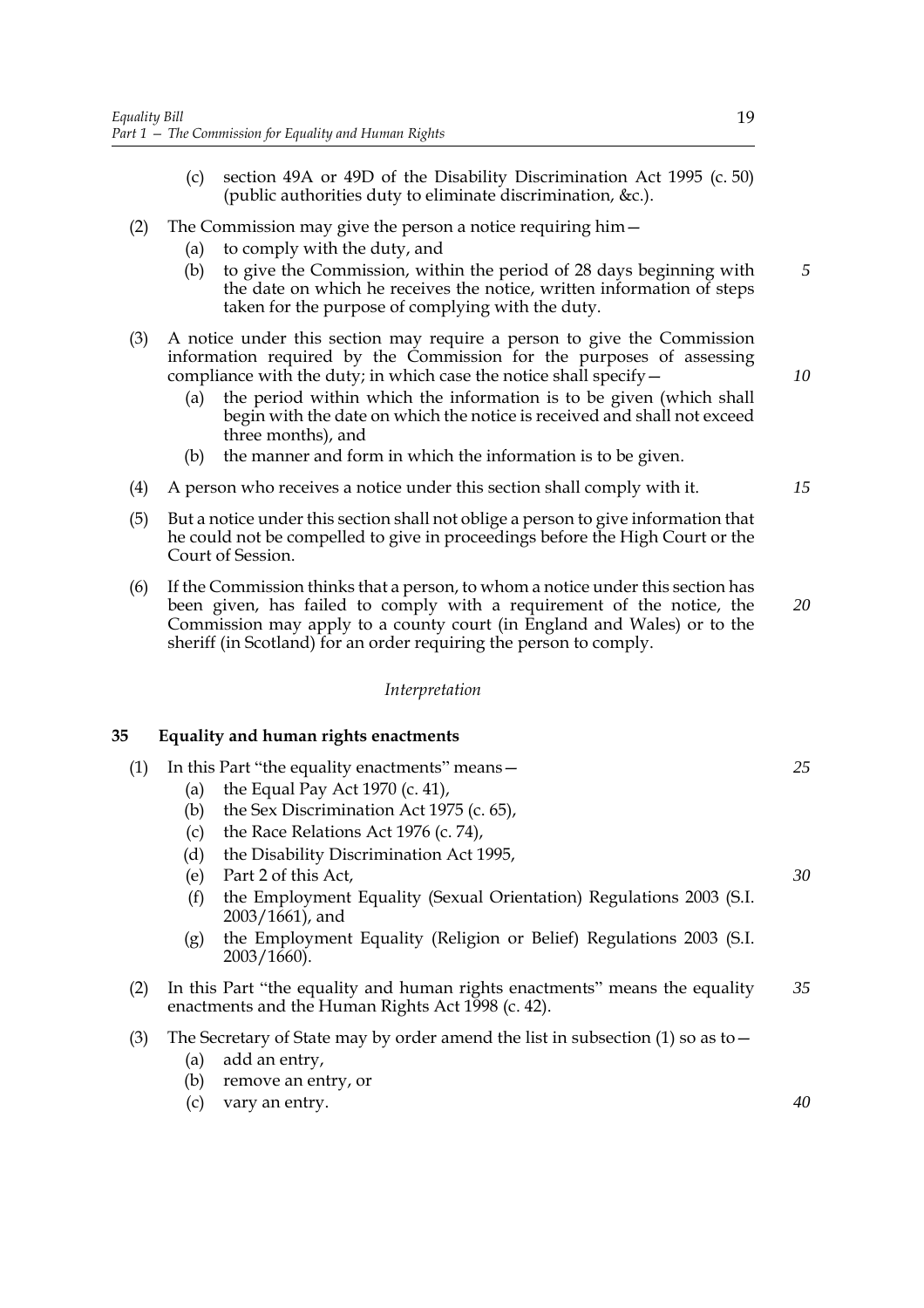(c) section 49A or 49D of the Disability Discrimination Act 1995 (c. 50) (public authorities duty to eliminate discrimination, &c.).

(2) The Commission may give the person a notice requiring him—

(a) to comply with the duty, and

(b) to give the Commission, within the period of 28 days beginning with the date on which he receives the notice, written information of steps taken for the purpose of complying with the duty.

(3) A notice under this section may require a person to give the Commission information required by the Commission for the purposes of assessing compliance with the duty; in which case the notice shall specify—

(a) the period within which the information is to be given (which shall begin with the date on which the notice is received and shall not exceed three months), and

(b) the manner and form in which the information is to be given.

(4) A person who receives a notice under this section shall comply with it.

(5) But a notice under this section shall not oblige a person to give information that he could not be compelled to give in proceedings before the High Court or the Court of Session.

(6) If the Commission thinks that a person, to whom a notice under this section has been given, has failed to comply with a requirement of the notice, the Commission may apply to a county court (in England and Wales) or to the sheriff (in Scotland) for an order requiring the person to comply.

*Interpretation*

## 35 Equality and human rights enactments

(1) In this Part "the equality enactments" means—

(a) the Equal Pay Act 1970 (c. 41),

(b) the Sex Discrimination Act 1975 (c. 65),

(c) the Race Relations Act 1976 (c. 74),

(d) the Disability Discrimination Act 1995,

(e) Part 2 of this Act,

(f) the Employment Equality (Sexual Orientation) Regulations 2003 (S.I. 2003/1661), and

(g) the Employment Equality (Religion or Belief) Regulations 2003 (S.I. 2003/1660).

(2) In this Part "the equality and human rights enactments" means the equality enactments and the Human Rights Act 1998 (c. 42).

(3) The Secretary of State may by order amend the list in subsection (1) so as to—

(a) add an entry,

(b) remove an entry, or

(c) vary an entry.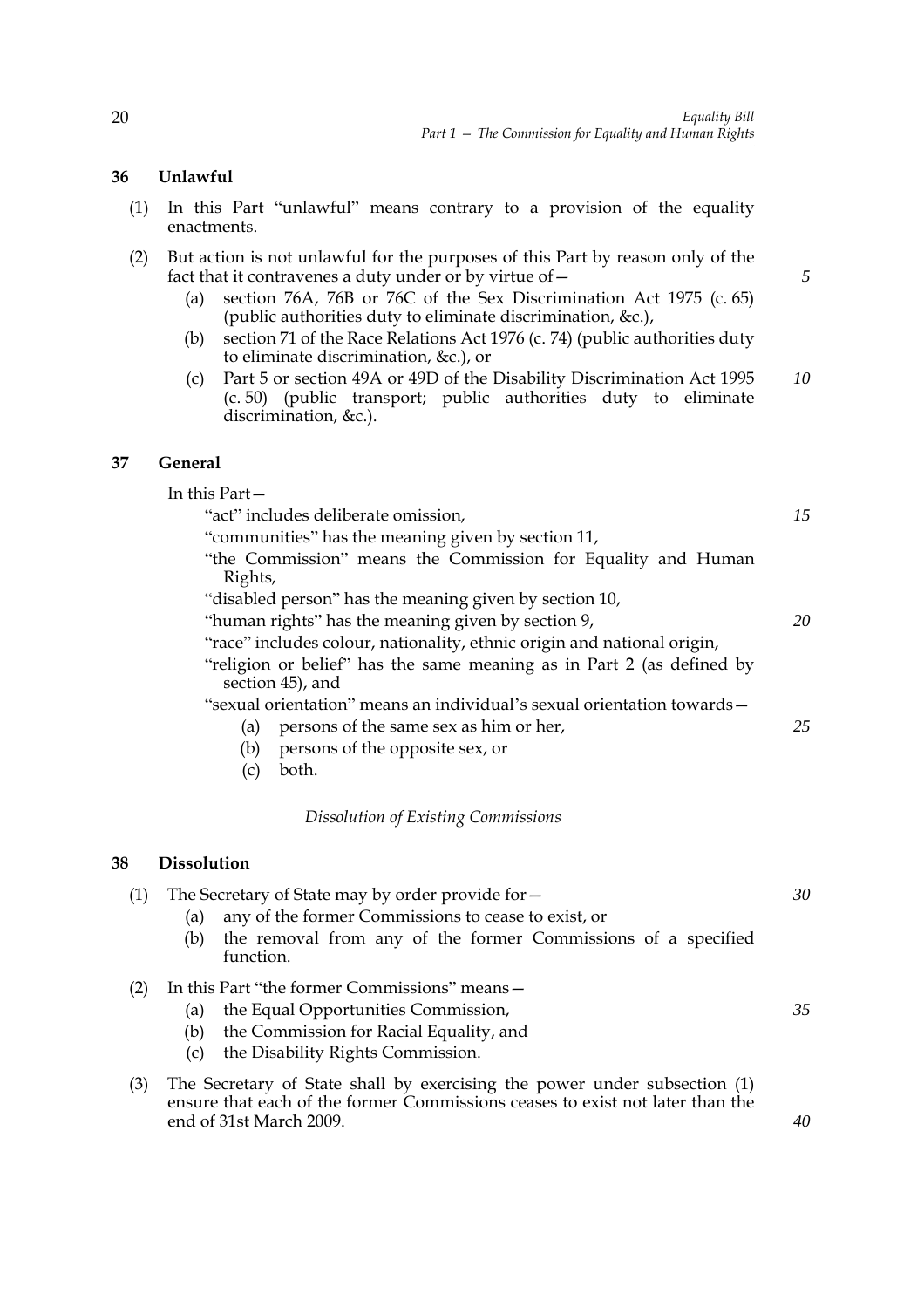### 36 Unlawful

(1) In this Part "unlawful" means contrary to a provision of the equality enactments.

(2) But action is not unlawful for the purposes of this Part by reason only of the fact that it contravenes a duty under or by virtue of—

- (a) section 76A, 76B or 76C of the Sex Discrimination Act 1975 (c. 65) (public authorities duty to eliminate discrimination, &c.),
- (b) section 71 of the Race Relations Act 1976 (c. 74) (public authorities duty to eliminate discrimination, &c.), or
- (c) Part 5 or section 49A or 49D of the Disability Discrimination Act 1995 (c. 50) (public transport; public authorities duty to eliminate discrimination, &c.).

### 37 General

In this Part—

"act" includes deliberate omission,

"communities" has the meaning given by section 11,

"the Commission" means the Commission for Equality and Human Rights,

"disabled person" has the meaning given by section 10,

"human rights" has the meaning given by section 9,

"race" includes colour, nationality, ethnic origin and national origin,

"religion or belief" has the same meaning as in Part 2 (as defined by section 45), and

"sexual orientation" means an individual's sexual orientation towards—

- (a) persons of the same sex as him or her,
- (b) persons of the opposite sex, or
- (c) both.

*Dissolution of Existing Commissions*

### 38 Dissolution

(1) The Secretary of State may by order provide for—

- (a) any of the former Commissions to cease to exist, or
- (b) the removal from any of the former Commissions of a specified function.

(2) In this Part "the former Commissions" means—

- (a) the Equal Opportunities Commission,
- (b) the Commission for Racial Equality, and
- (c) the Disability Rights Commission.

(3) The Secretary of State shall by exercising the power under subsection (1) ensure that each of the former Commissions ceases to exist not later than the end of 31st March 2009.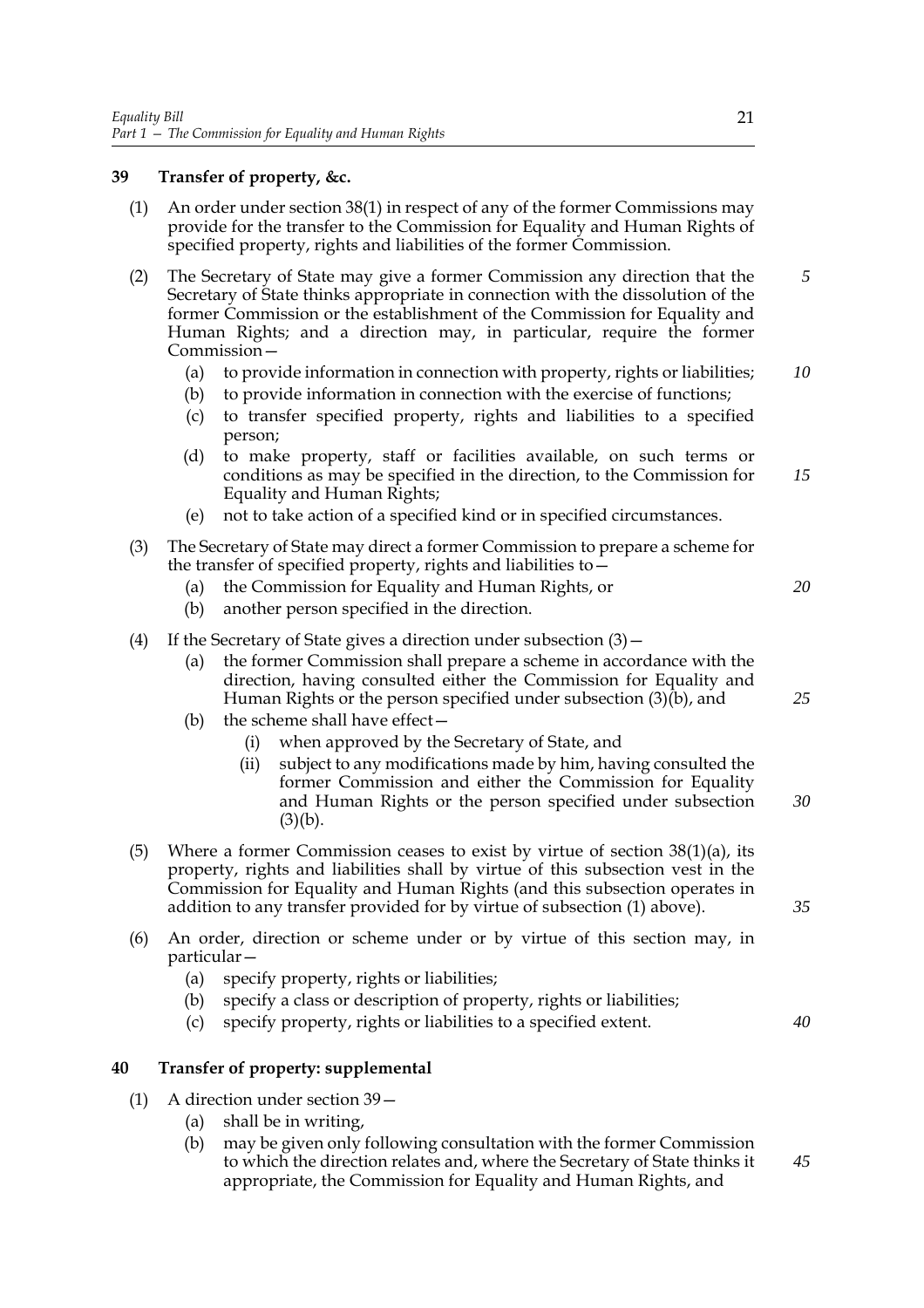## 39 Transfer of property, &c.

(1) An order under section 38(1) in respect of any of the former Commissions may provide for the transfer to the Commission for Equality and Human Rights of specified property, rights and liabilities of the former Commission.

(2) The Secretary of State may give a former Commission any direction that the Secretary of State thinks appropriate in connection with the dissolution of the former Commission or the establishment of the Commission for Equality and Human Rights; and a direction may, in particular, require the former Commission—

- (a) to provide information in connection with property, rights or liabilities;
- (b) to provide information in connection with the exercise of functions;
- (c) to transfer specified property, rights and liabilities to a specified person;
- (d) to make property, staff or facilities available, on such terms or conditions as may be specified in the direction, to the Commission for Equality and Human Rights;
- (e) not to take action of a specified kind or in specified circumstances.

(3) The Secretary of State may direct a former Commission to prepare a scheme for the transfer of specified property, rights and liabilities to—

- (a) the Commission for Equality and Human Rights, or
- (b) another person specified in the direction.

(4) If the Secretary of State gives a direction under subsection (3)—

- (a) the former Commission shall prepare a scheme in accordance with the direction, having consulted either the Commission for Equality and Human Rights or the person specified under subsection (3)(b), and
- (b) the scheme shall have effect—
  - (i) when approved by the Secretary of State, and
  - (ii) subject to any modifications made by him, having consulted the former Commission and either the Commission for Equality and Human Rights or the person specified under subsection (3)(b).

(5) Where a former Commission ceases to exist by virtue of section 38(1)(a), its property, rights and liabilities shall by virtue of this subsection vest in the Commission for Equality and Human Rights (and this subsection operates in addition to any transfer provided for by virtue of subsection (1) above).

(6) An order, direction or scheme under or by virtue of this section may, in particular—

- (a) specify property, rights or liabilities;
- (b) specify a class or description of property, rights or liabilities;
- (c) specify property, rights or liabilities to a specified extent.

## 40 Transfer of property: supplemental

(1) A direction under section 39—

- (a) shall be in writing,
- (b) may be given only following consultation with the former Commission to which the direction relates and, where the Secretary of State thinks it appropriate, the Commission for Equality and Human Rights, and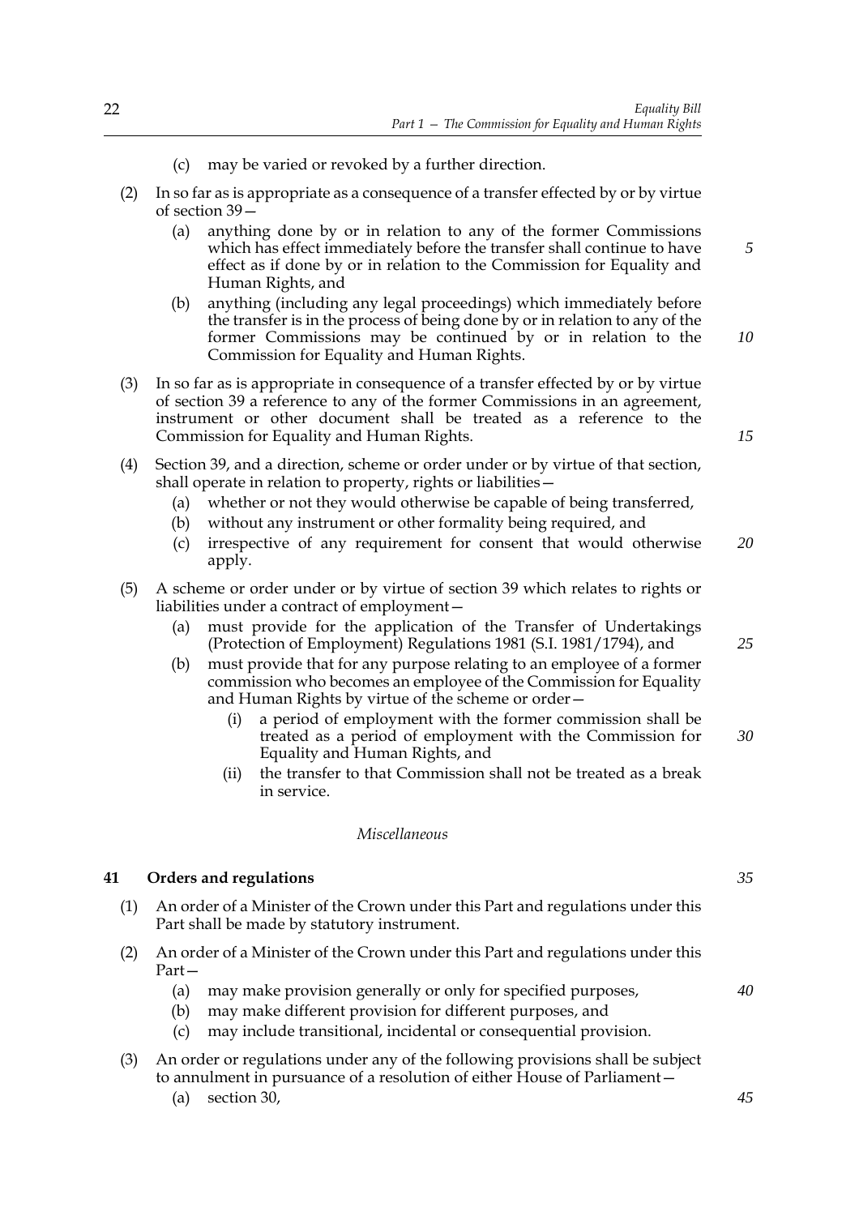(c) may be varied or revoked by a further direction.

(2) In so far as is appropriate as a consequence of a transfer effected by or by virtue of section 39—

(a) anything done by or in relation to any of the former Commissions which has effect immediately before the transfer shall continue to have effect as if done by or in relation to the Commission for Equality and Human Rights, and

(b) anything (including any legal proceedings) which immediately before the transfer is in the process of being done by or in relation to any of the former Commissions may be continued by or in relation to the Commission for Equality and Human Rights.

(3) In so far as is appropriate in consequence of a transfer effected by or by virtue of section 39 a reference to any of the former Commissions in an agreement, instrument or other document shall be treated as a reference to the Commission for Equality and Human Rights.

(4) Section 39, and a direction, scheme or order under or by virtue of that section, shall operate in relation to property, rights or liabilities—

(a) whether or not they would otherwise be capable of being transferred,

(b) without any instrument or other formality being required, and

(c) irrespective of any requirement for consent that would otherwise apply.

(5) A scheme or order under or by virtue of section 39 which relates to rights or liabilities under a contract of employment—

(a) must provide for the application of the Transfer of Undertakings (Protection of Employment) Regulations 1981 (S.I. 1981/1794), and

(b) must provide that for any purpose relating to an employee of a former commission who becomes an employee of the Commission for Equality and Human Rights by virtue of the scheme or order—

(i) a period of employment with the former commission shall be treated as a period of employment with the Commission for Equality and Human Rights, and

(ii) the transfer to that Commission shall not be treated as a break in service.

*Miscellaneous*

**41 Orders and regulations**

(1) An order of a Minister of the Crown under this Part and regulations under this Part shall be made by statutory instrument.

(2) An order of a Minister of the Crown under this Part and regulations under this Part—

(a) may make provision generally or only for specified purposes,

(b) may make different provision for different purposes, and

(c) may include transitional, incidental or consequential provision.

(3) An order or regulations under any of the following provisions shall be subject to annulment in pursuance of a resolution of either House of Parliament—

(a) section 30,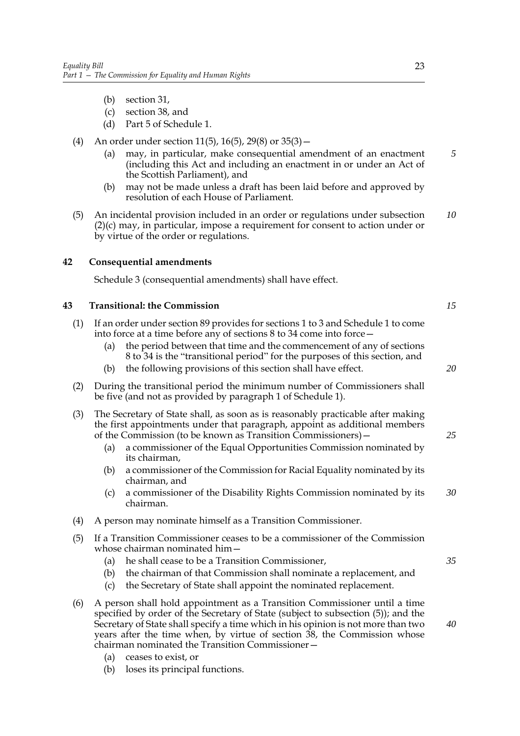(b) section 31,

(c) section 38, and

(d) Part 5 of Schedule 1.

(4) An order under section 11(5), 16(5), 29(8) or 35(3)—

(a) may, in particular, make consequential amendment of an enactment (including this Act and including an enactment in or under an Act of the Scottish Parliament), and

(b) may not be made unless a draft has been laid before and approved by resolution of each House of Parliament.

(5) An incidental provision included in an order or regulations under subsection (2)(c) may, in particular, impose a requirement for consent to action under or by virtue of the order or regulations.

## 42 Consequential amendments

Schedule 3 (consequential amendments) shall have effect.

## 43 Transitional: the Commission

(1) If an order under section 89 provides for sections 1 to 3 and Schedule 1 to come into force at a time before any of sections 8 to 34 come into force—

(a) the period between that time and the commencement of any of sections 8 to 34 is the "transitional period" for the purposes of this section, and

(b) the following provisions of this section shall have effect.

(2) During the transitional period the minimum number of Commissioners shall be five (and not as provided by paragraph 1 of Schedule 1).

(3) The Secretary of State shall, as soon as is reasonably practicable after making the first appointments under that paragraph, appoint as additional members of the Commission (to be known as Transition Commissioners)—

(a) a commissioner of the Equal Opportunities Commission nominated by its chairman,

(b) a commissioner of the Commission for Racial Equality nominated by its chairman, and

(c) a commissioner of the Disability Rights Commission nominated by its chairman.

(4) A person may nominate himself as a Transition Commissioner.

(5) If a Transition Commissioner ceases to be a commissioner of the Commission whose chairman nominated him—

(a) he shall cease to be a Transition Commissioner,

(b) the chairman of that Commission shall nominate a replacement, and

(c) the Secretary of State shall appoint the nominated replacement.

(6) A person shall hold appointment as a Transition Commissioner until a time specified by order of the Secretary of State (subject to subsection (5)); and the Secretary of State shall specify a time which in his opinion is not more than two years after the time when, by virtue of section 38, the Commission whose chairman nominated the Transition Commissioner—

(a) ceases to exist, or

(b) loses its principal functions.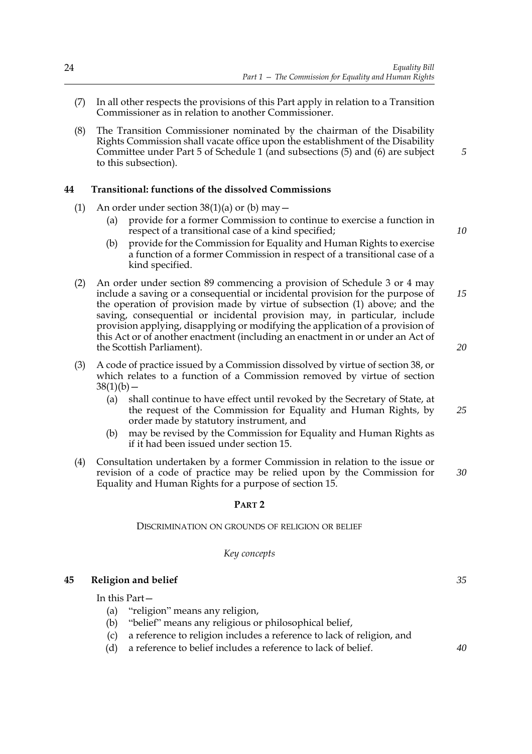(7) In all other respects the provisions of this Part apply in relation to a Transition Commissioner as in relation to another Commissioner.

(8) The Transition Commissioner nominated by the chairman of the Disability Rights Commission shall vacate office upon the establishment of the Disability Committee under Part 5 of Schedule 1 (and subsections (5) and (6) are subject to this subsection).

### 44 Transitional: functions of the dissolved Commissions

(1) An order under section 38(1)(a) or (b) may—

- (a) provide for a former Commission to continue to exercise a function in respect of a transitional case of a kind specified;
- (b) provide for the Commission for Equality and Human Rights to exercise a function of a former Commission in respect of a transitional case of a kind specified.

(2) An order under section 89 commencing a provision of Schedule 3 or 4 may include a saving or a consequential or incidental provision for the purpose of the operation of provision made by virtue of subsection (1) above; and the saving, consequential or incidental provision may, in particular, include provision applying, disapplying or modifying the application of a provision of this Act or of another enactment (including an enactment in or under an Act of the Scottish Parliament).

(3) A code of practice issued by a Commission dissolved by virtue of section 38, or which relates to a function of a Commission removed by virtue of section 38(1)(b)—

- (a) shall continue to have effect until revoked by the Secretary of State, at the request of the Commission for Equality and Human Rights, by order made by statutory instrument, and
- (b) may be revised by the Commission for Equality and Human Rights as if it had been issued under section 15.

(4) Consultation undertaken by a former Commission in relation to the issue or revision of a code of practice may be relied upon by the Commission for Equality and Human Rights for a purpose of section 15.

## PART 2

## DISCRIMINATION ON GROUNDS OF RELIGION OR BELIEF

*Key concepts*

### 45 Religion and belief

In this Part—

- (a) "religion" means any religion,
- (b) "belief" means any religious or philosophical belief,
- (c) a reference to religion includes a reference to lack of religion, and
- (d) a reference to belief includes a reference to lack of belief.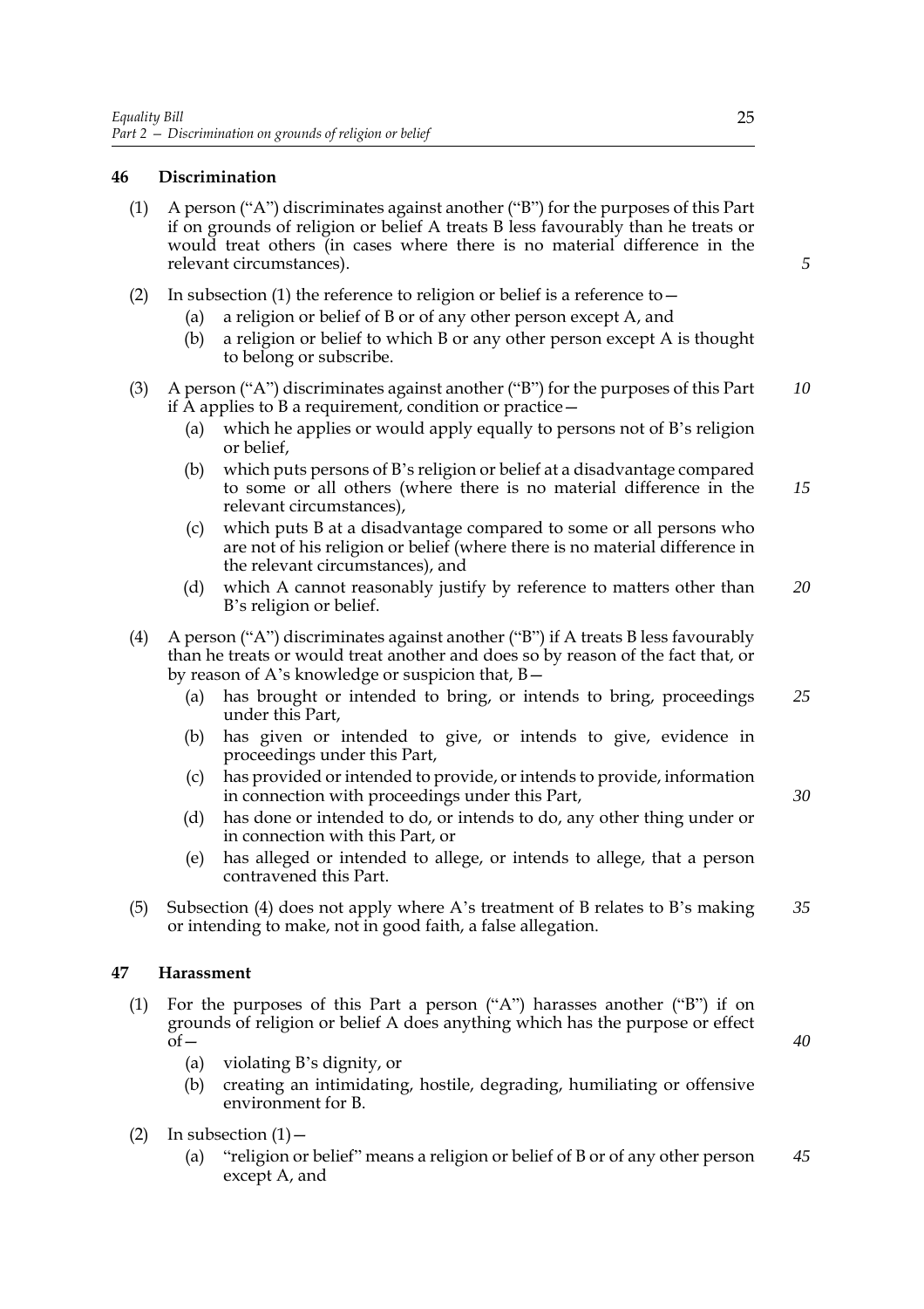### 46 Discrimination

(1) A person ("A") discriminates against another ("B") for the purposes of this Part if on grounds of religion or belief A treats B less favourably than he treats or would treat others (in cases where there is no material difference in the relevant circumstances).

(2) In subsection (1) the reference to religion or belief is a reference to—

- (a) a religion or belief of B or of any other person except A, and
- (b) a religion or belief to which B or any other person except A is thought to belong or subscribe.

(3) A person ("A") discriminates against another ("B") for the purposes of this Part if A applies to B a requirement, condition or practice—

- (a) which he applies or would apply equally to persons not of B's religion or belief,
- (b) which puts persons of B's religion or belief at a disadvantage compared to some or all others (where there is no material difference in the relevant circumstances),
- (c) which puts B at a disadvantage compared to some or all persons who are not of his religion or belief (where there is no material difference in the relevant circumstances), and
- (d) which A cannot reasonably justify by reference to matters other than B's religion or belief.

(4) A person ("A") discriminates against another ("B") if A treats B less favourably than he treats or would treat another and does so by reason of the fact that, or by reason of A's knowledge or suspicion that, B—

- (a) has brought or intended to bring, or intends to bring, proceedings under this Part,
- (b) has given or intended to give, or intends to give, evidence in proceedings under this Part,
- (c) has provided or intended to provide, or intends to provide, information in connection with proceedings under this Part,
- (d) has done or intended to do, or intends to do, any other thing under or in connection with this Part, or
- (e) has alleged or intended to allege, or intends to allege, that a person contravened this Part.

(5) Subsection (4) does not apply where A's treatment of B relates to B's making or intending to make, not in good faith, a false allegation.

### 47 Harassment

(1) For the purposes of this Part a person ("A") harasses another ("B") if on grounds of religion or belief A does anything which has the purpose or effect of—

- (a) violating B's dignity, or
- (b) creating an intimidating, hostile, degrading, humiliating or offensive environment for B.

(2) In subsection (1)—

- (a) "religion or belief" means a religion or belief of B or of any other person except A, and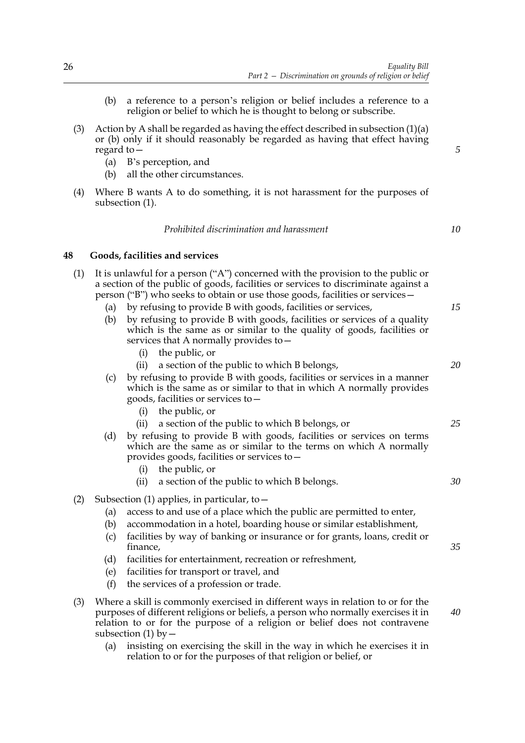(b) a reference to a person's religion or belief includes a reference to a religion or belief to which he is thought to belong or subscribe.

(3) Action by A shall be regarded as having the effect described in subsection (1)(a) or (b) only if it should reasonably be regarded as having that effect having regard to—

(a) B's perception, and

(b) all the other circumstances.

(4) Where B wants A to do something, it is not harassment for the purposes of subsection (1).

*Prohibited discrimination and harassment*

**48 Goods, facilities and services**

(1) It is unlawful for a person ("A") concerned with the provision to the public or a section of the public of goods, facilities or services to discriminate against a person ("B") who seeks to obtain or use those goods, facilities or services—

(a) by refusing to provide B with goods, facilities or services,

(b) by refusing to provide B with goods, facilities or services of a quality which is the same as or similar to the quality of goods, facilities or services that A normally provides to—

(i) the public, or

(ii) a section of the public to which B belongs,

(c) by refusing to provide B with goods, facilities or services in a manner which is the same as or similar to that in which A normally provides goods, facilities or services to—

(i) the public, or

(ii) a section of the public to which B belongs, or

(d) by refusing to provide B with goods, facilities or services on terms which are the same as or similar to the terms on which A normally provides goods, facilities or services to—

(i) the public, or

(ii) a section of the public to which B belongs.

(2) Subsection (1) applies, in particular, to—

(a) access to and use of a place which the public are permitted to enter,

(b) accommodation in a hotel, boarding house or similar establishment,

(c) facilities by way of banking or insurance or for grants, loans, credit or finance,

(d) facilities for entertainment, recreation or refreshment,

(e) facilities for transport or travel, and

(f) the services of a profession or trade.

(3) Where a skill is commonly exercised in different ways in relation to or for the purposes of different religions or beliefs, a person who normally exercises it in relation to or for the purpose of a religion or belief does not contravene subsection (1) by—

(a) insisting on exercising the skill in the way in which he exercises it in relation to or for the purposes of that religion or belief, or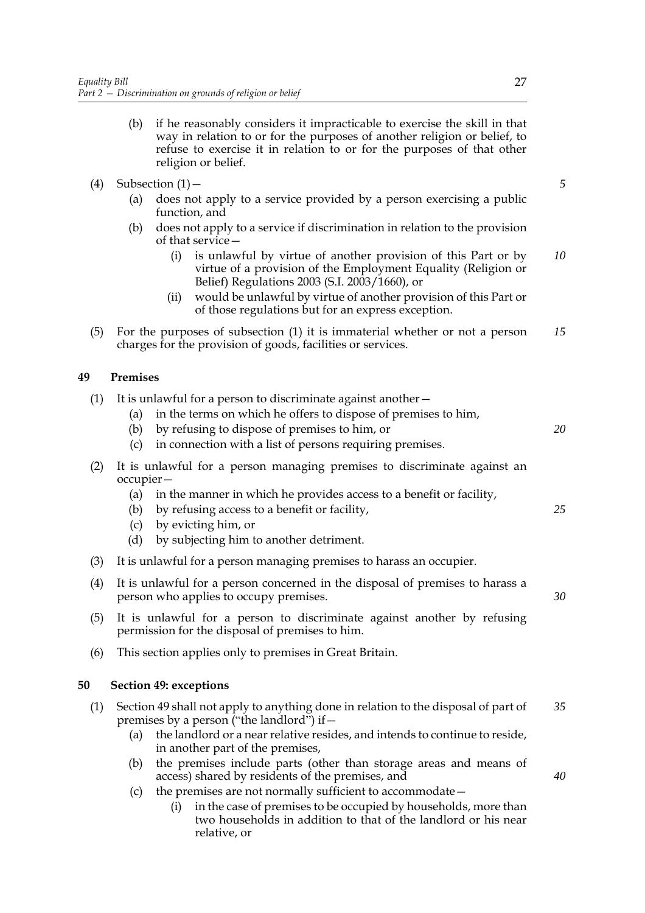(b) if he reasonably considers it impracticable to exercise the skill in that way in relation to or for the purposes of another religion or belief, to refuse to exercise it in relation to or for the purposes of that other religion or belief.

(4) Subsection (1)—

(a) does not apply to a service provided by a person exercising a public function, and

(b) does not apply to a service if discrimination in relation to the provision of that service—

(i) is unlawful by virtue of another provision of this Part or by virtue of a provision of the Employment Equality (Religion or Belief) Regulations 2003 (S.I. 2003/1660), or

(ii) would be unlawful by virtue of another provision of this Part or of those regulations but for an express exception.

(5) For the purposes of subsection (1) it is immaterial whether or not a person charges for the provision of goods, facilities or services.

### 49 Premises

(1) It is unlawful for a person to discriminate against another—

(a) in the terms on which he offers to dispose of premises to him,

(b) by refusing to dispose of premises to him, or

(c) in connection with a list of persons requiring premises.

(2) It is unlawful for a person managing premises to discriminate against an occupier—

(a) in the manner in which he provides access to a benefit or facility,

(b) by refusing access to a benefit or facility,

(c) by evicting him, or

(d) by subjecting him to another detriment.

(3) It is unlawful for a person managing premises to harass an occupier.

(4) It is unlawful for a person concerned in the disposal of premises to harass a person who applies to occupy premises.

(5) It is unlawful for a person to discriminate against another by refusing permission for the disposal of premises to him.

(6) This section applies only to premises in Great Britain.

### 50 Section 49: exceptions

(1) Section 49 shall not apply to anything done in relation to the disposal of part of premises by a person ("the landlord") if—

(a) the landlord or a near relative resides, and intends to continue to reside, in another part of the premises,

(b) the premises include parts (other than storage areas and means of access) shared by residents of the premises, and

(c) the premises are not normally sufficient to accommodate—

(i) in the case of premises to be occupied by households, more than two households in addition to that of the landlord or his near relative, or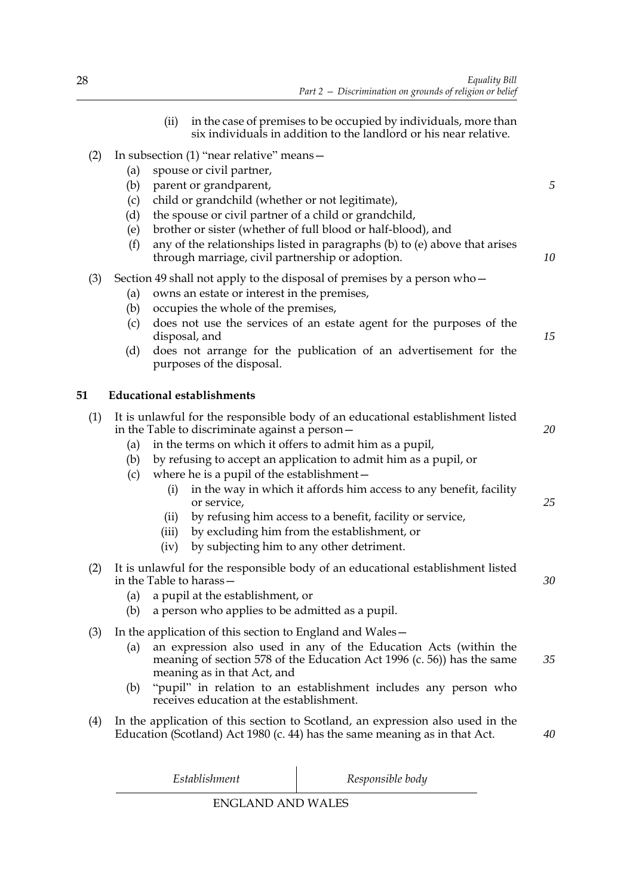(ii) in the case of premises to be occupied by individuals, more than six individuals in addition to the landlord or his near relative.

(2) In subsection (1) "near relative" means—

(a) spouse or civil partner,

(b) parent or grandparent,

(c) child or grandchild (whether or not legitimate),

(d) the spouse or civil partner of a child or grandchild,

(e) brother or sister (whether of full blood or half-blood), and

(f) any of the relationships listed in paragraphs (b) to (e) above that arises through marriage, civil partnership or adoption.

(3) Section 49 shall not apply to the disposal of premises by a person who—

(a) owns an estate or interest in the premises,

(b) occupies the whole of the premises,

(c) does not use the services of an estate agent for the purposes of the disposal, and

(d) does not arrange for the publication of an advertisement for the purposes of the disposal.

## 51 Educational establishments

(1) It is unlawful for the responsible body of an educational establishment listed in the Table to discriminate against a person—

(a) in the terms on which it offers to admit him as a pupil,

(b) by refusing to accept an application to admit him as a pupil, or

(c) where he is a pupil of the establishment—

(i) in the way in which it affords him access to any benefit, facility or service,

(ii) by refusing him access to a benefit, facility or service,

(iii) by excluding him from the establishment, or

(iv) by subjecting him to any other detriment.

(2) It is unlawful for the responsible body of an educational establishment listed in the Table to harass—

(a) a pupil at the establishment, or

(b) a person who applies to be admitted as a pupil.

(3) In the application of this section to England and Wales—

(a) an expression also used in any of the Education Acts (within the meaning of section 578 of the Education Act 1996 (c. 56)) has the same meaning as in that Act, and

(b) "pupil" in relation to an establishment includes any person who receives education at the establishment.

(4) In the application of this section to Scotland, an expression also used in the Education (Scotland) Act 1980 (c. 44) has the same meaning as in that Act.

| *Establishment* | *Responsible body* |
|---|---|
| ENGLAND AND WALES | |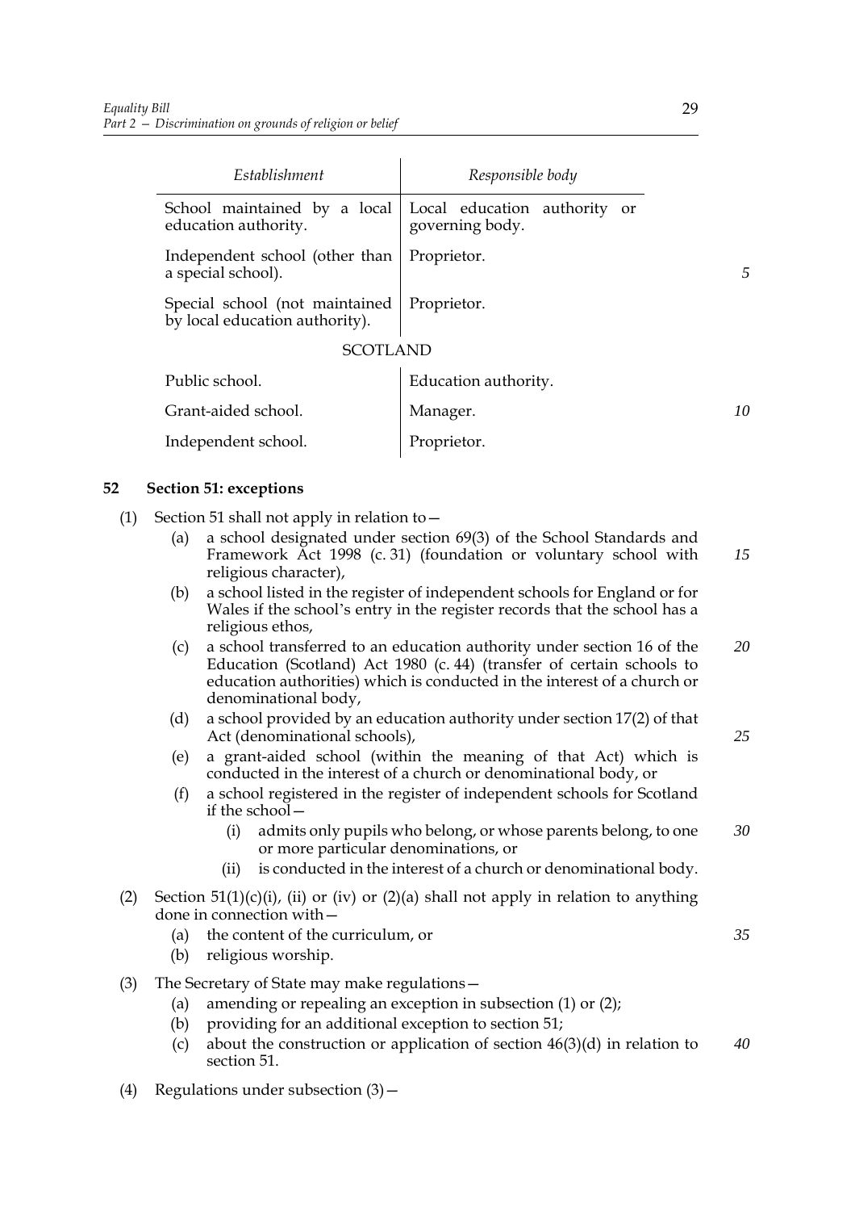| Establishment | Responsible body |
|---|---|
| School maintained by a local education authority. | Local education authority or governing body. |
| Independent school (other than a special school). | Proprietor. |
| Special school (not maintained by local education authority). | Proprietor. |
| SCOTLAND | |
| Public school. | Education authority. |
| Grant-aided school. | Manager. |
| Independent school. | Proprietor. |

## 52 Section 51: exceptions

(1) Section 51 shall not apply in relation to—

(a) a school designated under section 69(3) of the School Standards and Framework Act 1998 (c. 31) (foundation or voluntary school with religious character),

(b) a school listed in the register of independent schools for England or for Wales if the school's entry in the register records that the school has a religious ethos,

(c) a school transferred to an education authority under section 16 of the Education (Scotland) Act 1980 (c. 44) (transfer of certain schools to education authorities) which is conducted in the interest of a church or denominational body,

(d) a school provided by an education authority under section 17(2) of that Act (denominational schools),

(e) a grant-aided school (within the meaning of that Act) which is conducted in the interest of a church or denominational body, or

(f) a school registered in the register of independent schools for Scotland if the school—

(i) admits only pupils who belong, or whose parents belong, to one or more particular denominations, or

(ii) is conducted in the interest of a church or denominational body.

(2) Section 51(1)(c)(i), (ii) or (iv) or (2)(a) shall not apply in relation to anything done in connection with—

(a) the content of the curriculum, or

(b) religious worship.

(3) The Secretary of State may make regulations—

(a) amending or repealing an exception in subsection (1) or (2);

(b) providing for an additional exception to section 51;

(c) about the construction or application of section 46(3)(d) in relation to section 51.

(4) Regulations under subsection (3)—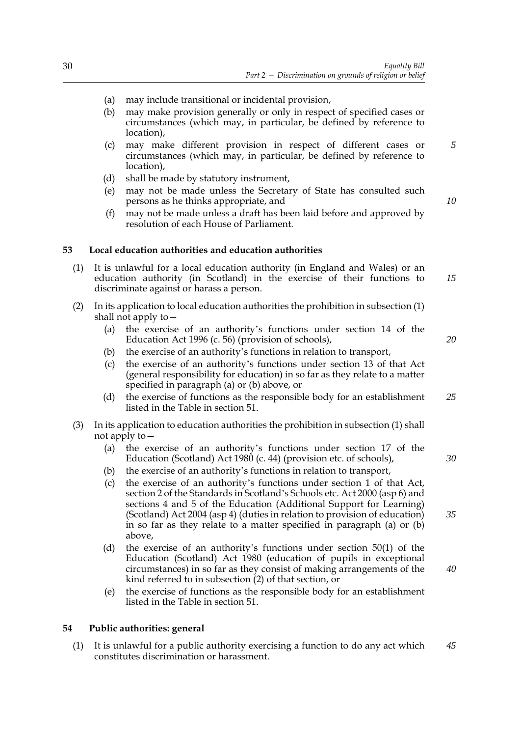(a) may include transitional or incidental provision,

(b) may make provision generally or only in respect of specified cases or circumstances (which may, in particular, be defined by reference to location),

(c) may make different provision in respect of different cases or circumstances (which may, in particular, be defined by reference to location),

(d) shall be made by statutory instrument,

(e) may not be made unless the Secretary of State has consulted such persons as he thinks appropriate, and

(f) may not be made unless a draft has been laid before and approved by resolution of each House of Parliament.

**53 Local education authorities and education authorities**

(1) It is unlawful for a local education authority (in England and Wales) or an education authority (in Scotland) in the exercise of their functions to discriminate against or harass a person.

(2) In its application to local education authorities the prohibition in subsection (1) shall not apply to—

(a) the exercise of an authority's functions under section 14 of the Education Act 1996 (c. 56) (provision of schools),

(b) the exercise of an authority's functions in relation to transport,

(c) the exercise of an authority's functions under section 13 of that Act (general responsibility for education) in so far as they relate to a matter specified in paragraph (a) or (b) above, or

(d) the exercise of functions as the responsible body for an establishment listed in the Table in section 51.

(3) In its application to education authorities the prohibition in subsection (1) shall not apply to—

(a) the exercise of an authority's functions under section 17 of the Education (Scotland) Act 1980 (c. 44) (provision etc. of schools),

(b) the exercise of an authority's functions in relation to transport,

(c) the exercise of an authority's functions under section 1 of that Act, section 2 of the Standards in Scotland's Schools etc. Act 2000 (asp 6) and sections 4 and 5 of the Education (Additional Support for Learning) (Scotland) Act 2004 (asp 4) (duties in relation to provision of education) in so far as they relate to a matter specified in paragraph (a) or (b) above,

(d) the exercise of an authority's functions under section 50(1) of the Education (Scotland) Act 1980 (education of pupils in exceptional circumstances) in so far as they consist of making arrangements of the kind referred to in subsection (2) of that section, or

(e) the exercise of functions as the responsible body for an establishment listed in the Table in section 51.

**54 Public authorities: general**

(1) It is unlawful for a public authority exercising a function to do any act which constitutes discrimination or harassment.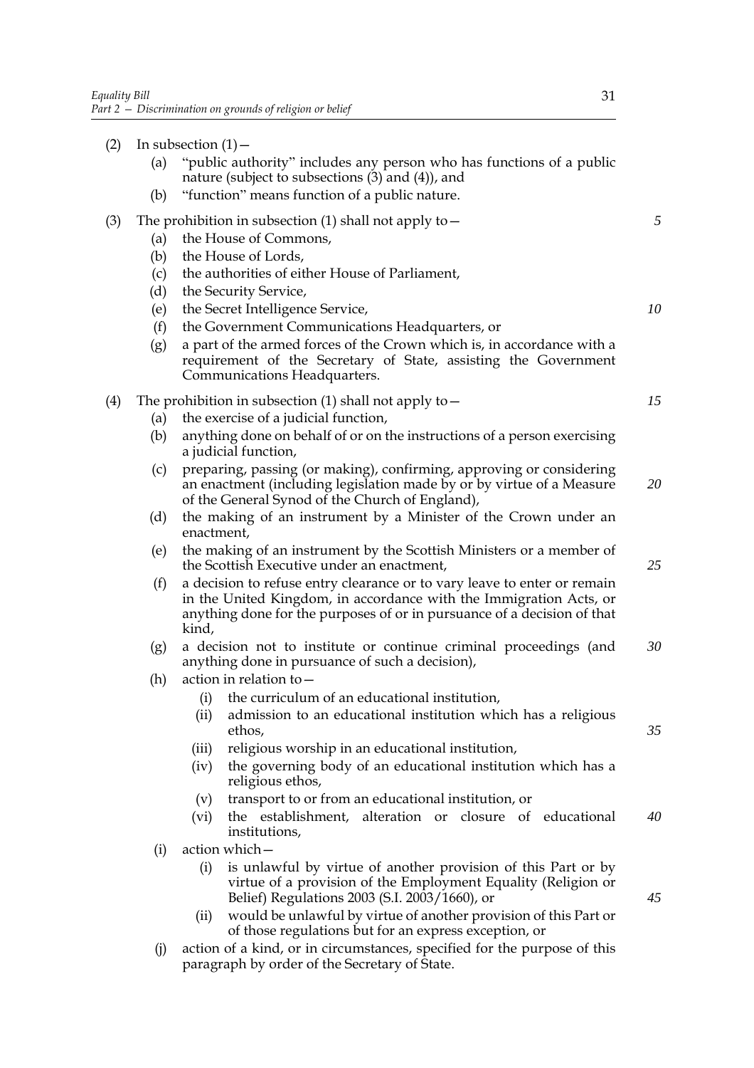(2) In subsection (1)—

(a) "public authority" includes any person who has functions of a public nature (subject to subsections (3) and (4)), and

(b) "function" means function of a public nature.

(3) The prohibition in subsection (1) shall not apply to—

(a) the House of Commons,

(b) the House of Lords,

(c) the authorities of either House of Parliament,

(d) the Security Service,

(e) the Secret Intelligence Service,

(f) the Government Communications Headquarters, or

(g) a part of the armed forces of the Crown which is, in accordance with a requirement of the Secretary of State, assisting the Government Communications Headquarters.

(4) The prohibition in subsection (1) shall not apply to—

(a) the exercise of a judicial function,

(b) anything done on behalf of or on the instructions of a person exercising a judicial function,

(c) preparing, passing (or making), confirming, approving or considering an enactment (including legislation made by or by virtue of a Measure of the General Synod of the Church of England),

(d) the making of an instrument by a Minister of the Crown under an enactment,

(e) the making of an instrument by the Scottish Ministers or a member of the Scottish Executive under an enactment,

(f) a decision to refuse entry clearance or to vary leave to enter or remain in the United Kingdom, in accordance with the Immigration Acts, or anything done for the purposes of or in pursuance of a decision of that kind,

(g) a decision not to institute or continue criminal proceedings (and anything done in pursuance of such a decision),

(h) action in relation to—

(i) the curriculum of an educational institution,

(ii) admission to an educational institution which has a religious ethos,

(iii) religious worship in an educational institution,

(iv) the governing body of an educational institution which has a religious ethos,

(v) transport to or from an educational institution, or

(vi) the establishment, alteration or closure of educational institutions,

(i) action which—

(i) is unlawful by virtue of another provision of this Part or by virtue of a provision of the Employment Equality (Religion or Belief) Regulations 2003 (S.I. 2003/1660), or

(ii) would be unlawful by virtue of another provision of this Part or of those regulations but for an express exception, or

(j) action of a kind, or in circumstances, specified for the purpose of this paragraph by order of the Secretary of State.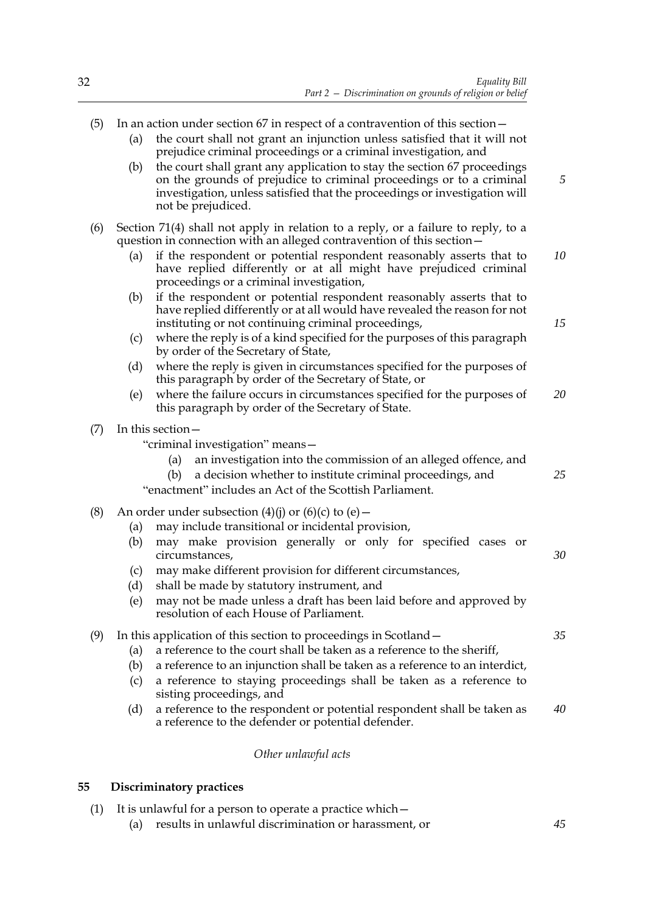(5) In an action under section 67 in respect of a contravention of this section—

(a) the court shall not grant an injunction unless satisfied that it will not prejudice criminal proceedings or a criminal investigation, and

(b) the court shall grant any application to stay the section 67 proceedings on the grounds of prejudice to criminal proceedings or to a criminal investigation, unless satisfied that the proceedings or investigation will not be prejudiced.

(6) Section 71(4) shall not apply in relation to a reply, or a failure to reply, to a question in connection with an alleged contravention of this section—

(a) if the respondent or potential respondent reasonably asserts that to have replied differently or at all might have prejudiced criminal proceedings or a criminal investigation,

(b) if the respondent or potential respondent reasonably asserts that to have replied differently or at all would have revealed the reason for not instituting or not continuing criminal proceedings,

(c) where the reply is of a kind specified for the purposes of this paragraph by order of the Secretary of State,

(d) where the reply is given in circumstances specified for the purposes of this paragraph by order of the Secretary of State, or

(e) where the failure occurs in circumstances specified for the purposes of this paragraph by order of the Secretary of State.

(7) In this section—

"criminal investigation" means—

(a) an investigation into the commission of an alleged offence, and

(b) a decision whether to institute criminal proceedings, and

"enactment" includes an Act of the Scottish Parliament.

(8) An order under subsection (4)(j) or (6)(c) to (e)—

(a) may include transitional or incidental provision,

(b) may make provision generally or only for specified cases or circumstances,

(c) may make different provision for different circumstances,

(d) shall be made by statutory instrument, and

(e) may not be made unless a draft has been laid before and approved by resolution of each House of Parliament.

(9) In this application of this section to proceedings in Scotland—

(a) a reference to the court shall be taken as a reference to the sheriff,

(b) a reference to an injunction shall be taken as a reference to an interdict,

(c) a reference to staying proceedings shall be taken as a reference to sisting proceedings, and

(d) a reference to the respondent or potential respondent shall be taken as a reference to the defender or potential defender.

*Other unlawful acts*

### 55 Discriminatory practices

(1) It is unlawful for a person to operate a practice which—

(a) results in unlawful discrimination or harassment, or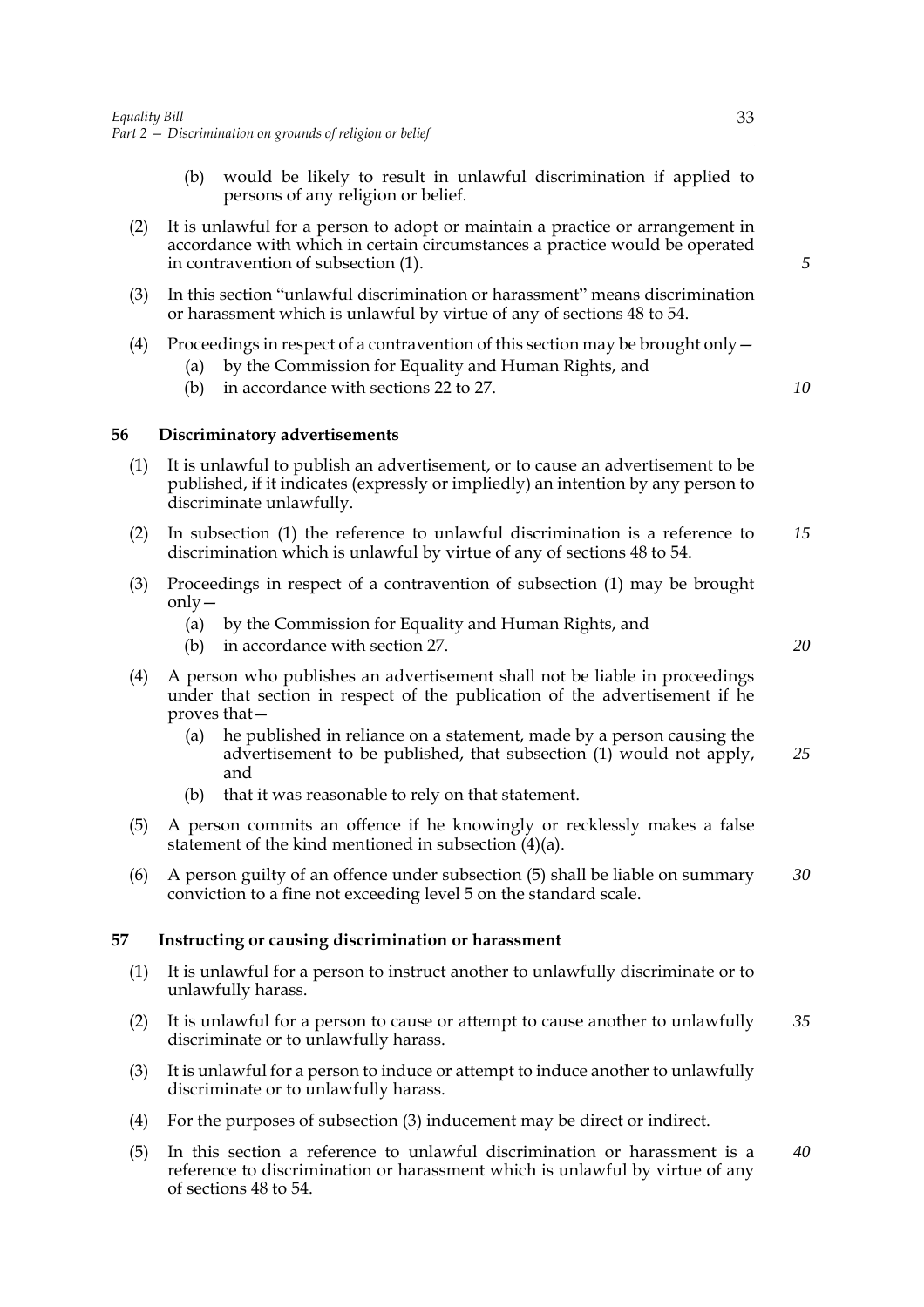(b) would be likely to result in unlawful discrimination if applied to persons of any religion or belief.

(2) It is unlawful for a person to adopt or maintain a practice or arrangement in accordance with which in certain circumstances a practice would be operated in contravention of subsection (1).

(3) In this section "unlawful discrimination or harassment" means discrimination or harassment which is unlawful by virtue of any of sections 48 to 54.

(4) Proceedings in respect of a contravention of this section may be brought only—

(a) by the Commission for Equality and Human Rights, and

(b) in accordance with sections 22 to 27.

## 56 Discriminatory advertisements

(1) It is unlawful to publish an advertisement, or to cause an advertisement to be published, if it indicates (expressly or impliedly) an intention by any person to discriminate unlawfully.

(2) In subsection (1) the reference to unlawful discrimination is a reference to discrimination which is unlawful by virtue of any of sections 48 to 54.

(3) Proceedings in respect of a contravention of subsection (1) may be brought only—

(a) by the Commission for Equality and Human Rights, and

(b) in accordance with section 27.

(4) A person who publishes an advertisement shall not be liable in proceedings under that section in respect of the publication of the advertisement if he proves that—

(a) he published in reliance on a statement, made by a person causing the advertisement to be published, that subsection (1) would not apply, and

(b) that it was reasonable to rely on that statement.

(5) A person commits an offence if he knowingly or recklessly makes a false statement of the kind mentioned in subsection (4)(a).

(6) A person guilty of an offence under subsection (5) shall be liable on summary conviction to a fine not exceeding level 5 on the standard scale.

## 57 Instructing or causing discrimination or harassment

(1) It is unlawful for a person to instruct another to unlawfully discriminate or to unlawfully harass.

(2) It is unlawful for a person to cause or attempt to cause another to unlawfully discriminate or to unlawfully harass.

(3) It is unlawful for a person to induce or attempt to induce another to unlawfully discriminate or to unlawfully harass.

(4) For the purposes of subsection (3) inducement may be direct or indirect.

(5) In this section a reference to unlawful discrimination or harassment is a reference to discrimination or harassment which is unlawful by virtue of any of sections 48 to 54.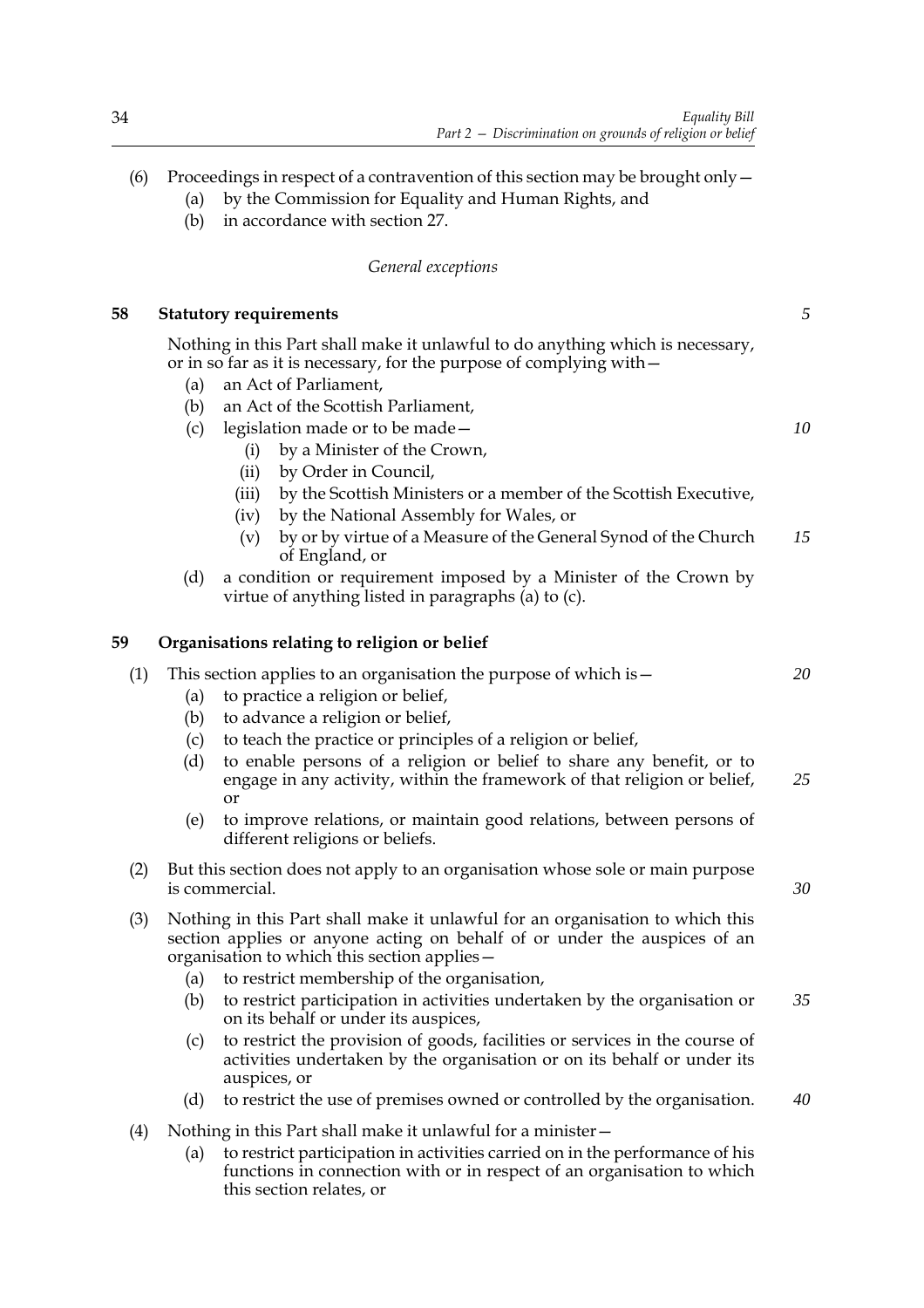(6) Proceedings in respect of a contravention of this section may be brought only—

   (a) by the Commission for Equality and Human Rights, and

   (b) in accordance with section 27.

*General exceptions*

### 58 Statutory requirements

Nothing in this Part shall make it unlawful to do anything which is necessary, or in so far as it is necessary, for the purpose of complying with—

   (a) an Act of Parliament,

   (b) an Act of the Scottish Parliament,

   (c) legislation made or to be made—

      (i) by a Minister of the Crown,

      (ii) by Order in Council,

      (iii) by the Scottish Ministers or a member of the Scottish Executive,

      (iv) by the National Assembly for Wales, or

      (v) by or by virtue of a Measure of the General Synod of the Church of England, or

   (d) a condition or requirement imposed by a Minister of the Crown by virtue of anything listed in paragraphs (a) to (c).

### 59 Organisations relating to religion or belief

(1) This section applies to an organisation the purpose of which is—

   (a) to practice a religion or belief,

   (b) to advance a religion or belief,

   (c) to teach the practice or principles of a religion or belief,

   (d) to enable persons of a religion or belief to share any benefit, or to engage in any activity, within the framework of that religion or belief, or

   (e) to improve relations, or maintain good relations, between persons of different religions or beliefs.

(2) But this section does not apply to an organisation whose sole or main purpose is commercial.

(3) Nothing in this Part shall make it unlawful for an organisation to which this section applies or anyone acting on behalf of or under the auspices of an organisation to which this section applies—

   (a) to restrict membership of the organisation,

   (b) to restrict participation in activities undertaken by the organisation or on its behalf or under its auspices,

   (c) to restrict the provision of goods, facilities or services in the course of activities undertaken by the organisation or on its behalf or under its auspices, or

   (d) to restrict the use of premises owned or controlled by the organisation.

(4) Nothing in this Part shall make it unlawful for a minister—

   (a) to restrict participation in activities carried on in the performance of his functions in connection with or in respect of an organisation to which this section relates, or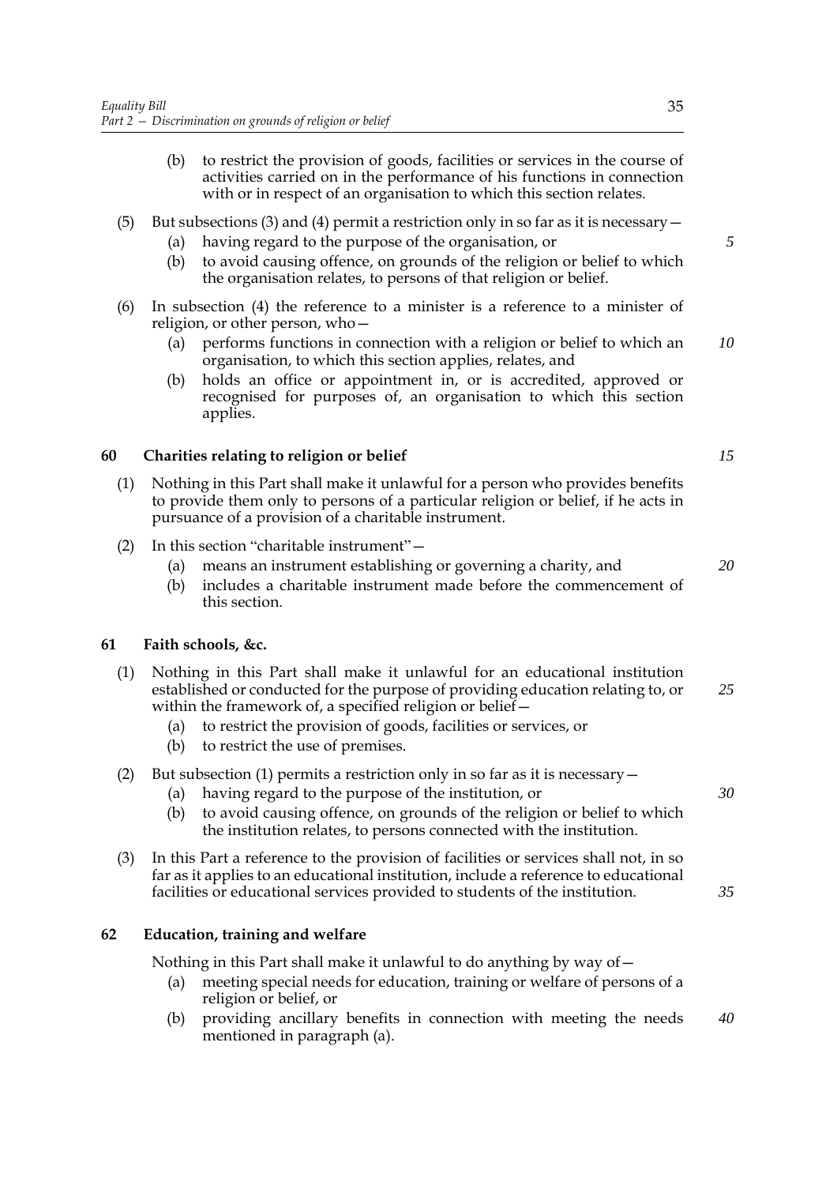(b) to restrict the provision of goods, facilities or services in the course of activities carried on in the performance of his functions in connection with or in respect of an organisation to which this section relates.

(5) But subsections (3) and (4) permit a restriction only in so far as it is necessary—

(a) having regard to the purpose of the organisation, or

(b) to avoid causing offence, on grounds of the religion or belief to which the organisation relates, to persons of that religion or belief.

(6) In subsection (4) the reference to a minister is a reference to a minister of religion, or other person, who—

(a) performs functions in connection with a religion or belief to which an organisation, to which this section applies, relates, and

(b) holds an office or appointment in, or is accredited, approved or recognised for purposes of, an organisation to which this section applies.

### 60 Charities relating to religion or belief

(1) Nothing in this Part shall make it unlawful for a person who provides benefits to provide them only to persons of a particular religion or belief, if he acts in pursuance of a provision of a charitable instrument.

(2) In this section "charitable instrument"—

(a) means an instrument establishing or governing a charity, and

(b) includes a charitable instrument made before the commencement of this section.

### 61 Faith schools, &c.

(1) Nothing in this Part shall make it unlawful for an educational institution established or conducted for the purpose of providing education relating to, or within the framework of, a specified religion or belief—

(a) to restrict the provision of goods, facilities or services, or

(b) to restrict the use of premises.

(2) But subsection (1) permits a restriction only in so far as it is necessary—

(a) having regard to the purpose of the institution, or

(b) to avoid causing offence, on grounds of the religion or belief to which the institution relates, to persons connected with the institution.

(3) In this Part a reference to the provision of facilities or services shall not, in so far as it applies to an educational institution, include a reference to educational facilities or educational services provided to students of the institution.

### 62 Education, training and welfare

Nothing in this Part shall make it unlawful to do anything by way of—

(a) meeting special needs for education, training or welfare of persons of a religion or belief, or

(b) providing ancillary benefits in connection with meeting the needs mentioned in paragraph (a).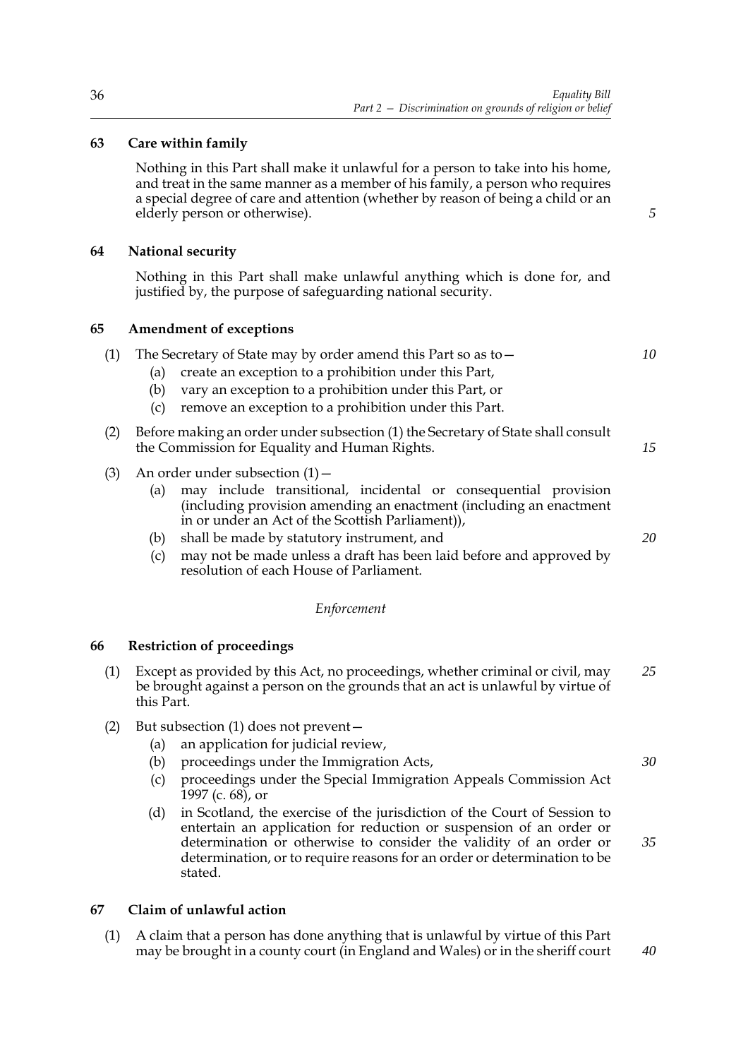### 63 Care within family

Nothing in this Part shall make it unlawful for a person to take into his home, and treat in the same manner as a member of his family, a person who requires a special degree of care and attention (whether by reason of being a child or an elderly person or otherwise).

### 64 National security

Nothing in this Part shall make unlawful anything which is done for, and justified by, the purpose of safeguarding national security.

### 65 Amendment of exceptions

(1) The Secretary of State may by order amend this Part so as to—

- (a) create an exception to a prohibition under this Part,
- (b) vary an exception to a prohibition under this Part, or
- (c) remove an exception to a prohibition under this Part.

(2) Before making an order under subsection (1) the Secretary of State shall consult the Commission for Equality and Human Rights.

(3) An order under subsection (1)—

- (a) may include transitional, incidental or consequential provision (including provision amending an enactment (including an enactment in or under an Act of the Scottish Parliament)),
- (b) shall be made by statutory instrument, and
- (c) may not be made unless a draft has been laid before and approved by resolution of each House of Parliament.

*Enforcement*

### 66 Restriction of proceedings

(1) Except as provided by this Act, no proceedings, whether criminal or civil, may be brought against a person on the grounds that an act is unlawful by virtue of this Part.

(2) But subsection (1) does not prevent—

- (a) an application for judicial review,
- (b) proceedings under the Immigration Acts,
- (c) proceedings under the Special Immigration Appeals Commission Act 1997 (c. 68), or
- (d) in Scotland, the exercise of the jurisdiction of the Court of Session to entertain an application for reduction or suspension of an order or determination or otherwise to consider the validity of an order or determination, or to require reasons for an order or determination to be stated.

### 67 Claim of unlawful action

(1) A claim that a person has done anything that is unlawful by virtue of this Part may be brought in a county court (in England and Wales) or in the sheriff court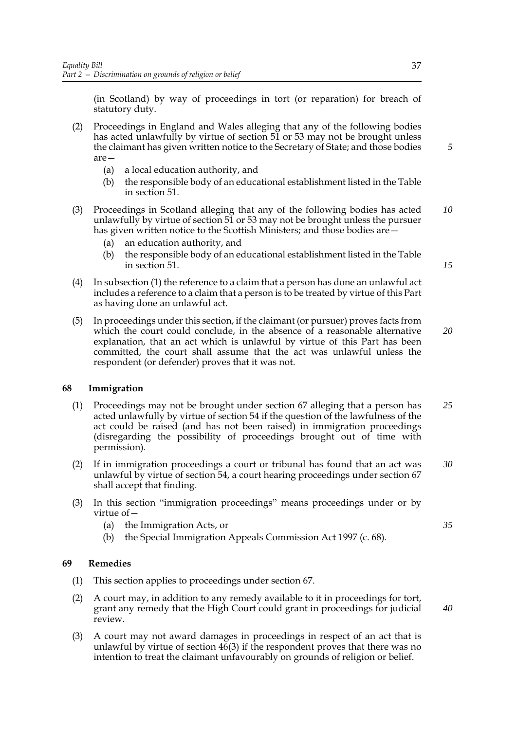(in Scotland) by way of proceedings in tort (or reparation) for breach of statutory duty.

(2) Proceedings in England and Wales alleging that any of the following bodies has acted unlawfully by virtue of section 51 or 53 may not be brought unless the claimant has given written notice to the Secretary of State; and those bodies are—

(a) a local education authority, and

(b) the responsible body of an educational establishment listed in the Table in section 51.

(3) Proceedings in Scotland alleging that any of the following bodies has acted unlawfully by virtue of section 51 or 53 may not be brought unless the pursuer has given written notice to the Scottish Ministers; and those bodies are—

(a) an education authority, and

(b) the responsible body of an educational establishment listed in the Table in section 51.

(4) In subsection (1) the reference to a claim that a person has done an unlawful act includes a reference to a claim that a person is to be treated by virtue of this Part as having done an unlawful act.

(5) In proceedings under this section, if the claimant (or pursuer) proves facts from which the court could conclude, in the absence of a reasonable alternative explanation, that an act which is unlawful by virtue of this Part has been committed, the court shall assume that the act was unlawful unless the respondent (or defender) proves that it was not.

### 68 Immigration

(1) Proceedings may not be brought under section 67 alleging that a person has acted unlawfully by virtue of section 54 if the question of the lawfulness of the act could be raised (and has not been raised) in immigration proceedings (disregarding the possibility of proceedings brought out of time with permission).

(2) If in immigration proceedings a court or tribunal has found that an act was unlawful by virtue of section 54, a court hearing proceedings under section 67 shall accept that finding.

(3) In this section "immigration proceedings" means proceedings under or by virtue of—

(a) the Immigration Acts, or

(b) the Special Immigration Appeals Commission Act 1997 (c. 68).

### 69 Remedies

(1) This section applies to proceedings under section 67.

(2) A court may, in addition to any remedy available to it in proceedings for tort, grant any remedy that the High Court could grant in proceedings for judicial review.

(3) A court may not award damages in proceedings in respect of an act that is unlawful by virtue of section 46(3) if the respondent proves that there was no intention to treat the claimant unfavourably on grounds of religion or belief.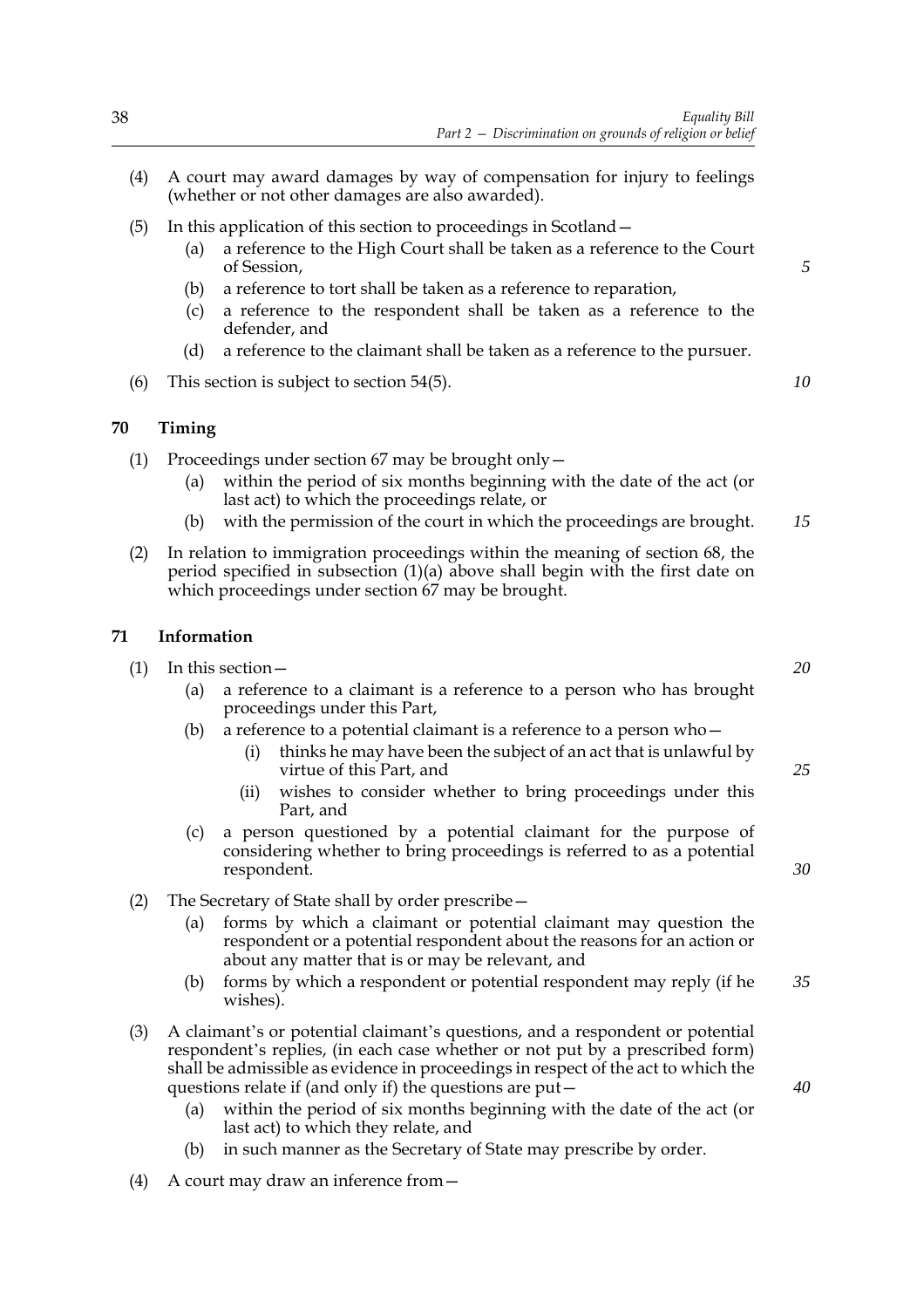(4) A court may award damages by way of compensation for injury to feelings (whether or not other damages are also awarded).

(5) In this application of this section to proceedings in Scotland—

(a) a reference to the High Court shall be taken as a reference to the Court of Session,

(b) a reference to tort shall be taken as a reference to reparation,

(c) a reference to the respondent shall be taken as a reference to the defender, and

(d) a reference to the claimant shall be taken as a reference to the pursuer.

(6) This section is subject to section 54(5).

## 70 Timing

(1) Proceedings under section 67 may be brought only—

(a) within the period of six months beginning with the date of the act (or last act) to which the proceedings relate, or

(b) with the permission of the court in which the proceedings are brought.

(2) In relation to immigration proceedings within the meaning of section 68, the period specified in subsection (1)(a) above shall begin with the first date on which proceedings under section 67 may be brought.

## 71 Information

(1) In this section—

(a) a reference to a claimant is a reference to a person who has brought proceedings under this Part,

(b) a reference to a potential claimant is a reference to a person who—

(i) thinks he may have been the subject of an act that is unlawful by virtue of this Part, and

(ii) wishes to consider whether to bring proceedings under this Part, and

(c) a person questioned by a potential claimant for the purpose of considering whether to bring proceedings is referred to as a potential respondent.

(2) The Secretary of State shall by order prescribe—

(a) forms by which a claimant or potential claimant may question the respondent or a potential respondent about the reasons for an action or about any matter that is or may be relevant, and

(b) forms by which a respondent or potential respondent may reply (if he wishes).

(3) A claimant's or potential claimant's questions, and a respondent or potential respondent's replies, (in each case whether or not put by a prescribed form) shall be admissible as evidence in proceedings in respect of the act to which the questions relate if (and only if) the questions are put—

(a) within the period of six months beginning with the date of the act (or last act) to which they relate, and

(b) in such manner as the Secretary of State may prescribe by order.

(4) A court may draw an inference from—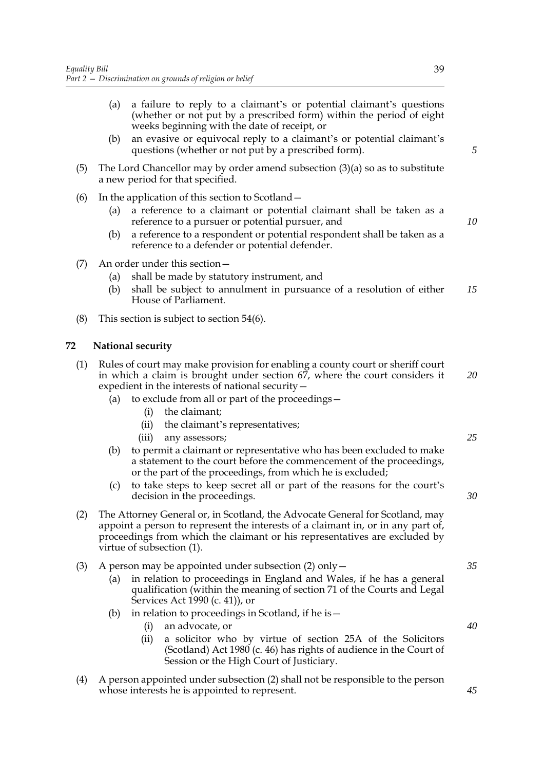(a) a failure to reply to a claimant's or potential claimant's questions (whether or not put by a prescribed form) within the period of eight weeks beginning with the date of receipt, or

(b) an evasive or equivocal reply to a claimant's or potential claimant's questions (whether or not put by a prescribed form).

(5) The Lord Chancellor may by order amend subsection (3)(a) so as to substitute a new period for that specified.

(6) In the application of this section to Scotland—

(a) a reference to a claimant or potential claimant shall be taken as a reference to a pursuer or potential pursuer, and

(b) a reference to a respondent or potential respondent shall be taken as a reference to a defender or potential defender.

(7) An order under this section—

(a) shall be made by statutory instrument, and

(b) shall be subject to annulment in pursuance of a resolution of either House of Parliament.

(8) This section is subject to section 54(6).

## 72 National security

(1) Rules of court may make provision for enabling a county court or sheriff court in which a claim is brought under section 67, where the court considers it expedient in the interests of national security—

(a) to exclude from all or part of the proceedings—

(i) the claimant;

(ii) the claimant's representatives;

(iii) any assessors;

(b) to permit a claimant or representative who has been excluded to make a statement to the court before the commencement of the proceedings, or the part of the proceedings, from which he is excluded;

(c) to take steps to keep secret all or part of the reasons for the court's decision in the proceedings.

(2) The Attorney General or, in Scotland, the Advocate General for Scotland, may appoint a person to represent the interests of a claimant in, or in any part of, proceedings from which the claimant or his representatives are excluded by virtue of subsection (1).

(3) A person may be appointed under subsection (2) only—

(a) in relation to proceedings in England and Wales, if he has a general qualification (within the meaning of section 71 of the Courts and Legal Services Act 1990 (c. 41)), or

(b) in relation to proceedings in Scotland, if he is—

(i) an advocate, or

(ii) a solicitor who by virtue of section 25A of the Solicitors (Scotland) Act 1980 (c. 46) has rights of audience in the Court of Session or the High Court of Justiciary.

(4) A person appointed under subsection (2) shall not be responsible to the person whose interests he is appointed to represent.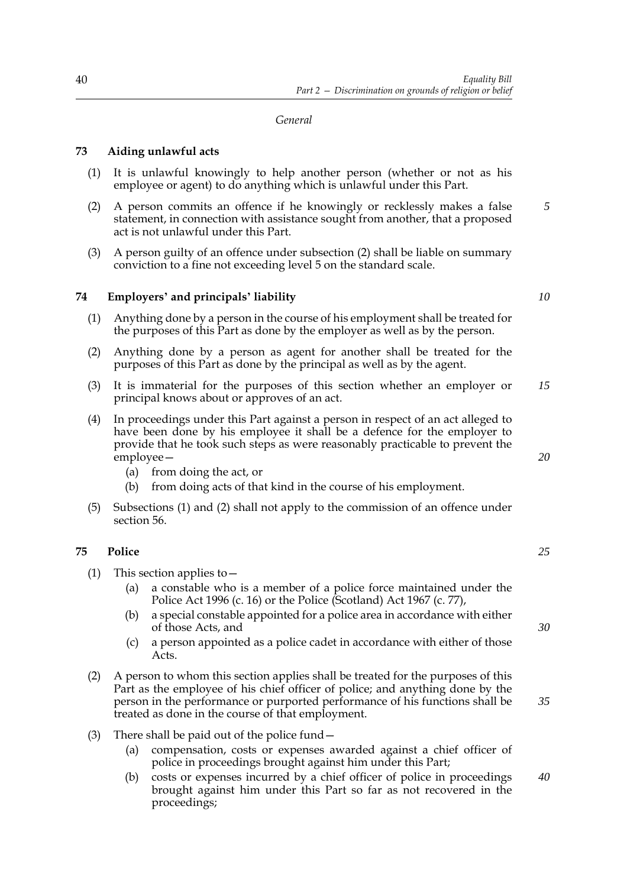*General*

## 73 Aiding unlawful acts

(1) It is unlawful knowingly to help another person (whether or not as his employee or agent) to do anything which is unlawful under this Part.

(2) A person commits an offence if he knowingly or recklessly makes a false statement, in connection with assistance sought from another, that a proposed act is not unlawful under this Part.

(3) A person guilty of an offence under subsection (2) shall be liable on summary conviction to a fine not exceeding level 5 on the standard scale.

## 74 Employers' and principals' liability

(1) Anything done by a person in the course of his employment shall be treated for the purposes of this Part as done by the employer as well as by the person.

(2) Anything done by a person as agent for another shall be treated for the purposes of this Part as done by the principal as well as by the agent.

(3) It is immaterial for the purposes of this section whether an employer or principal knows about or approves of an act.

(4) In proceedings under this Part against a person in respect of an act alleged to have been done by his employee it shall be a defence for the employer to provide that he took such steps as were reasonably practicable to prevent the employee—

- (a) from doing the act, or
- (b) from doing acts of that kind in the course of his employment.

(5) Subsections (1) and (2) shall not apply to the commission of an offence under section 56.

## 75 Police

(1) This section applies to—

- (a) a constable who is a member of a police force maintained under the Police Act 1996 (c. 16) or the Police (Scotland) Act 1967 (c. 77),
- (b) a special constable appointed for a police area in accordance with either of those Acts, and
- (c) a person appointed as a police cadet in accordance with either of those Acts.

(2) A person to whom this section applies shall be treated for the purposes of this Part as the employee of his chief officer of police; and anything done by the person in the performance or purported performance of his functions shall be treated as done in the course of that employment.

(3) There shall be paid out of the police fund—

- (a) compensation, costs or expenses awarded against a chief officer of police in proceedings brought against him under this Part;
- (b) costs or expenses incurred by a chief officer of police in proceedings brought against him under this Part so far as not recovered in the proceedings;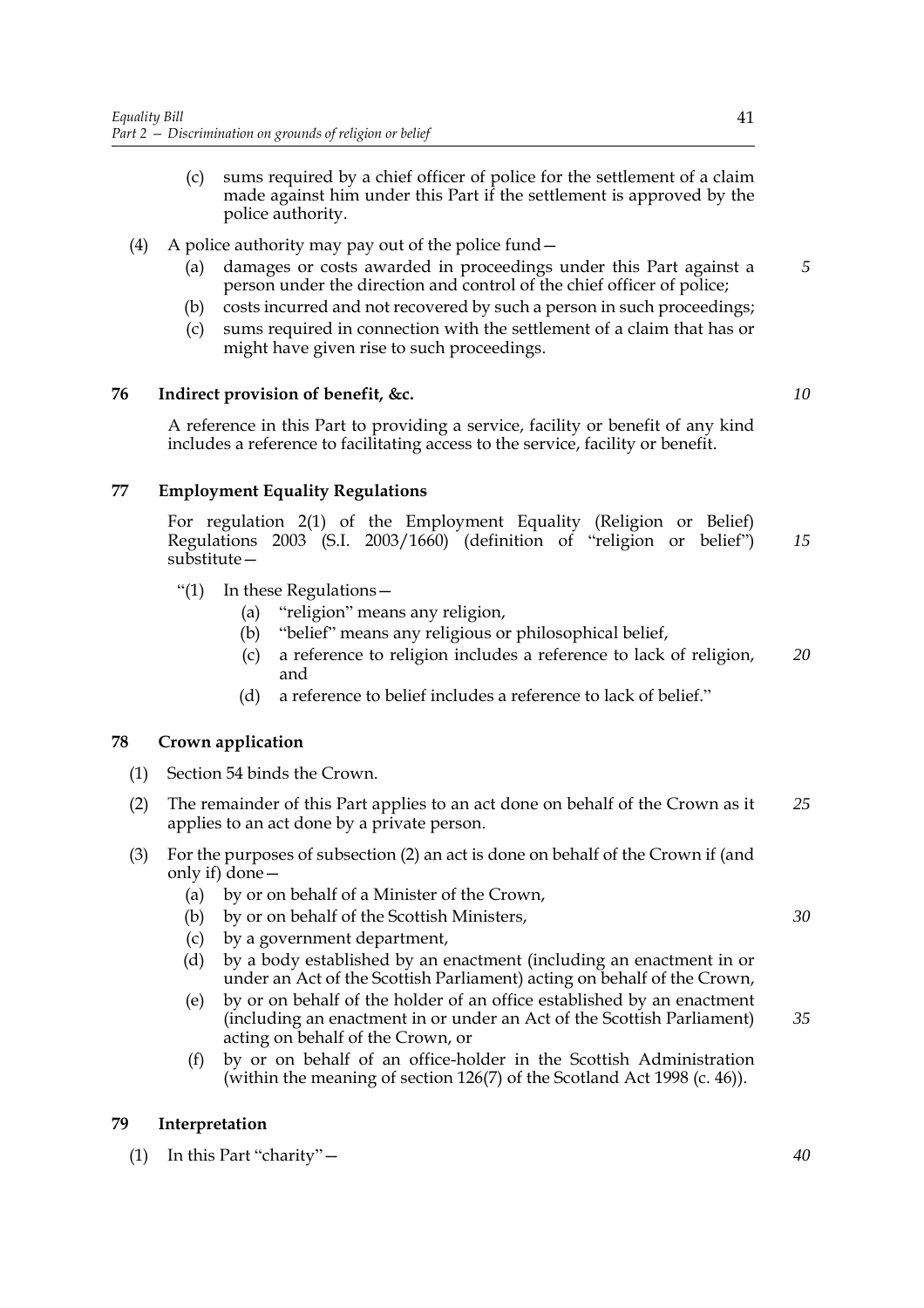(c) sums required by a chief officer of police for the settlement of a claim made against him under this Part if the settlement is approved by the police authority.

(4) A police authority may pay out of the police fund—

(a) damages or costs awarded in proceedings under this Part against a person under the direction and control of the chief officer of police;

(b) costs incurred and not recovered by such a person in such proceedings;

(c) sums required in connection with the settlement of a claim that has or might have given rise to such proceedings.

## 76 Indirect provision of benefit, &c.

A reference in this Part to providing a service, facility or benefit of any kind includes a reference to facilitating access to the service, facility or benefit.

## 77 Employment Equality Regulations

For regulation 2(1) of the Employment Equality (Religion or Belief) Regulations 2003 (S.I. 2003/1660) (definition of "religion or belief") substitute—

"(1) In these Regulations—

(a) "religion" means any religion,

(b) "belief" means any religious or philosophical belief,

(c) a reference to religion includes a reference to lack of religion, and

(d) a reference to belief includes a reference to lack of belief."

## 78 Crown application

(1) Section 54 binds the Crown.

(2) The remainder of this Part applies to an act done on behalf of the Crown as it applies to an act done by a private person.

(3) For the purposes of subsection (2) an act is done on behalf of the Crown if (and only if) done—

(a) by or on behalf of a Minister of the Crown,

(b) by or on behalf of the Scottish Ministers,

(c) by a government department,

(d) by a body established by an enactment (including an enactment in or under an Act of the Scottish Parliament) acting on behalf of the Crown,

(e) by or on behalf of the holder of an office established by an enactment (including an enactment in or under an Act of the Scottish Parliament) acting on behalf of the Crown, or

(f) by or on behalf of an office-holder in the Scottish Administration (within the meaning of section 126(7) of the Scotland Act 1998 (c. 46)).

## 79 Interpretation

(1) In this Part "charity"—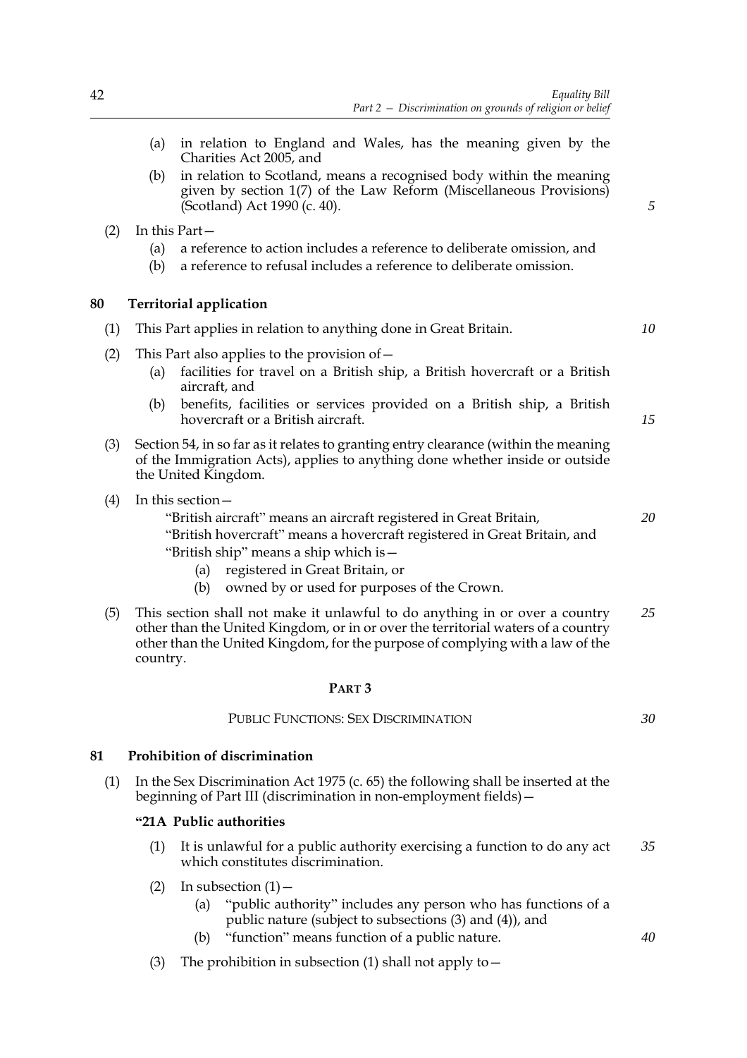(a) in relation to England and Wales, has the meaning given by the Charities Act 2005, and

(b) in relation to Scotland, means a recognised body within the meaning given by section 1(7) of the Law Reform (Miscellaneous Provisions) (Scotland) Act 1990 (c. 40).

(2) In this Part—

(a) a reference to action includes a reference to deliberate omission, and

(b) a reference to refusal includes a reference to deliberate omission.

### 80 Territorial application

(1) This Part applies in relation to anything done in Great Britain.

(2) This Part also applies to the provision of—

(a) facilities for travel on a British ship, a British hovercraft or a British aircraft, and

(b) benefits, facilities or services provided on a British ship, a British hovercraft or a British aircraft.

(3) Section 54, in so far as it relates to granting entry clearance (within the meaning of the Immigration Acts), applies to anything done whether inside or outside the United Kingdom.

(4) In this section—

"British aircraft" means an aircraft registered in Great Britain,

"British hovercraft" means a hovercraft registered in Great Britain, and

"British ship" means a ship which is—

(a) registered in Great Britain, or

(b) owned by or used for purposes of the Crown.

(5) This section shall not make it unlawful to do anything in or over a country other than the United Kingdom, or in or over the territorial waters of a country other than the United Kingdom, for the purpose of complying with a law of the country.

## PART 3

## PUBLIC FUNCTIONS: SEX DISCRIMINATION

### 81 Prohibition of discrimination

(1) In the Sex Discrimination Act 1975 (c. 65) the following shall be inserted at the beginning of Part III (discrimination in non-employment fields)—

**"21A Public authorities**

(1) It is unlawful for a public authority exercising a function to do any act which constitutes discrimination.

(2) In subsection (1)—

(a) "public authority" includes any person who has functions of a public nature (subject to subsections (3) and (4)), and

(b) "function" means function of a public nature.

(3) The prohibition in subsection (1) shall not apply to—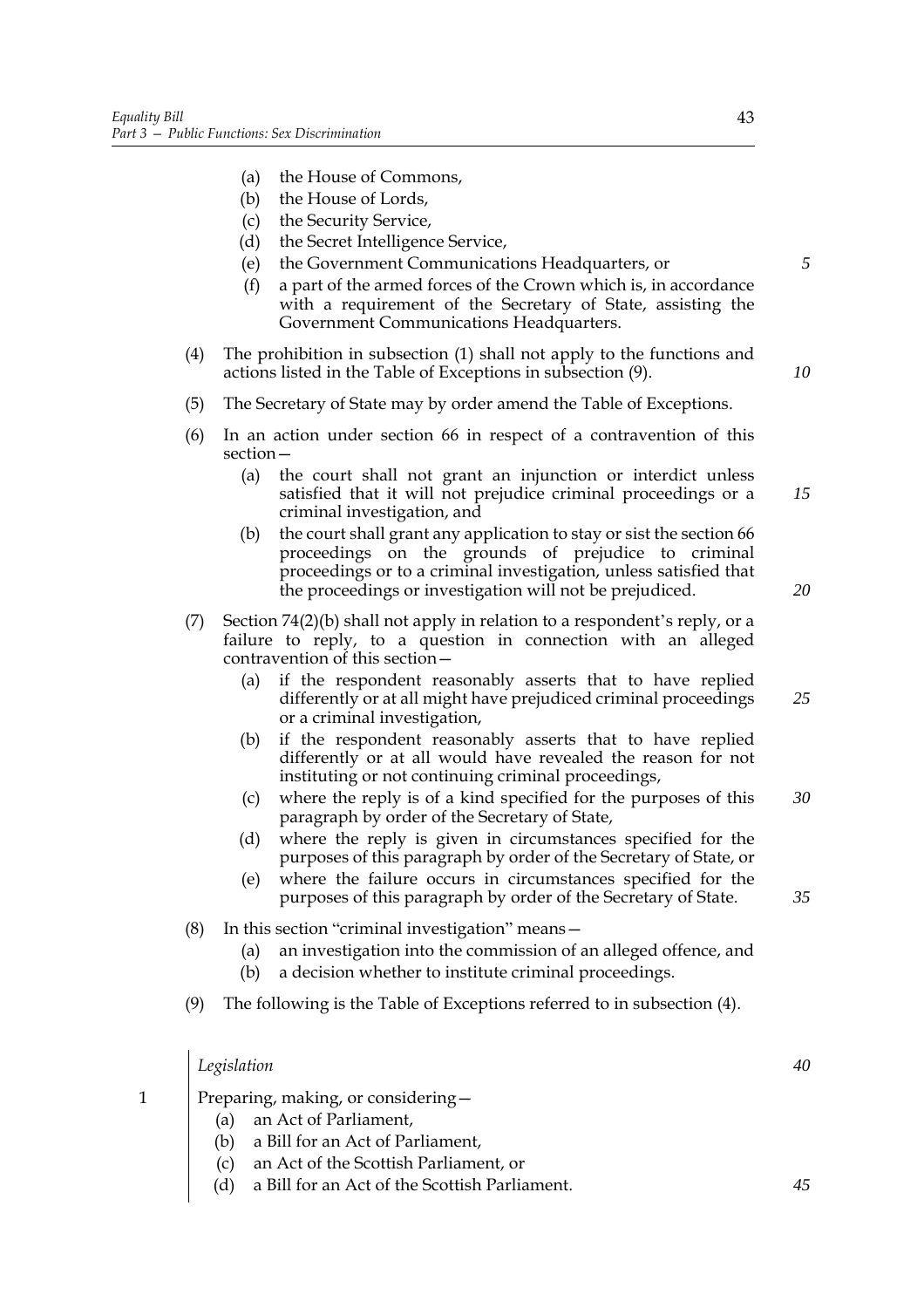(a) the House of Commons,
(b) the House of Lords,
(c) the Security Service,
(d) the Secret Intelligence Service,
(e) the Government Communications Headquarters, or
(f) a part of the armed forces of the Crown which is, in accordance with a requirement of the Secretary of State, assisting the Government Communications Headquarters.

(4) The prohibition in subsection (1) shall not apply to the functions and actions listed in the Table of Exceptions in subsection (9).

(5) The Secretary of State may by order amend the Table of Exceptions.

(6) In an action under section 66 in respect of a contravention of this section—

(a) the court shall not grant an injunction or interdict unless satisfied that it will not prejudice criminal proceedings or a criminal investigation, and
(b) the court shall grant any application to stay or sist the section 66 proceedings on the grounds of prejudice to criminal proceedings or to a criminal investigation, unless satisfied that the proceedings or investigation will not be prejudiced.

(7) Section 74(2)(b) shall not apply in relation to a respondent's reply, or a failure to reply, to a question in connection with an alleged contravention of this section—

(a) if the respondent reasonably asserts that to have replied differently or at all might have prejudiced criminal proceedings or a criminal investigation,
(b) if the respondent reasonably asserts that to have replied differently or at all would have revealed the reason for not instituting or not continuing criminal proceedings,
(c) where the reply is of a kind specified for the purposes of this paragraph by order of the Secretary of State,
(d) where the reply is given in circumstances specified for the purposes of this paragraph by order of the Secretary of State, or
(e) where the failure occurs in circumstances specified for the purposes of this paragraph by order of the Secretary of State.

(8) In this section "criminal investigation" means—

(a) an investigation into the commission of an alleged offence, and
(b) a decision whether to institute criminal proceedings.

(9) The following is the Table of Exceptions referred to in subsection (4).

| | *Legislation* |
|---|---|
| 1 | Preparing, making, or considering— (a) an Act of Parliament, (b) a Bill for an Act of Parliament, (c) an Act of the Scottish Parliament, or (d) a Bill for an Act of the Scottish Parliament. |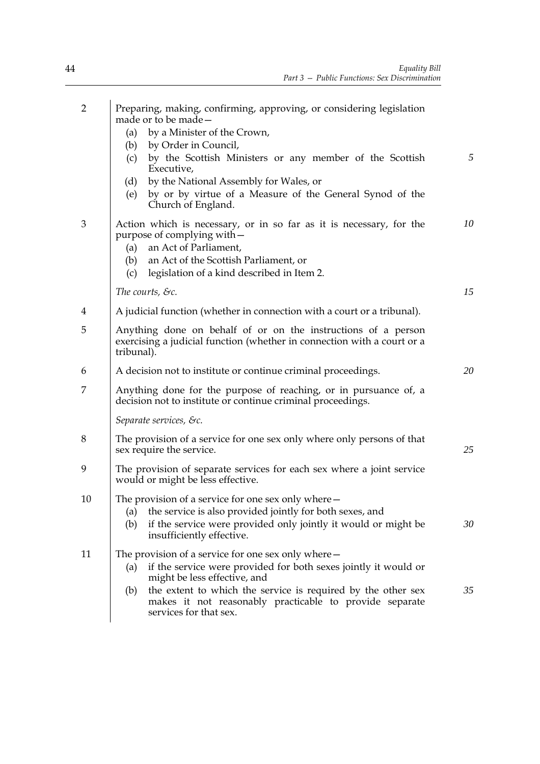| | |
|---|---|
| 2 | Preparing, making, confirming, approving, or considering legislation made or to be made—<br>(a) by a Minister of the Crown,<br>(b) by Order in Council,<br>(c) by the Scottish Ministers or any member of the Scottish Executive,<br>(d) by the National Assembly for Wales, or<br>(e) by or by virtue of a Measure of the General Synod of the Church of England. |
| 3 | Action which is necessary, or in so far as it is necessary, for the purpose of complying with—<br>(a) an Act of Parliament,<br>(b) an Act of the Scottish Parliament, or<br>(c) legislation of a kind described in Item 2. |
| | *The courts, &c.* |
| 4 | A judicial function (whether in connection with a court or a tribunal). |
| 5 | Anything done on behalf of or on the instructions of a person exercising a judicial function (whether in connection with a court or a tribunal). |
| 6 | A decision not to institute or continue criminal proceedings. |
| 7 | Anything done for the purpose of reaching, or in pursuance of, a decision not to institute or continue criminal proceedings. |
| | *Separate services, &c.* |
| 8 | The provision of a service for one sex only where only persons of that sex require the service. |
| 9 | The provision of separate services for each sex where a joint service would or might be less effective. |
| 10 | The provision of a service for one sex only where—<br>(a) the service is also provided jointly for both sexes, and<br>(b) if the service were provided only jointly it would or might be insufficiently effective. |
| 11 | The provision of a service for one sex only where—<br>(a) if the service were provided for both sexes jointly it would or might be less effective, and<br>(b) the extent to which the service is required by the other sex makes it not reasonably practicable to provide separate services for that sex. |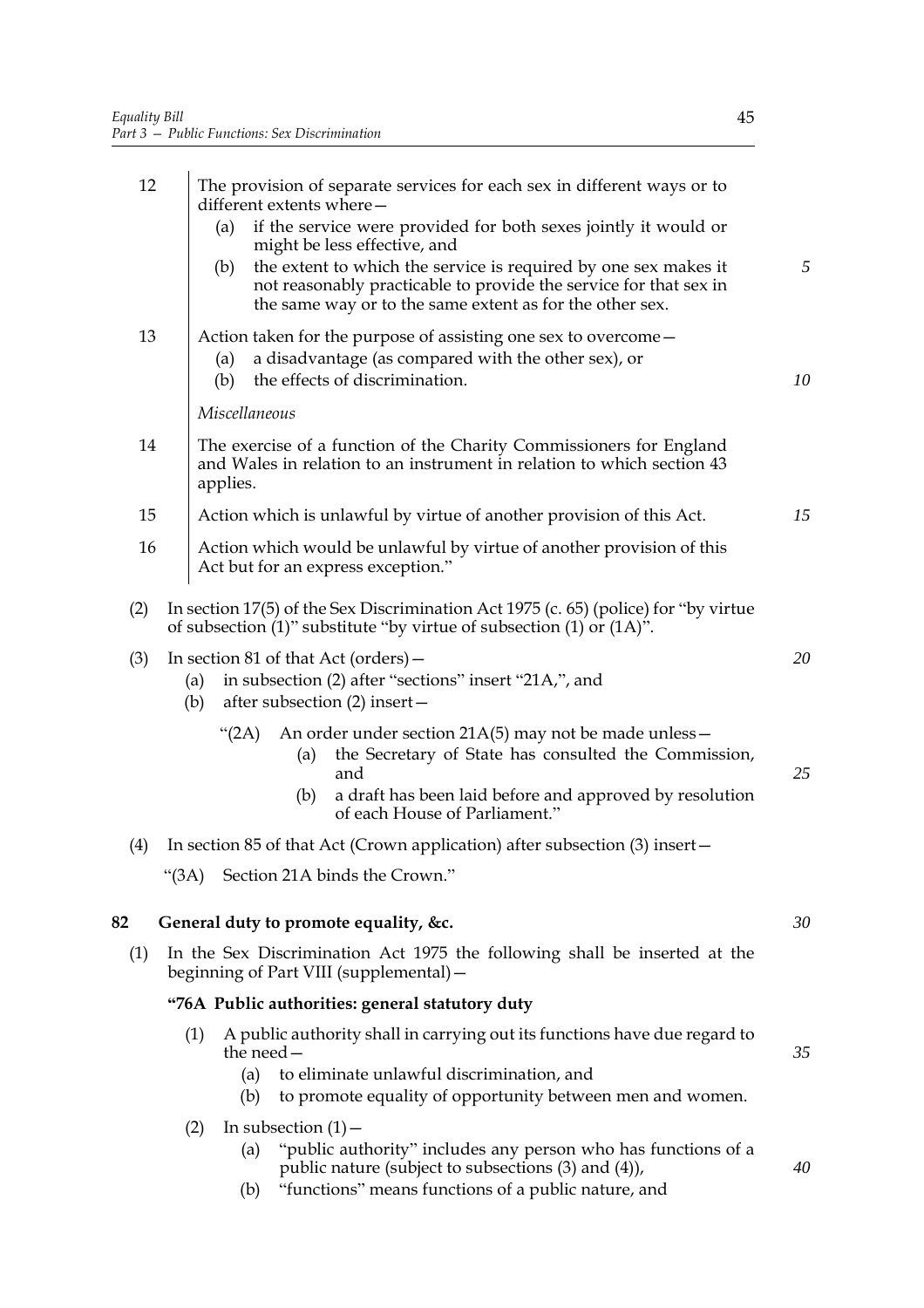12 The provision of separate services for each sex in different ways or to different extents where—

(a) if the service were provided for both sexes jointly it would or might be less effective, and

(b) the extent to which the service is required by one sex makes it not reasonably practicable to provide the service for that sex in the same way or to the same extent as for the other sex.

13 Action taken for the purpose of assisting one sex to overcome—

(a) a disadvantage (as compared with the other sex), or

(b) the effects of discrimination.

*Miscellaneous*

14 The exercise of a function of the Charity Commissioners for England and Wales in relation to an instrument in relation to which section 43 applies.

15 Action which is unlawful by virtue of another provision of this Act.

16 Action which would be unlawful by virtue of another provision of this Act but for an express exception."

(2) In section 17(5) of the Sex Discrimination Act 1975 (c. 65) (police) for "by virtue of subsection (1)" substitute "by virtue of subsection (1) or (1A)".

(3) In section 81 of that Act (orders)—

(a) in subsection (2) after "sections" insert "21A,", and

(b) after subsection (2) insert—

"(2A) An order under section 21A(5) may not be made unless—

(a) the Secretary of State has consulted the Commission, and

(b) a draft has been laid before and approved by resolution of each House of Parliament."

(4) In section 85 of that Act (Crown application) after subsection (3) insert—

"(3A) Section 21A binds the Crown."

## 82 General duty to promote equality, &c.

(1) In the Sex Discrimination Act 1975 the following shall be inserted at the beginning of Part VIII (supplemental)—

### "76A Public authorities: general statutory duty

(1) A public authority shall in carrying out its functions have due regard to the need—

(a) to eliminate unlawful discrimination, and

(b) to promote equality of opportunity between men and women.

(2) In subsection (1)—

(a) "public authority" includes any person who has functions of a public nature (subject to subsections (3) and (4)),

(b) "functions" means functions of a public nature, and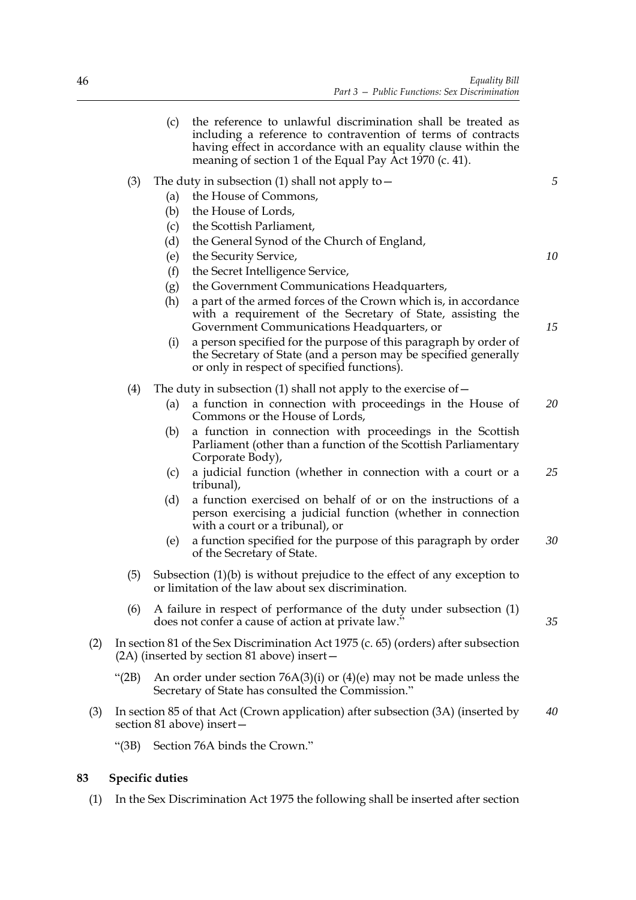(c) the reference to unlawful discrimination shall be treated as including a reference to contravention of terms of contracts having effect in accordance with an equality clause within the meaning of section 1 of the Equal Pay Act 1970 (c. 41).

(3) The duty in subsection (1) shall not apply to—

  (a) the House of Commons,
  (b) the House of Lords,
  (c) the Scottish Parliament,
  (d) the General Synod of the Church of England,
  (e) the Security Service,
  (f) the Secret Intelligence Service,
  (g) the Government Communications Headquarters,
  (h) a part of the armed forces of the Crown which is, in accordance with a requirement of the Secretary of State, assisting the Government Communications Headquarters, or
  (i) a person specified for the purpose of this paragraph by order of the Secretary of State (and a person may be specified generally or only in respect of specified functions).

(4) The duty in subsection (1) shall not apply to the exercise of—

  (a) a function in connection with proceedings in the House of Commons or the House of Lords,
  (b) a function in connection with proceedings in the Scottish Parliament (other than a function of the Scottish Parliamentary Corporate Body),
  (c) a judicial function (whether in connection with a court or a tribunal),
  (d) a function exercised on behalf of or on the instructions of a person exercising a judicial function (whether in connection with a court or a tribunal), or
  (e) a function specified for the purpose of this paragraph by order of the Secretary of State.

(5) Subsection (1)(b) is without prejudice to the effect of any exception to or limitation of the law about sex discrimination.

(6) A failure in respect of performance of the duty under subsection (1) does not confer a cause of action at private law."

(2) In section 81 of the Sex Discrimination Act 1975 (c. 65) (orders) after subsection (2A) (inserted by section 81 above) insert—

  "(2B) An order under section 76A(3)(i) or (4)(e) may not be made unless the Secretary of State has consulted the Commission."

(3) In section 85 of that Act (Crown application) after subsection (3A) (inserted by section 81 above) insert—

  "(3B) Section 76A binds the Crown."

**83 Specific duties**

(1) In the Sex Discrimination Act 1975 the following shall be inserted after section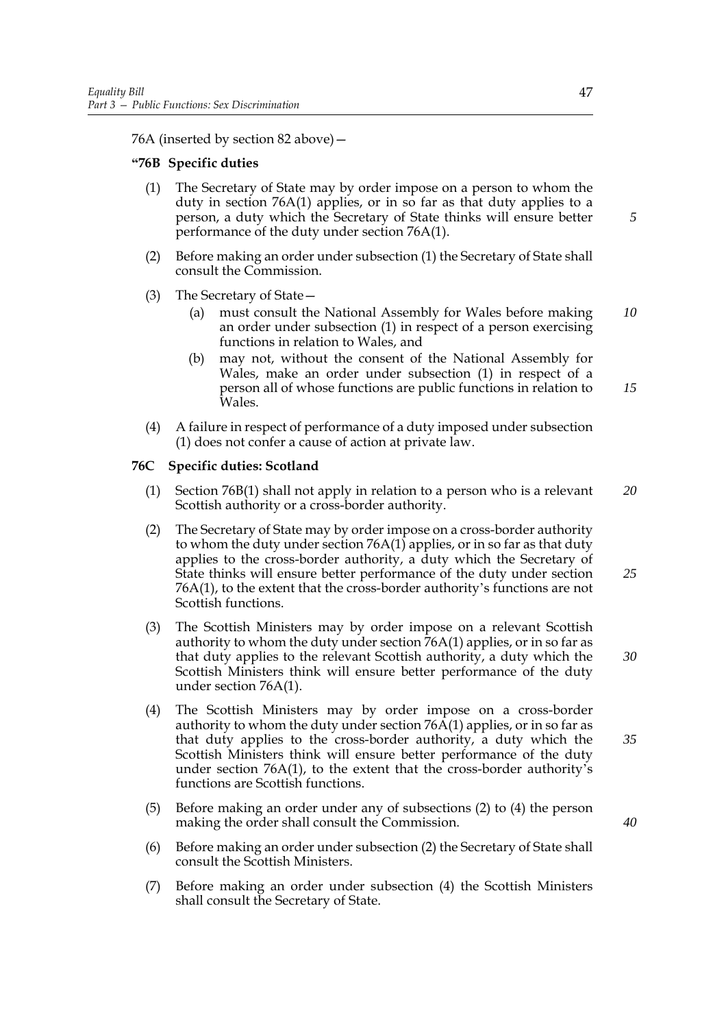76A (inserted by section 82 above)—

**"76B Specific duties**

(1) The Secretary of State may by order impose on a person to whom the duty in section 76A(1) applies, or in so far as that duty applies to a person, a duty which the Secretary of State thinks will ensure better performance of the duty under section 76A(1).

(2) Before making an order under subsection (1) the Secretary of State shall consult the Commission.

(3) The Secretary of State—

(a) must consult the National Assembly for Wales before making an order under subsection (1) in respect of a person exercising functions in relation to Wales, and

(b) may not, without the consent of the National Assembly for Wales, make an order under subsection (1) in respect of a person all of whose functions are public functions in relation to Wales.

(4) A failure in respect of performance of a duty imposed under subsection (1) does not confer a cause of action at private law.

**76C Specific duties: Scotland**

(1) Section 76B(1) shall not apply in relation to a person who is a relevant Scottish authority or a cross-border authority.

(2) The Secretary of State may by order impose on a cross-border authority to whom the duty under section 76A(1) applies, or in so far as that duty applies to the cross-border authority, a duty which the Secretary of State thinks will ensure better performance of the duty under section 76A(1), to the extent that the cross-border authority's functions are not Scottish functions.

(3) The Scottish Ministers may by order impose on a relevant Scottish authority to whom the duty under section 76A(1) applies, or in so far as that duty applies to the relevant Scottish authority, a duty which the Scottish Ministers think will ensure better performance of the duty under section 76A(1).

(4) The Scottish Ministers may by order impose on a cross-border authority to whom the duty under section 76A(1) applies, or in so far as that duty applies to the cross-border authority, a duty which the Scottish Ministers think will ensure better performance of the duty under section 76A(1), to the extent that the cross-border authority's functions are Scottish functions.

(5) Before making an order under any of subsections (2) to (4) the person making the order shall consult the Commission.

(6) Before making an order under subsection (2) the Secretary of State shall consult the Scottish Ministers.

(7) Before making an order under subsection (4) the Scottish Ministers shall consult the Secretary of State.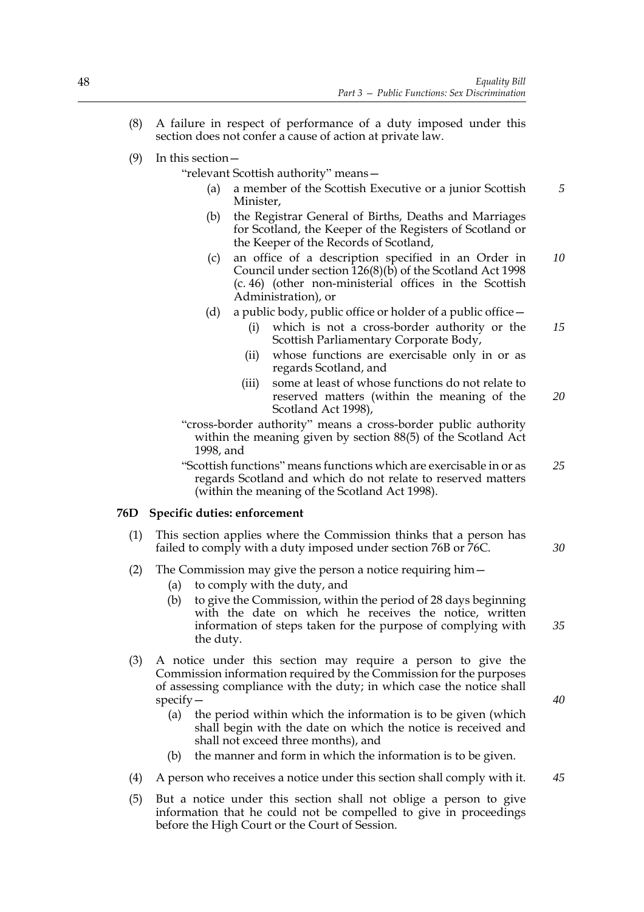(8) A failure in respect of performance of a duty imposed under this section does not confer a cause of action at private law.

(9) In this section—

"relevant Scottish authority" means—

- (a) a member of the Scottish Executive or a junior Scottish Minister,
- (b) the Registrar General of Births, Deaths and Marriages for Scotland, the Keeper of the Registers of Scotland or the Keeper of the Records of Scotland,
- (c) an office of a description specified in an Order in Council under section 126(8)(b) of the Scotland Act 1998 (c. 46) (other non-ministerial offices in the Scottish Administration), or
- (d) a public body, public office or holder of a public office—
  - (i) which is not a cross-border authority or the Scottish Parliamentary Corporate Body,
  - (ii) whose functions are exercisable only in or as regards Scotland, and
  - (iii) some at least of whose functions do not relate to reserved matters (within the meaning of the Scotland Act 1998),

"cross-border authority" means a cross-border public authority within the meaning given by section 88(5) of the Scotland Act 1998, and

"Scottish functions" means functions which are exercisable in or as regards Scotland and which do not relate to reserved matters (within the meaning of the Scotland Act 1998).

**76D Specific duties: enforcement**

(1) This section applies where the Commission thinks that a person has failed to comply with a duty imposed under section 76B or 76C.

(2) The Commission may give the person a notice requiring him—

- (a) to comply with the duty, and
- (b) to give the Commission, within the period of 28 days beginning with the date on which he receives the notice, written information of steps taken for the purpose of complying with the duty.

(3) A notice under this section may require a person to give the Commission information required by the Commission for the purposes of assessing compliance with the duty; in which case the notice shall specify—

- (a) the period within which the information is to be given (which shall begin with the date on which the notice is received and shall not exceed three months), and
- (b) the manner and form in which the information is to be given.

(4) A person who receives a notice under this section shall comply with it.

(5) But a notice under this section shall not oblige a person to give information that he could not be compelled to give in proceedings before the High Court or the Court of Session.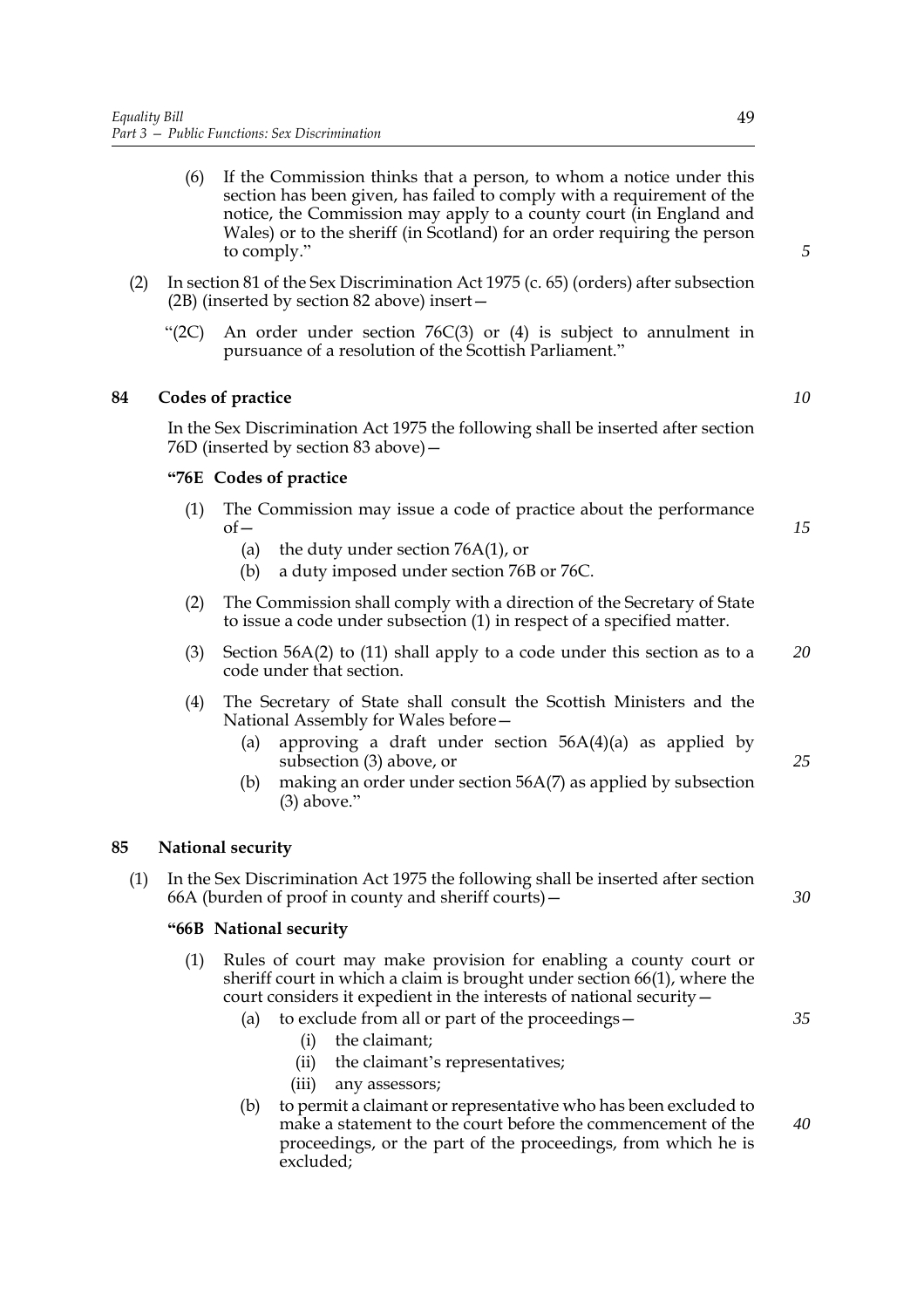(6) If the Commission thinks that a person, to whom a notice under this section has been given, has failed to comply with a requirement of the notice, the Commission may apply to a county court (in England and Wales) or to the sheriff (in Scotland) for an order requiring the person to comply."

(2) In section 81 of the Sex Discrimination Act 1975 (c. 65) (orders) after subsection (2B) (inserted by section 82 above) insert—

"(2C) An order under section 76C(3) or (4) is subject to annulment in pursuance of a resolution of the Scottish Parliament."

## 84 Codes of practice

In the Sex Discrimination Act 1975 the following shall be inserted after section 76D (inserted by section 83 above)—

### "76E Codes of practice

(1) The Commission may issue a code of practice about the performance of—

(a) the duty under section 76A(1), or

(b) a duty imposed under section 76B or 76C.

(2) The Commission shall comply with a direction of the Secretary of State to issue a code under subsection (1) in respect of a specified matter.

(3) Section 56A(2) to (11) shall apply to a code under this section as to a code under that section.

(4) The Secretary of State shall consult the Scottish Ministers and the National Assembly for Wales before—

(a) approving a draft under section 56A(4)(a) as applied by subsection (3) above, or

(b) making an order under section 56A(7) as applied by subsection (3) above."

## 85 National security

(1) In the Sex Discrimination Act 1975 the following shall be inserted after section 66A (burden of proof in county and sheriff courts)—

### "66B National security

(1) Rules of court may make provision for enabling a county court or sheriff court in which a claim is brought under section 66(1), where the court considers it expedient in the interests of national security—

(a) to exclude from all or part of the proceedings—

(i) the claimant;

(ii) the claimant's representatives;

(iii) any assessors;

(b) to permit a claimant or representative who has been excluded to make a statement to the court before the commencement of the proceedings, or the part of the proceedings, from which he is excluded;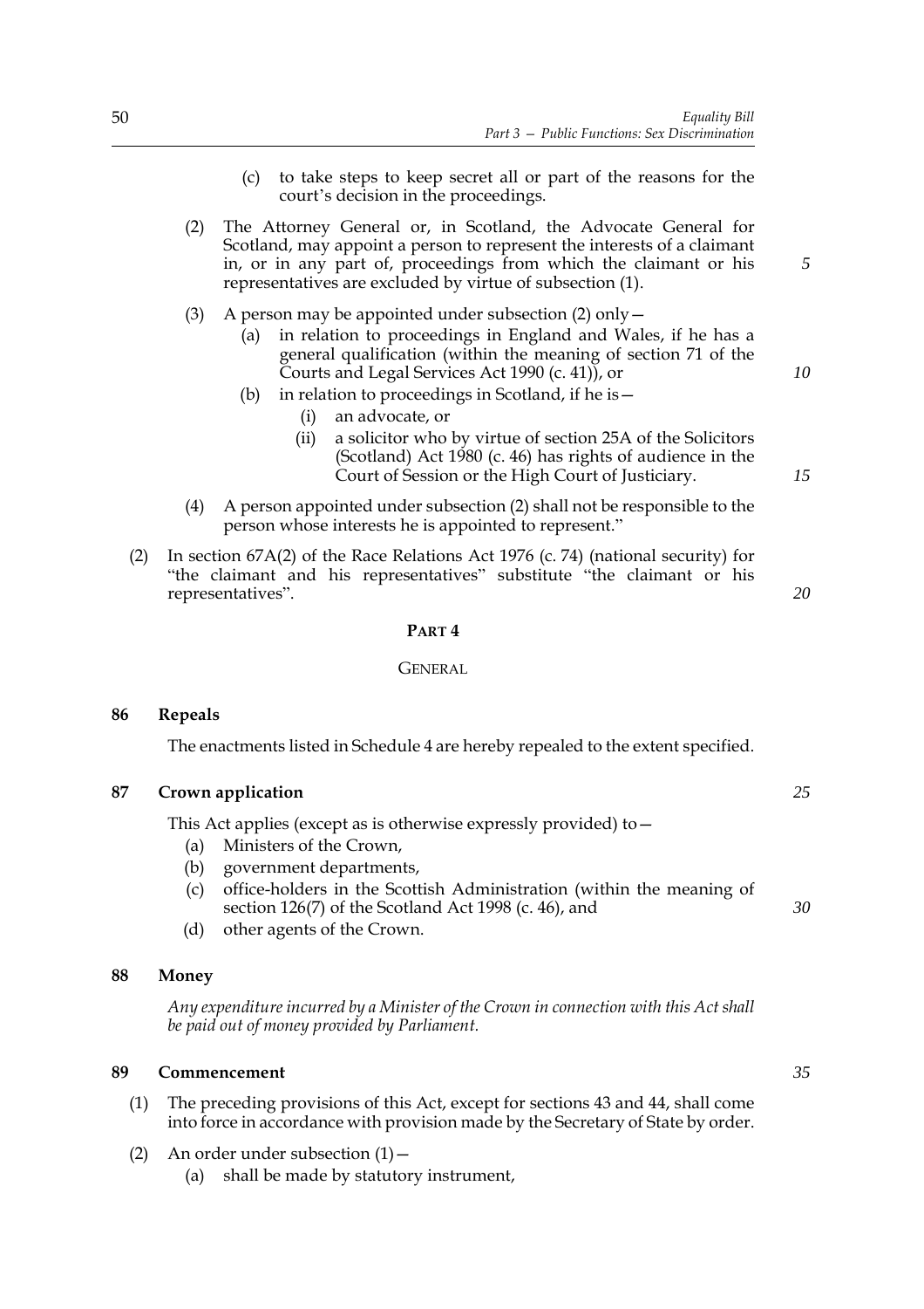(c) to take steps to keep secret all or part of the reasons for the court's decision in the proceedings.

(2) The Attorney General or, in Scotland, the Advocate General for Scotland, may appoint a person to represent the interests of a claimant in, or in any part of, proceedings from which the claimant or his representatives are excluded by virtue of subsection (1).

(3) A person may be appointed under subsection (2) only—

(a) in relation to proceedings in England and Wales, if he has a general qualification (within the meaning of section 71 of the Courts and Legal Services Act 1990 (c. 41)), or

(b) in relation to proceedings in Scotland, if he is—

(i) an advocate, or

(ii) a solicitor who by virtue of section 25A of the Solicitors (Scotland) Act 1980 (c. 46) has rights of audience in the Court of Session or the High Court of Justiciary.

(4) A person appointed under subsection (2) shall not be responsible to the person whose interests he is appointed to represent."

(2) In section 67A(2) of the Race Relations Act 1976 (c. 74) (national security) for "the claimant and his representatives" substitute "the claimant or his representatives".

## PART 4

## GENERAL

### 86 Repeals

The enactments listed in Schedule 4 are hereby repealed to the extent specified.

### 87 Crown application

This Act applies (except as is otherwise expressly provided) to—

(a) Ministers of the Crown,

(b) government departments,

(c) office-holders in the Scottish Administration (within the meaning of section 126(7) of the Scotland Act 1998 (c. 46), and

(d) other agents of the Crown.

### 88 Money

*Any expenditure incurred by a Minister of the Crown in connection with this Act shall be paid out of money provided by Parliament.*

### 89 Commencement

(1) The preceding provisions of this Act, except for sections 43 and 44, shall come into force in accordance with provision made by the Secretary of State by order.

(2) An order under subsection (1)—

(a) shall be made by statutory instrument,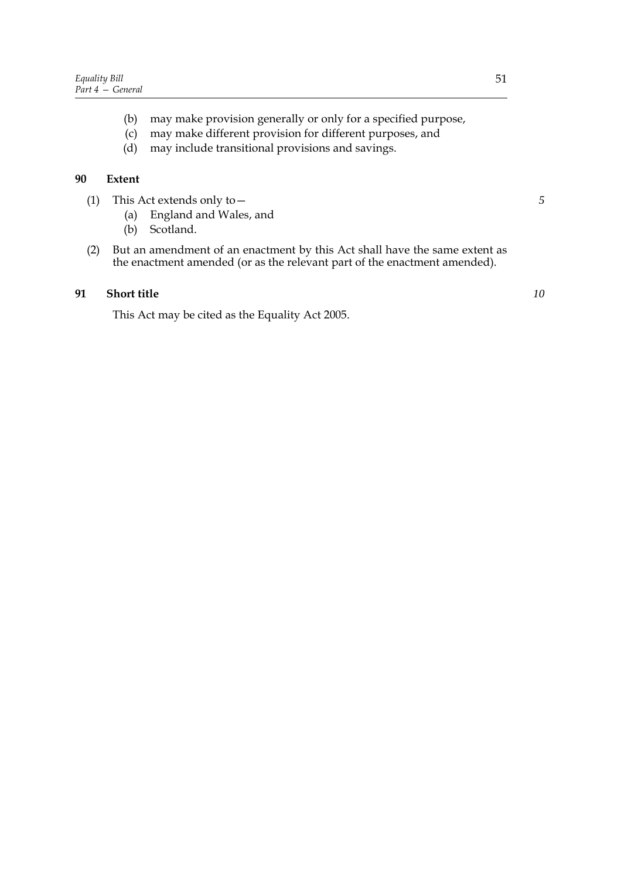(b) may make provision generally or only for a specified purpose,

(c) may make different provision for different purposes, and

(d) may include transitional provisions and savings.

## 90 Extent

(1) This Act extends only to—

(a) England and Wales, and

(b) Scotland.

(2) But an amendment of an enactment by this Act shall have the same extent as the enactment amended (or as the relevant part of the enactment amended).

## 91 Short title

This Act may be cited as the Equality Act 2005.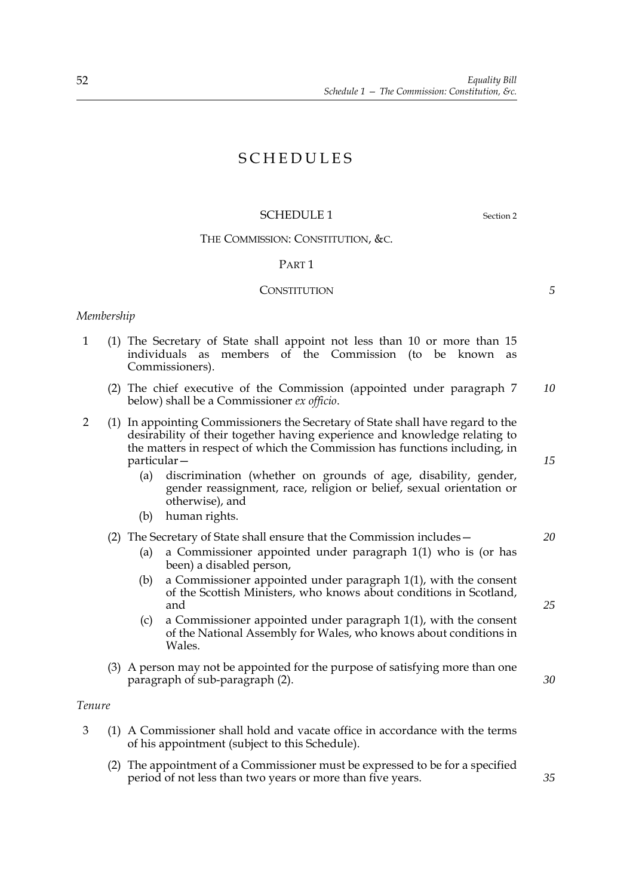# SCHEDULES

## SCHEDULE 1

Section 2

## THE COMMISSION: CONSTITUTION, &C.

### PART 1

### CONSTITUTION

*Membership*

1 (1) The Secretary of State shall appoint not less than 10 or more than 15 individuals as members of the Commission (to be known as Commissioners).

(2) The chief executive of the Commission (appointed under paragraph 7 below) shall be a Commissioner *ex officio*.

2 (1) In appointing Commissioners the Secretary of State shall have regard to the desirability of their together having experience and knowledge relating to the matters in respect of which the Commission has functions including, in particular—

(a) discrimination (whether on grounds of age, disability, gender, gender reassignment, race, religion or belief, sexual orientation or otherwise), and

(b) human rights.

(2) The Secretary of State shall ensure that the Commission includes—

(a) a Commissioner appointed under paragraph 1(1) who is (or has been) a disabled person,

(b) a Commissioner appointed under paragraph 1(1), with the consent of the Scottish Ministers, who knows about conditions in Scotland, and

(c) a Commissioner appointed under paragraph 1(1), with the consent of the National Assembly for Wales, who knows about conditions in Wales.

(3) A person may not be appointed for the purpose of satisfying more than one paragraph of sub-paragraph (2).

*Tenure*

3 (1) A Commissioner shall hold and vacate office in accordance with the terms of his appointment (subject to this Schedule).

(2) The appointment of a Commissioner must be expressed to be for a specified period of not less than two years or more than five years.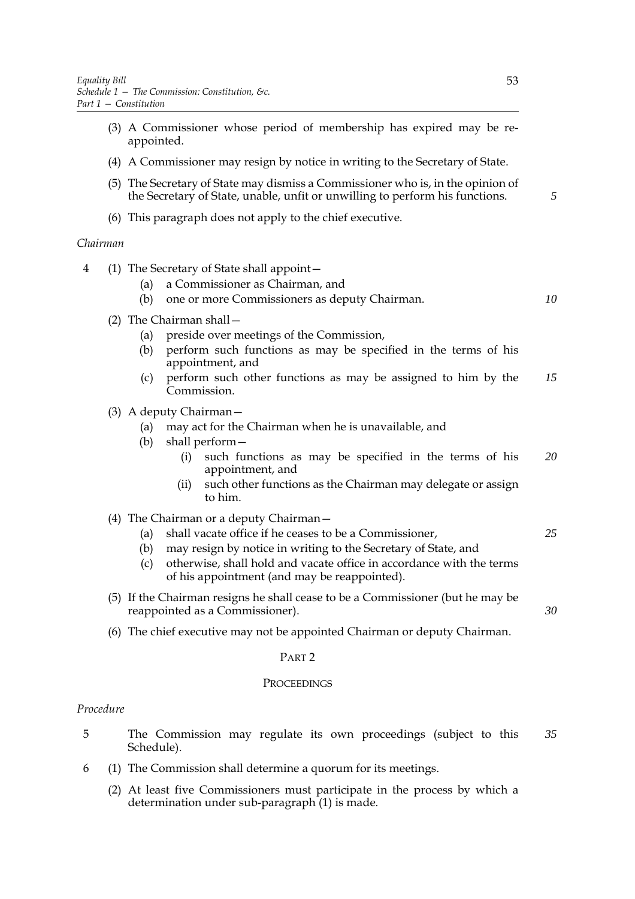(3) A Commissioner whose period of membership has expired may be re-appointed.

(4) A Commissioner may resign by notice in writing to the Secretary of State.

(5) The Secretary of State may dismiss a Commissioner who is, in the opinion of the Secretary of State, unable, unfit or unwilling to perform his functions.

(6) This paragraph does not apply to the chief executive.

*Chairman*

4 (1) The Secretary of State shall appoint—
   (a) a Commissioner as Chairman, and
   (b) one or more Commissioners as deputy Chairman.

(2) The Chairman shall—
   (a) preside over meetings of the Commission,
   (b) perform such functions as may be specified in the terms of his appointment, and
   (c) perform such other functions as may be assigned to him by the Commission.

(3) A deputy Chairman—
   (a) may act for the Chairman when he is unavailable, and
   (b) shall perform—
      (i) such functions as may be specified in the terms of his appointment, and
      (ii) such other functions as the Chairman may delegate or assign to him.

(4) The Chairman or a deputy Chairman—
   (a) shall vacate office if he ceases to be a Commissioner,
   (b) may resign by notice in writing to the Secretary of State, and
   (c) otherwise, shall hold and vacate office in accordance with the terms of his appointment (and may be reappointed).

(5) If the Chairman resigns he shall cease to be a Commissioner (but he may be reappointed as a Commissioner).

(6) The chief executive may not be appointed Chairman or deputy Chairman.

## PART 2

## PROCEEDINGS

*Procedure*

5 The Commission may regulate its own proceedings (subject to this Schedule).

6 (1) The Commission shall determine a quorum for its meetings.

(2) At least five Commissioners must participate in the process by which a determination under sub-paragraph (1) is made.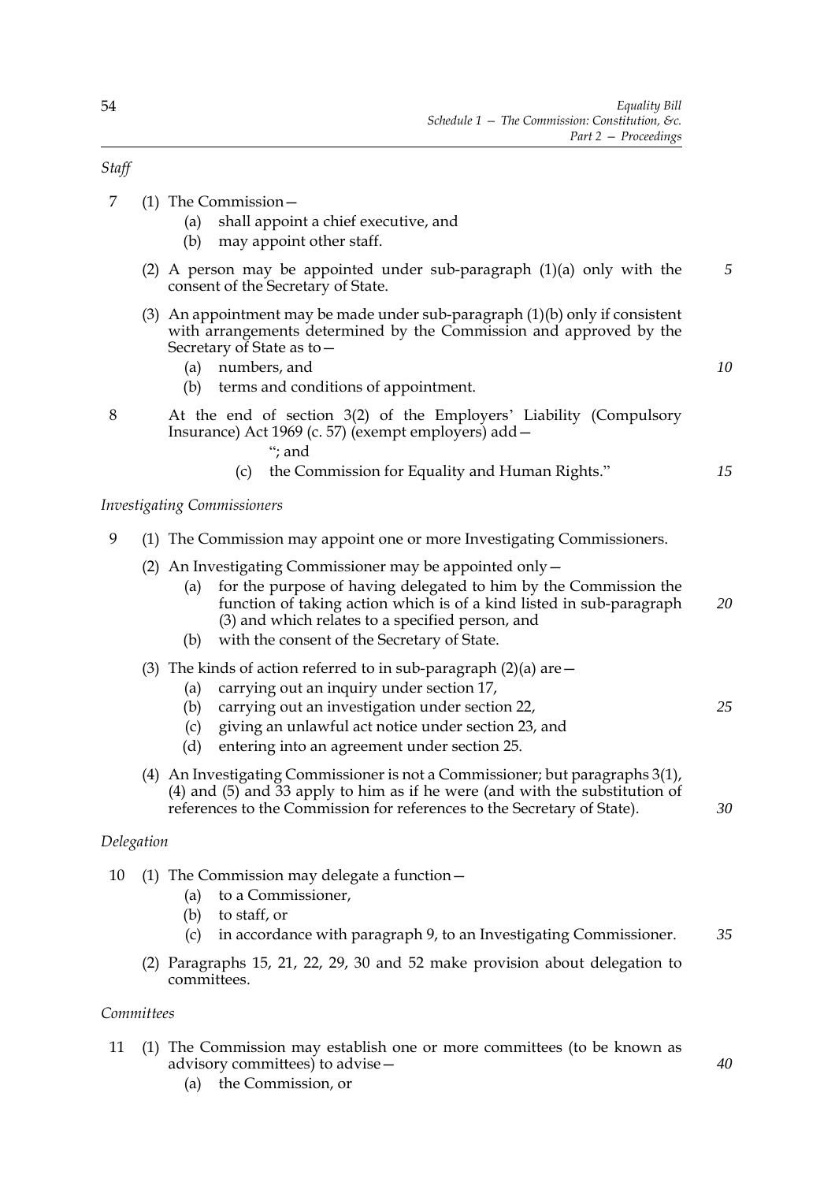*Staff*

7 (1) The Commission—

(a) shall appoint a chief executive, and

(b) may appoint other staff.

(2) A person may be appointed under sub-paragraph (1)(a) only with the consent of the Secretary of State.

(3) An appointment may be made under sub-paragraph (1)(b) only if consistent with arrangements determined by the Commission and approved by the Secretary of State as to—

(a) numbers, and

(b) terms and conditions of appointment.

8 At the end of section 3(2) of the Employers' Liability (Compulsory Insurance) Act 1969 (c. 57) (exempt employers) add—

"; and

(c) the Commission for Equality and Human Rights."

*Investigating Commissioners*

9 (1) The Commission may appoint one or more Investigating Commissioners.

(2) An Investigating Commissioner may be appointed only—

(a) for the purpose of having delegated to him by the Commission the function of taking action which is of a kind listed in sub-paragraph (3) and which relates to a specified person, and

(b) with the consent of the Secretary of State.

(3) The kinds of action referred to in sub-paragraph (2)(a) are—

(a) carrying out an inquiry under section 17,

(b) carrying out an investigation under section 22,

(c) giving an unlawful act notice under section 23, and

(d) entering into an agreement under section 25.

(4) An Investigating Commissioner is not a Commissioner; but paragraphs 3(1), (4) and (5) and 33 apply to him as if he were (and with the substitution of references to the Commission for references to the Secretary of State).

*Delegation*

10 (1) The Commission may delegate a function—

(a) to a Commissioner,

(b) to staff, or

(c) in accordance with paragraph 9, to an Investigating Commissioner.

(2) Paragraphs 15, 21, 22, 29, 30 and 52 make provision about delegation to committees.

*Committees*

11 (1) The Commission may establish one or more committees (to be known as advisory committees) to advise—

(a) the Commission, or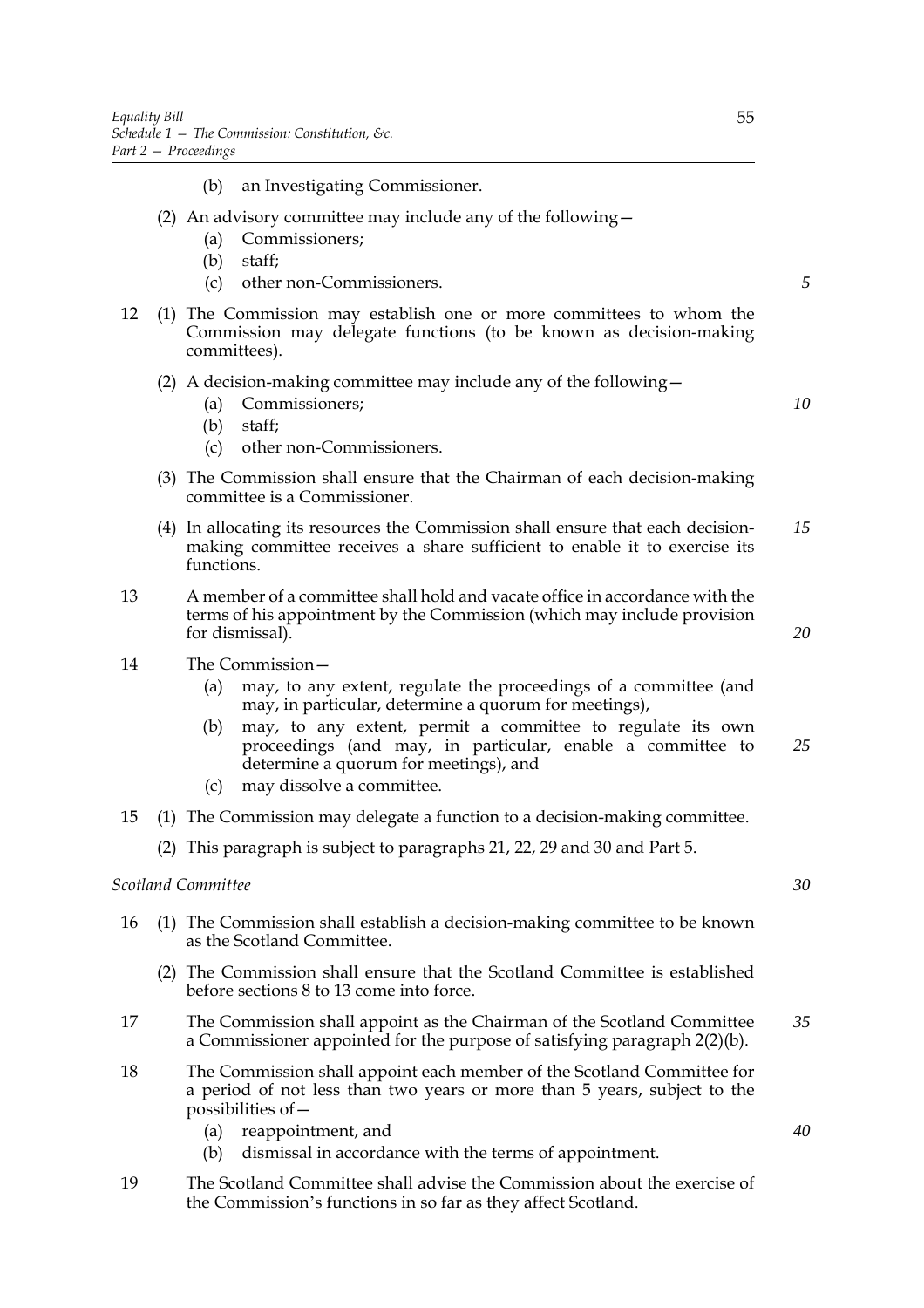(b) an Investigating Commissioner.

(2) An advisory committee may include any of the following—

(a) Commissioners;

(b) staff;

(c) other non-Commissioners.

12 (1) The Commission may establish one or more committees to whom the Commission may delegate functions (to be known as decision-making committees).

(2) A decision-making committee may include any of the following—

(a) Commissioners;

(b) staff;

(c) other non-Commissioners.

(3) The Commission shall ensure that the Chairman of each decision-making committee is a Commissioner.

(4) In allocating its resources the Commission shall ensure that each decision-making committee receives a share sufficient to enable it to exercise its functions.

13 A member of a committee shall hold and vacate office in accordance with the terms of his appointment by the Commission (which may include provision for dismissal).

14 The Commission—

(a) may, to any extent, regulate the proceedings of a committee (and may, in particular, determine a quorum for meetings),

(b) may, to any extent, permit a committee to regulate its own proceedings (and may, in particular, enable a committee to determine a quorum for meetings), and

(c) may dissolve a committee.

15 (1) The Commission may delegate a function to a decision-making committee.

(2) This paragraph is subject to paragraphs 21, 22, 29 and 30 and Part 5.

*Scotland Committee*

16 (1) The Commission shall establish a decision-making committee to be known as the Scotland Committee.

(2) The Commission shall ensure that the Scotland Committee is established before sections 8 to 13 come into force.

17 The Commission shall appoint as the Chairman of the Scotland Committee a Commissioner appointed for the purpose of satisfying paragraph 2(2)(b).

18 The Commission shall appoint each member of the Scotland Committee for a period of not less than two years or more than 5 years, subject to the possibilities of—

(a) reappointment, and

(b) dismissal in accordance with the terms of appointment.

19 The Scotland Committee shall advise the Commission about the exercise of the Commission's functions in so far as they affect Scotland.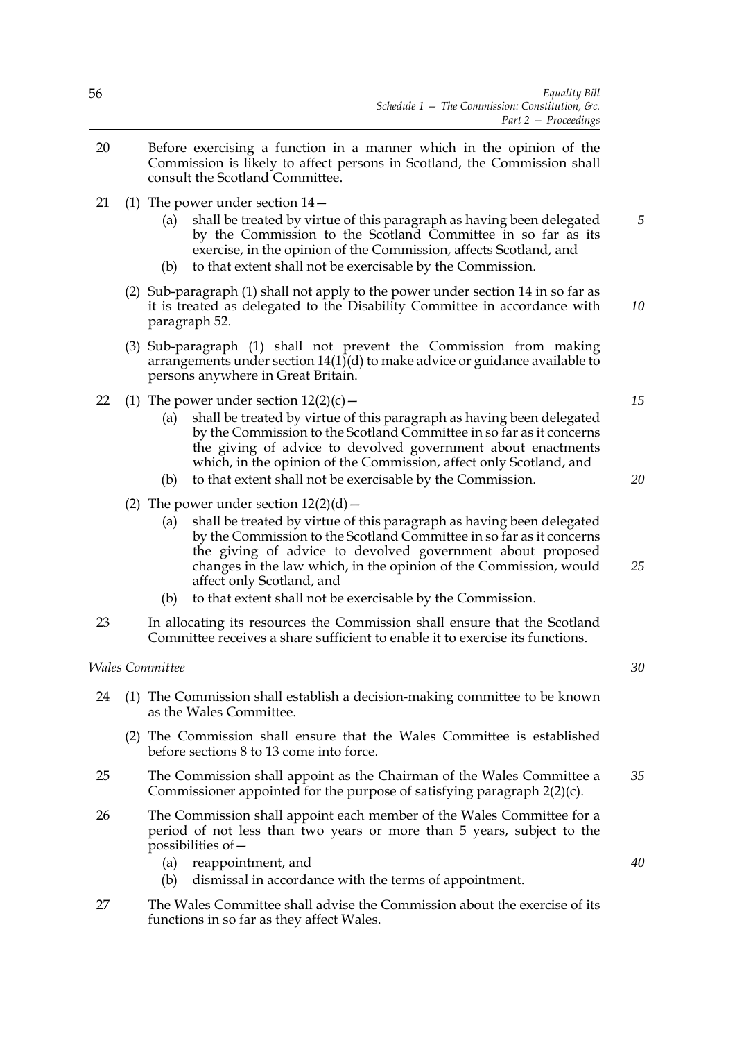20 Before exercising a function in a manner which in the opinion of the Commission is likely to affect persons in Scotland, the Commission shall consult the Scotland Committee.

21 (1) The power under section 14—

(a) shall be treated by virtue of this paragraph as having been delegated by the Commission to the Scotland Committee in so far as its exercise, in the opinion of the Commission, affects Scotland, and

(b) to that extent shall not be exercisable by the Commission.

(2) Sub-paragraph (1) shall not apply to the power under section 14 in so far as it is treated as delegated to the Disability Committee in accordance with paragraph 52.

(3) Sub-paragraph (1) shall not prevent the Commission from making arrangements under section 14(1)(d) to make advice or guidance available to persons anywhere in Great Britain.

22 (1) The power under section 12(2)(c)—

(a) shall be treated by virtue of this paragraph as having been delegated by the Commission to the Scotland Committee in so far as it concerns the giving of advice to devolved government about enactments which, in the opinion of the Commission, affect only Scotland, and

(b) to that extent shall not be exercisable by the Commission.

(2) The power under section 12(2)(d)—

(a) shall be treated by virtue of this paragraph as having been delegated by the Commission to the Scotland Committee in so far as it concerns the giving of advice to devolved government about proposed changes in the law which, in the opinion of the Commission, would affect only Scotland, and

(b) to that extent shall not be exercisable by the Commission.

23 In allocating its resources the Commission shall ensure that the Scotland Committee receives a share sufficient to enable it to exercise its functions.

*Wales Committee*

24 (1) The Commission shall establish a decision-making committee to be known as the Wales Committee.

(2) The Commission shall ensure that the Wales Committee is established before sections 8 to 13 come into force.

25 The Commission shall appoint as the Chairman of the Wales Committee a Commissioner appointed for the purpose of satisfying paragraph 2(2)(c).

26 The Commission shall appoint each member of the Wales Committee for a period of not less than two years or more than 5 years, subject to the possibilities of—

(a) reappointment, and

(b) dismissal in accordance with the terms of appointment.

27 The Wales Committee shall advise the Commission about the exercise of its functions in so far as they affect Wales.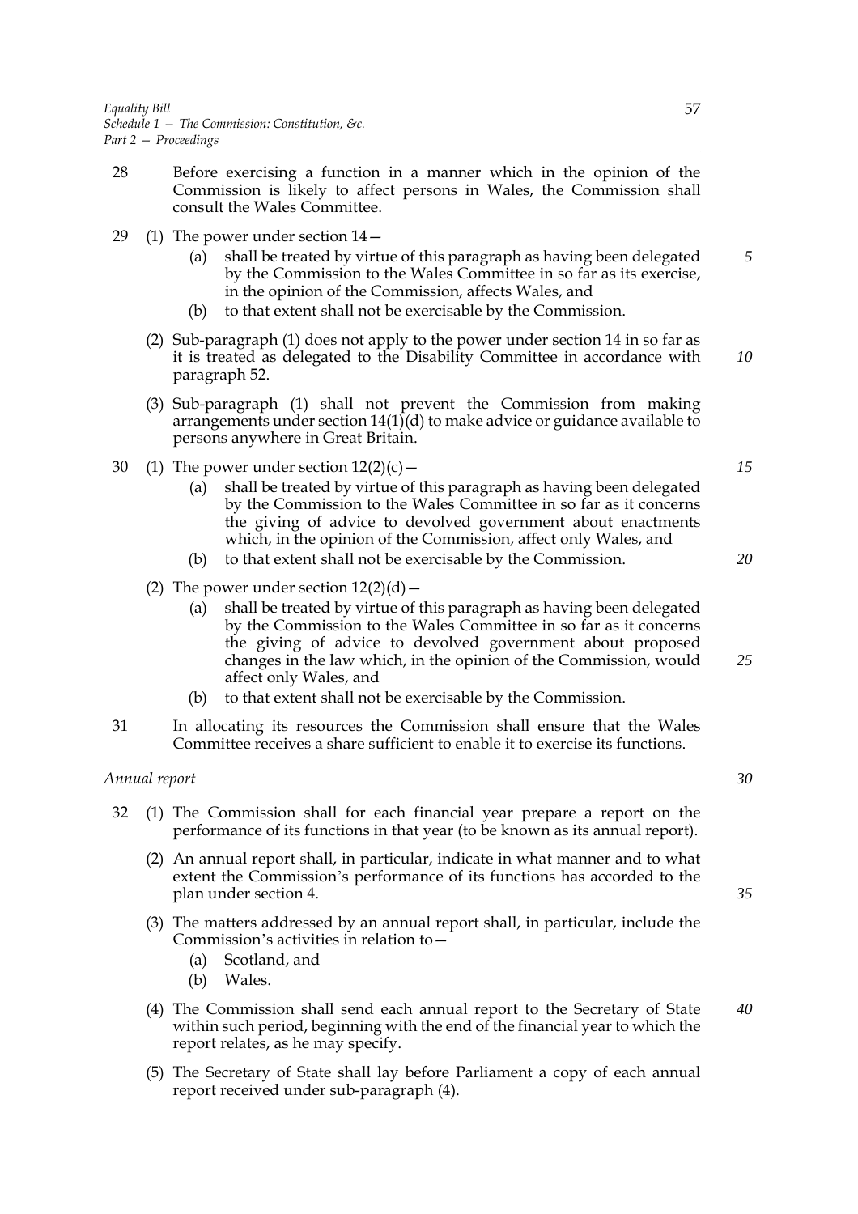28 Before exercising a function in a manner which in the opinion of the Commission is likely to affect persons in Wales, the Commission shall consult the Wales Committee.

29 (1) The power under section 14—

(a) shall be treated by virtue of this paragraph as having been delegated by the Commission to the Wales Committee in so far as its exercise, in the opinion of the Commission, affects Wales, and

(b) to that extent shall not be exercisable by the Commission.

(2) Sub-paragraph (1) does not apply to the power under section 14 in so far as it is treated as delegated to the Disability Committee in accordance with paragraph 52.

(3) Sub-paragraph (1) shall not prevent the Commission from making arrangements under section 14(1)(d) to make advice or guidance available to persons anywhere in Great Britain.

30 (1) The power under section 12(2)(c)—

(a) shall be treated by virtue of this paragraph as having been delegated by the Commission to the Wales Committee in so far as it concerns the giving of advice to devolved government about enactments which, in the opinion of the Commission, affect only Wales, and

(b) to that extent shall not be exercisable by the Commission.

(2) The power under section 12(2)(d)—

(a) shall be treated by virtue of this paragraph as having been delegated by the Commission to the Wales Committee in so far as it concerns the giving of advice to devolved government about proposed changes in the law which, in the opinion of the Commission, would affect only Wales, and

(b) to that extent shall not be exercisable by the Commission.

31 In allocating its resources the Commission shall ensure that the Wales Committee receives a share sufficient to enable it to exercise its functions.

*Annual report*

32 (1) The Commission shall for each financial year prepare a report on the performance of its functions in that year (to be known as its annual report).

(2) An annual report shall, in particular, indicate in what manner and to what extent the Commission's performance of its functions has accorded to the plan under section 4.

(3) The matters addressed by an annual report shall, in particular, include the Commission's activities in relation to—

(a) Scotland, and

(b) Wales.

(4) The Commission shall send each annual report to the Secretary of State within such period, beginning with the end of the financial year to which the report relates, as he may specify.

(5) The Secretary of State shall lay before Parliament a copy of each annual report received under sub-paragraph (4).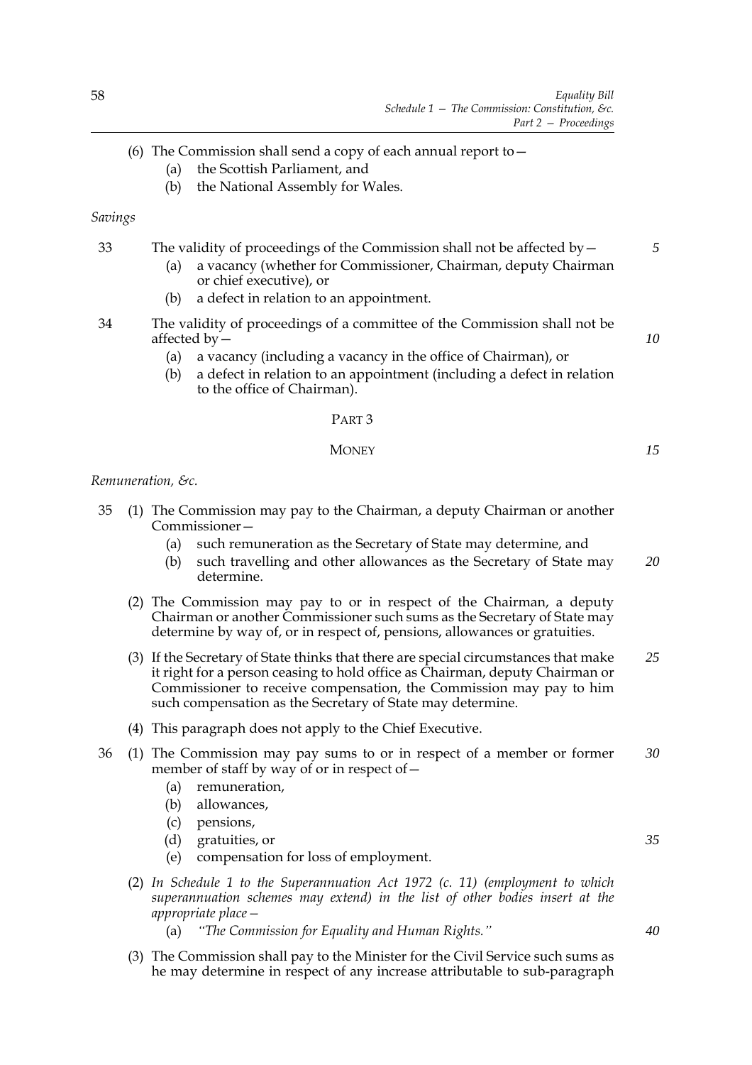(6) The Commission shall send a copy of each annual report to—

(a) the Scottish Parliament, and

(b) the National Assembly for Wales.

*Savings*

33 The validity of proceedings of the Commission shall not be affected by—

(a) a vacancy (whether for Commissioner, Chairman, deputy Chairman or chief executive), or

(b) a defect in relation to an appointment.

34 The validity of proceedings of a committee of the Commission shall not be affected by—

(a) a vacancy (including a vacancy in the office of Chairman), or

(b) a defect in relation to an appointment (including a defect in relation to the office of Chairman).

## PART 3

## MONEY

*Remuneration, &c.*

35 (1) The Commission may pay to the Chairman, a deputy Chairman or another Commissioner—

(a) such remuneration as the Secretary of State may determine, and

(b) such travelling and other allowances as the Secretary of State may determine.

(2) The Commission may pay to or in respect of the Chairman, a deputy Chairman or another Commissioner such sums as the Secretary of State may determine by way of, or in respect of, pensions, allowances or gratuities.

(3) If the Secretary of State thinks that there are special circumstances that make it right for a person ceasing to hold office as Chairman, deputy Chairman or Commissioner to receive compensation, the Commission may pay to him such compensation as the Secretary of State may determine.

(4) This paragraph does not apply to the Chief Executive.

36 (1) The Commission may pay sums to or in respect of a member or former member of staff by way of or in respect of—

(a) remuneration,

(b) allowances,

(c) pensions,

(d) gratuities, or

(e) compensation for loss of employment.

(2) *In Schedule 1 to the Superannuation Act 1972 (c. 11) (employment to which superannuation schemes may extend) in the list of other bodies insert at the appropriate place—*

(a) *"The Commission for Equality and Human Rights."*

(3) The Commission shall pay to the Minister for the Civil Service such sums as he may determine in respect of any increase attributable to sub-paragraph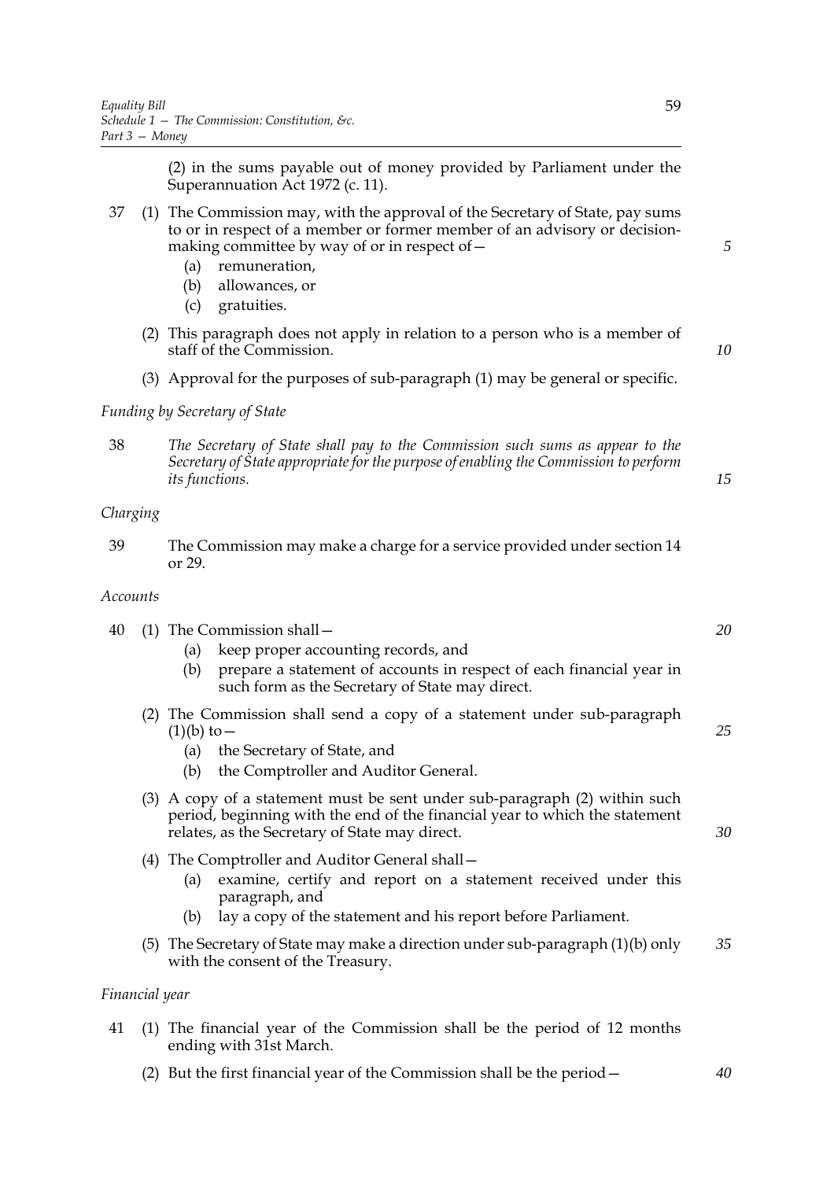(2) in the sums payable out of money provided by Parliament under the Superannuation Act 1972 (c. 11).

37 (1) The Commission may, with the approval of the Secretary of State, pay sums to or in respect of a member or former member of an advisory or decision-making committee by way of or in respect of—

(a) remuneration,

(b) allowances, or

(c) gratuities.

(2) This paragraph does not apply in relation to a person who is a member of staff of the Commission.

(3) Approval for the purposes of sub-paragraph (1) may be general or specific.

*Funding by Secretary of State*

38 *The Secretary of State shall pay to the Commission such sums as appear to the Secretary of State appropriate for the purpose of enabling the Commission to perform its functions.*

*Charging*

39 The Commission may make a charge for a service provided under section 14 or 29.

*Accounts*

40 (1) The Commission shall—

(a) keep proper accounting records, and

(b) prepare a statement of accounts in respect of each financial year in such form as the Secretary of State may direct.

(2) The Commission shall send a copy of a statement under sub-paragraph (1)(b) to—

(a) the Secretary of State, and

(b) the Comptroller and Auditor General.

(3) A copy of a statement must be sent under sub-paragraph (2) within such period, beginning with the end of the financial year to which the statement relates, as the Secretary of State may direct.

(4) The Comptroller and Auditor General shall—

(a) examine, certify and report on a statement received under this paragraph, and

(b) lay a copy of the statement and his report before Parliament.

(5) The Secretary of State may make a direction under sub-paragraph (1)(b) only with the consent of the Treasury.

*Financial year*

41 (1) The financial year of the Commission shall be the period of 12 months ending with 31st March.

(2) But the first financial year of the Commission shall be the period—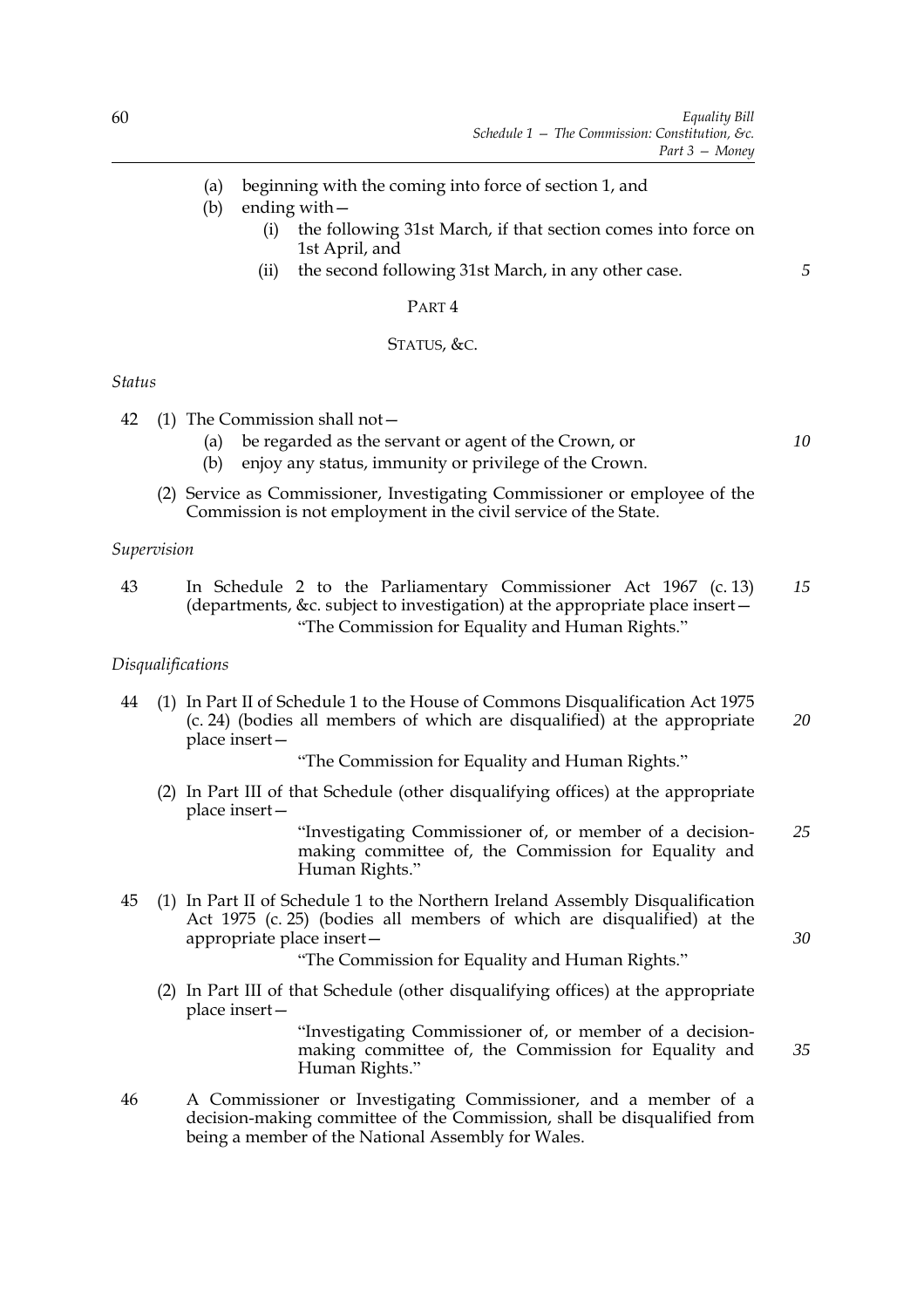(a) beginning with the coming into force of section 1, and

(b) ending with—

  (i) the following 31st March, if that section comes into force on 1st April, and

  (ii) the second following 31st March, in any other case.

PART 4

STATUS, &C.

*Status*

42 (1) The Commission shall not—

  (a) be regarded as the servant or agent of the Crown, or

  (b) enjoy any status, immunity or privilege of the Crown.

(2) Service as Commissioner, Investigating Commissioner or employee of the Commission is not employment in the civil service of the State.

*Supervision*

43 In Schedule 2 to the Parliamentary Commissioner Act 1967 (c. 13) (departments, &c. subject to investigation) at the appropriate place insert—

"The Commission for Equality and Human Rights."

*Disqualifications*

44 (1) In Part II of Schedule 1 to the House of Commons Disqualification Act 1975 (c. 24) (bodies all members of which are disqualified) at the appropriate place insert—

"The Commission for Equality and Human Rights."

(2) In Part III of that Schedule (other disqualifying offices) at the appropriate place insert—

"Investigating Commissioner of, or member of a decision-making committee of, the Commission for Equality and Human Rights."

45 (1) In Part II of Schedule 1 to the Northern Ireland Assembly Disqualification Act 1975 (c. 25) (bodies all members of which are disqualified) at the appropriate place insert—

"The Commission for Equality and Human Rights."

(2) In Part III of that Schedule (other disqualifying offices) at the appropriate place insert—

"Investigating Commissioner of, or member of a decision-making committee of, the Commission for Equality and Human Rights."

46 A Commissioner or Investigating Commissioner, and a member of a decision-making committee of the Commission, shall be disqualified from being a member of the National Assembly for Wales.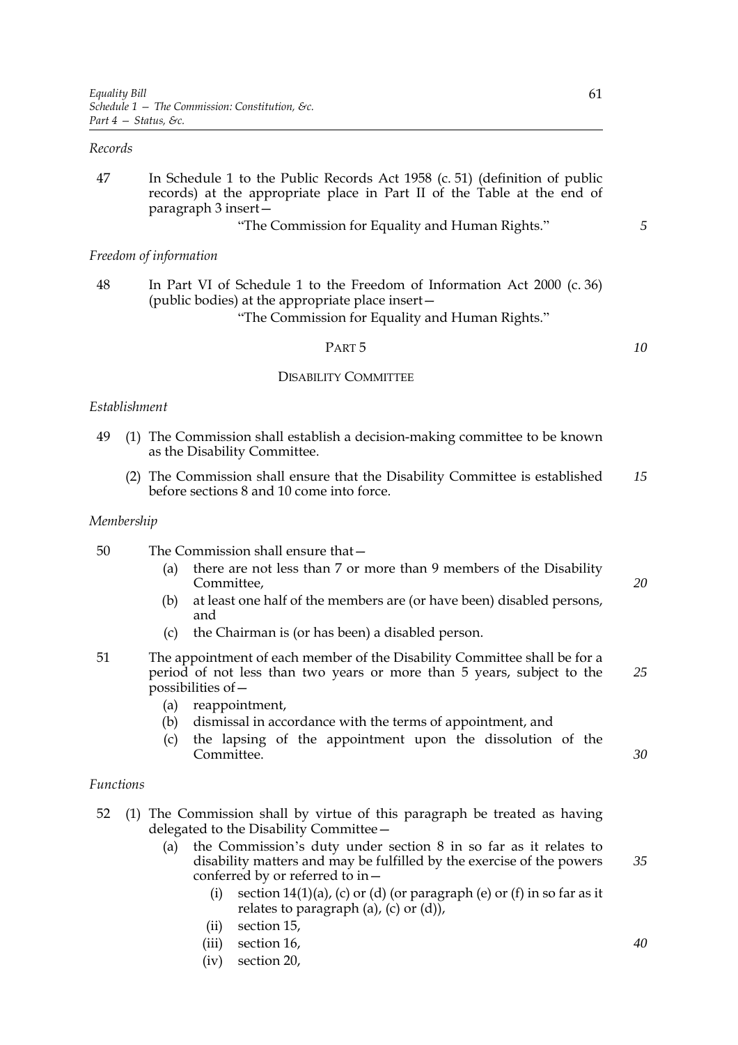*Records*

47 In Schedule 1 to the Public Records Act 1958 (c. 51) (definition of public records) at the appropriate place in Part II of the Table at the end of paragraph 3 insert—

"The Commission for Equality and Human Rights."

*Freedom of information*

48 In Part VI of Schedule 1 to the Freedom of Information Act 2000 (c. 36) (public bodies) at the appropriate place insert—

"The Commission for Equality and Human Rights."

PART 5

DISABILITY COMMITTEE

*Establishment*

49 (1) The Commission shall establish a decision-making committee to be known as the Disability Committee.

(2) The Commission shall ensure that the Disability Committee is established before sections 8 and 10 come into force.

*Membership*

50 The Commission shall ensure that—

- (a) there are not less than 7 or more than 9 members of the Disability Committee,
- (b) at least one half of the members are (or have been) disabled persons, and
- (c) the Chairman is (or has been) a disabled person.

51 The appointment of each member of the Disability Committee shall be for a period of not less than two years or more than 5 years, subject to the possibilities of—

- (a) reappointment,
- (b) dismissal in accordance with the terms of appointment, and
- (c) the lapsing of the appointment upon the dissolution of the Committee.

*Functions*

52 (1) The Commission shall by virtue of this paragraph be treated as having delegated to the Disability Committee—

- (a) the Commission's duty under section 8 in so far as it relates to disability matters and may be fulfilled by the exercise of the powers conferred by or referred to in—
  - (i) section 14(1)(a), (c) or (d) (or paragraph (e) or (f) in so far as it relates to paragraph (a), (c) or (d)),
  - (ii) section 15,
  - (iii) section 16,
  - (iv) section 20,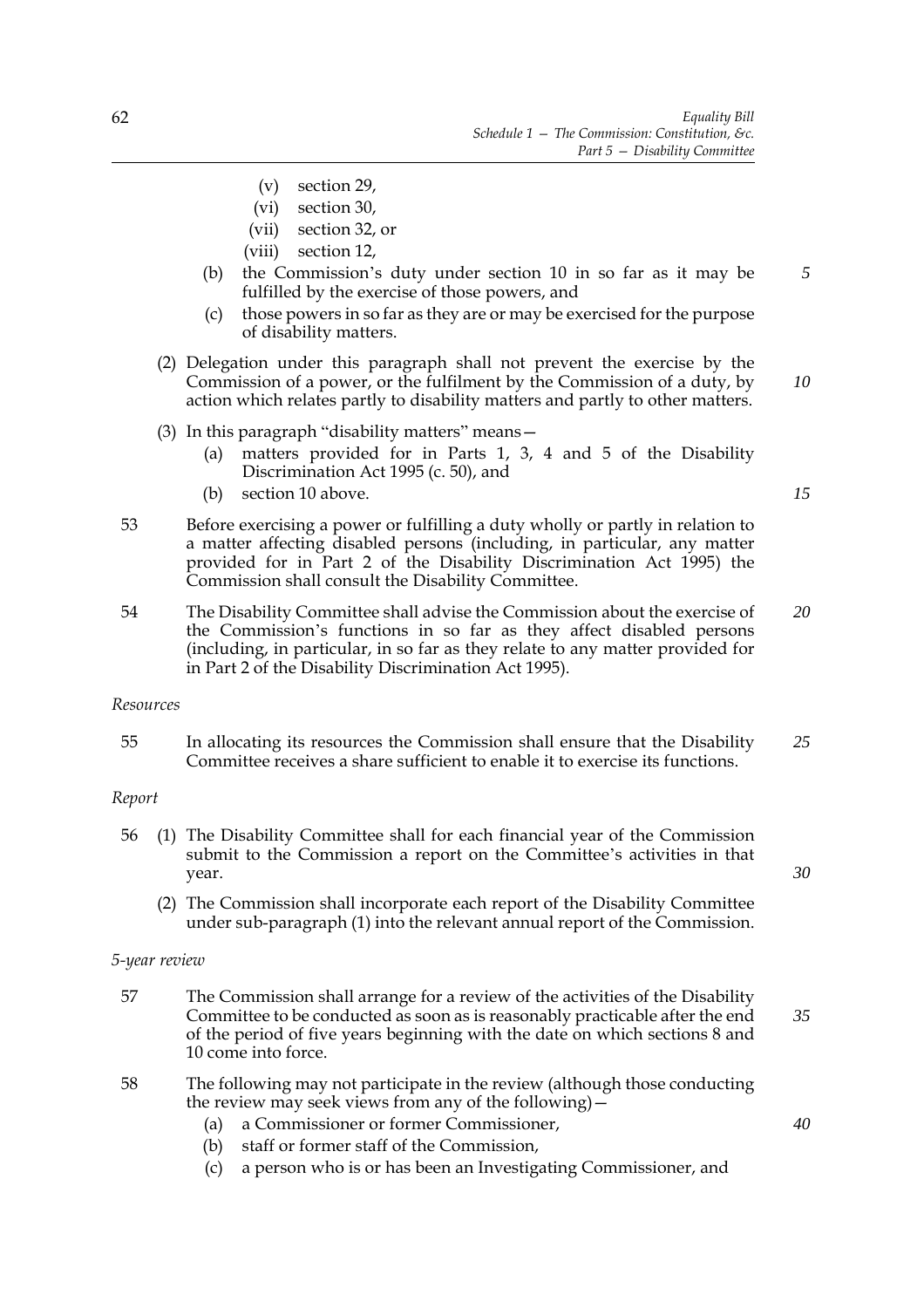(v) section 29,

(vi) section 30,

(vii) section 32, or

(viii) section 12,

(b) the Commission's duty under section 10 in so far as it may be fulfilled by the exercise of those powers, and

(c) those powers in so far as they are or may be exercised for the purpose of disability matters.

(2) Delegation under this paragraph shall not prevent the exercise by the Commission of a power, or the fulfilment by the Commission of a duty, by action which relates partly to disability matters and partly to other matters.

(3) In this paragraph "disability matters" means—

(a) matters provided for in Parts 1, 3, 4 and 5 of the Disability Discrimination Act 1995 (c. 50), and

(b) section 10 above.

53 Before exercising a power or fulfilling a duty wholly or partly in relation to a matter affecting disabled persons (including, in particular, any matter provided for in Part 2 of the Disability Discrimination Act 1995) the Commission shall consult the Disability Committee.

54 The Disability Committee shall advise the Commission about the exercise of the Commission's functions in so far as they affect disabled persons (including, in particular, in so far as they relate to any matter provided for in Part 2 of the Disability Discrimination Act 1995).

*Resources*

55 In allocating its resources the Commission shall ensure that the Disability Committee receives a share sufficient to enable it to exercise its functions.

*Report*

56 (1) The Disability Committee shall for each financial year of the Commission submit to the Commission a report on the Committee's activities in that year.

(2) The Commission shall incorporate each report of the Disability Committee under sub-paragraph (1) into the relevant annual report of the Commission.

*5-year review*

57 The Commission shall arrange for a review of the activities of the Disability Committee to be conducted as soon as is reasonably practicable after the end of the period of five years beginning with the date on which sections 8 and 10 come into force.

58 The following may not participate in the review (although those conducting the review may seek views from any of the following)—

(a) a Commissioner or former Commissioner,

(b) staff or former staff of the Commission,

(c) a person who is or has been an Investigating Commissioner, and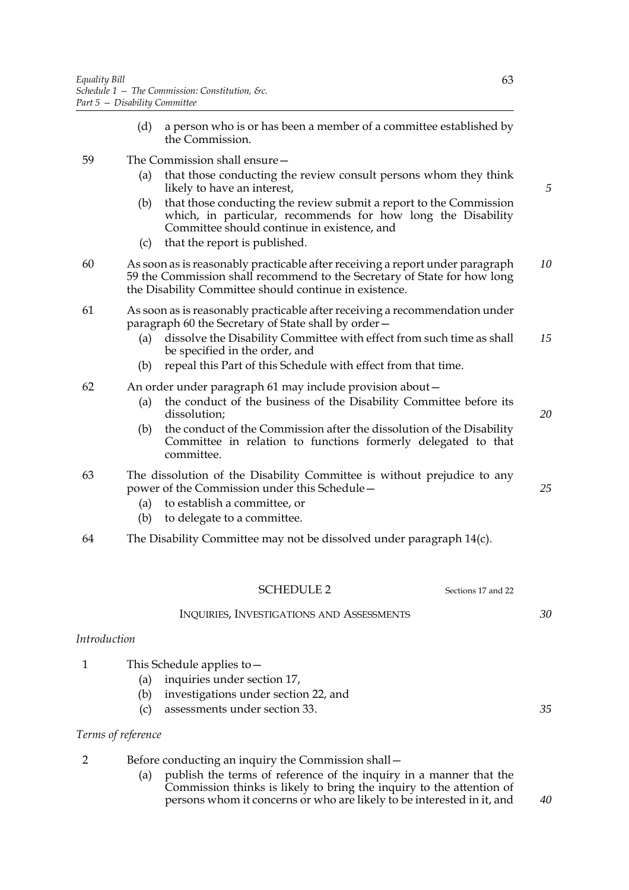(d) a person who is or has been a member of a committee established by the Commission.

59 The Commission shall ensure—

(a) that those conducting the review consult persons whom they think likely to have an interest,

(b) that those conducting the review submit a report to the Commission which, in particular, recommends for how long the Disability Committee should continue in existence, and

(c) that the report is published.

60 As soon as is reasonably practicable after receiving a report under paragraph 59 the Commission shall recommend to the Secretary of State for how long the Disability Committee should continue in existence.

61 As soon as is reasonably practicable after receiving a recommendation under paragraph 60 the Secretary of State shall by order—

(a) dissolve the Disability Committee with effect from such time as shall be specified in the order, and

(b) repeal this Part of this Schedule with effect from that time.

62 An order under paragraph 61 may include provision about—

(a) the conduct of the business of the Disability Committee before its dissolution;

(b) the conduct of the Commission after the dissolution of the Disability Committee in relation to functions formerly delegated to that committee.

63 The dissolution of the Disability Committee is without prejudice to any power of the Commission under this Schedule—

(a) to establish a committee, or

(b) to delegate to a committee.

64 The Disability Committee may not be dissolved under paragraph 14(c).

## SCHEDULE 2

Sections 17 and 22

### INQUIRIES, INVESTIGATIONS AND ASSESSMENTS

*Introduction*

1 This Schedule applies to—

(a) inquiries under section 17,

(b) investigations under section 22, and

(c) assessments under section 33.

*Terms of reference*

2 Before conducting an inquiry the Commission shall—

(a) publish the terms of reference of the inquiry in a manner that the Commission thinks is likely to bring the inquiry to the attention of persons whom it concerns or who are likely to be interested in it, and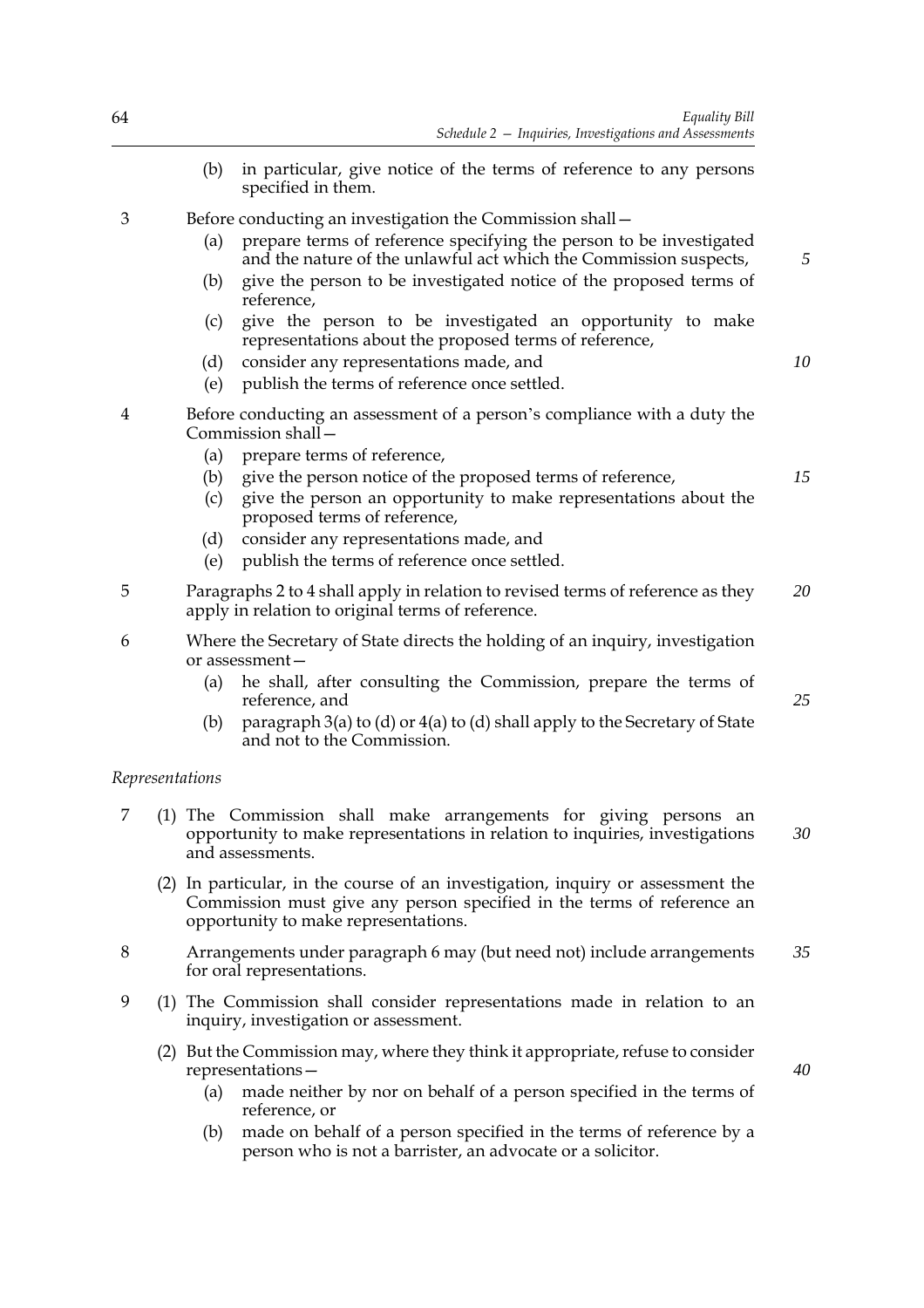(b) in particular, give notice of the terms of reference to any persons specified in them.

3 Before conducting an investigation the Commission shall—

(a) prepare terms of reference specifying the person to be investigated and the nature of the unlawful act which the Commission suspects,

(b) give the person to be investigated notice of the proposed terms of reference,

(c) give the person to be investigated an opportunity to make representations about the proposed terms of reference,

(d) consider any representations made, and

(e) publish the terms of reference once settled.

4 Before conducting an assessment of a person's compliance with a duty the Commission shall—

(a) prepare terms of reference,

(b) give the person notice of the proposed terms of reference,

(c) give the person an opportunity to make representations about the proposed terms of reference,

(d) consider any representations made, and

(e) publish the terms of reference once settled.

5 Paragraphs 2 to 4 shall apply in relation to revised terms of reference as they apply in relation to original terms of reference.

6 Where the Secretary of State directs the holding of an inquiry, investigation or assessment—

(a) he shall, after consulting the Commission, prepare the terms of reference, and

(b) paragraph 3(a) to (d) or 4(a) to (d) shall apply to the Secretary of State and not to the Commission.

*Representations*

7 (1) The Commission shall make arrangements for giving persons an opportunity to make representations in relation to inquiries, investigations and assessments.

(2) In particular, in the course of an investigation, inquiry or assessment the Commission must give any person specified in the terms of reference an opportunity to make representations.

8 Arrangements under paragraph 6 may (but need not) include arrangements for oral representations.

9 (1) The Commission shall consider representations made in relation to an inquiry, investigation or assessment.

(2) But the Commission may, where they think it appropriate, refuse to consider representations—

(a) made neither by nor on behalf of a person specified in the terms of reference, or

(b) made on behalf of a person specified in the terms of reference by a person who is not a barrister, an advocate or a solicitor.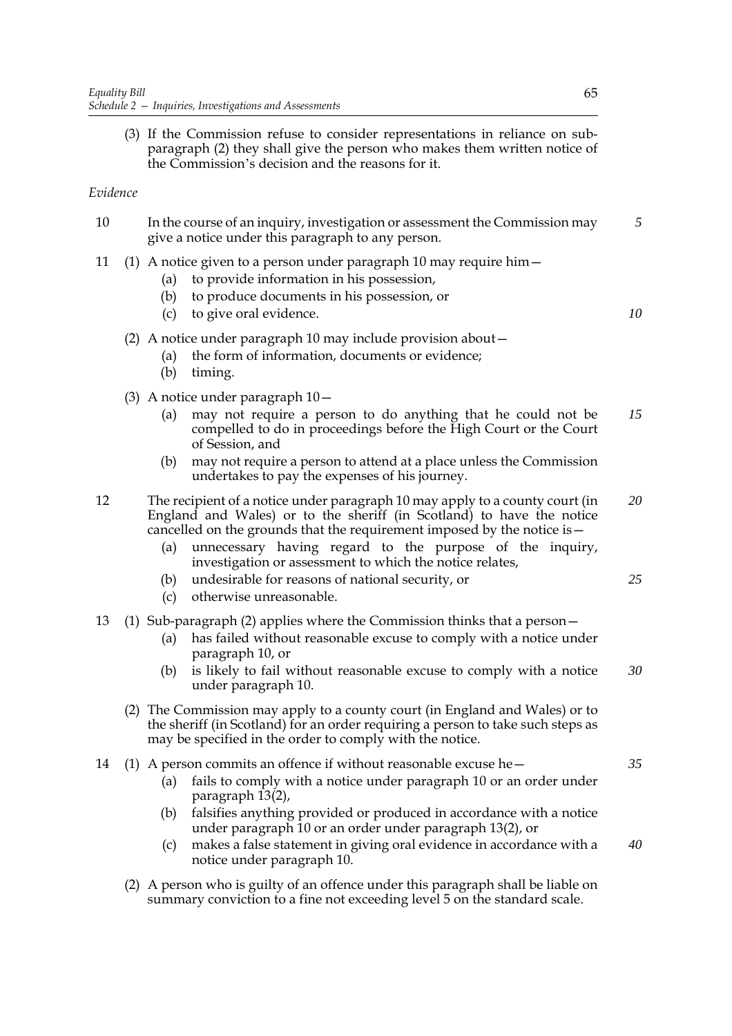(3) If the Commission refuse to consider representations in reliance on sub-paragraph (2) they shall give the person who makes them written notice of the Commission's decision and the reasons for it.

*Evidence*

10 In the course of an inquiry, investigation or assessment the Commission may give a notice under this paragraph to any person.

11 (1) A notice given to a person under paragraph 10 may require him—

- (a) to provide information in his possession,
- (b) to produce documents in his possession, or
- (c) to give oral evidence.

(2) A notice under paragraph 10 may include provision about—

- (a) the form of information, documents or evidence;
- (b) timing.

(3) A notice under paragraph 10—

- (a) may not require a person to do anything that he could not be compelled to do in proceedings before the High Court or the Court of Session, and
- (b) may not require a person to attend at a place unless the Commission undertakes to pay the expenses of his journey.

12 The recipient of a notice under paragraph 10 may apply to a county court (in England and Wales) or to the sheriff (in Scotland) to have the notice cancelled on the grounds that the requirement imposed by the notice is—

- (a) unnecessary having regard to the purpose of the inquiry, investigation or assessment to which the notice relates,
- (b) undesirable for reasons of national security, or
- (c) otherwise unreasonable.

13 (1) Sub-paragraph (2) applies where the Commission thinks that a person—

- (a) has failed without reasonable excuse to comply with a notice under paragraph 10, or
- (b) is likely to fail without reasonable excuse to comply with a notice under paragraph 10.

(2) The Commission may apply to a county court (in England and Wales) or to the sheriff (in Scotland) for an order requiring a person to take such steps as may be specified in the order to comply with the notice.

14 (1) A person commits an offence if without reasonable excuse he—

- (a) fails to comply with a notice under paragraph 10 or an order under paragraph 13(2),
- (b) falsifies anything provided or produced in accordance with a notice under paragraph 10 or an order under paragraph 13(2), or
- (c) makes a false statement in giving oral evidence in accordance with a notice under paragraph 10.

(2) A person who is guilty of an offence under this paragraph shall be liable on summary conviction to a fine not exceeding level 5 on the standard scale.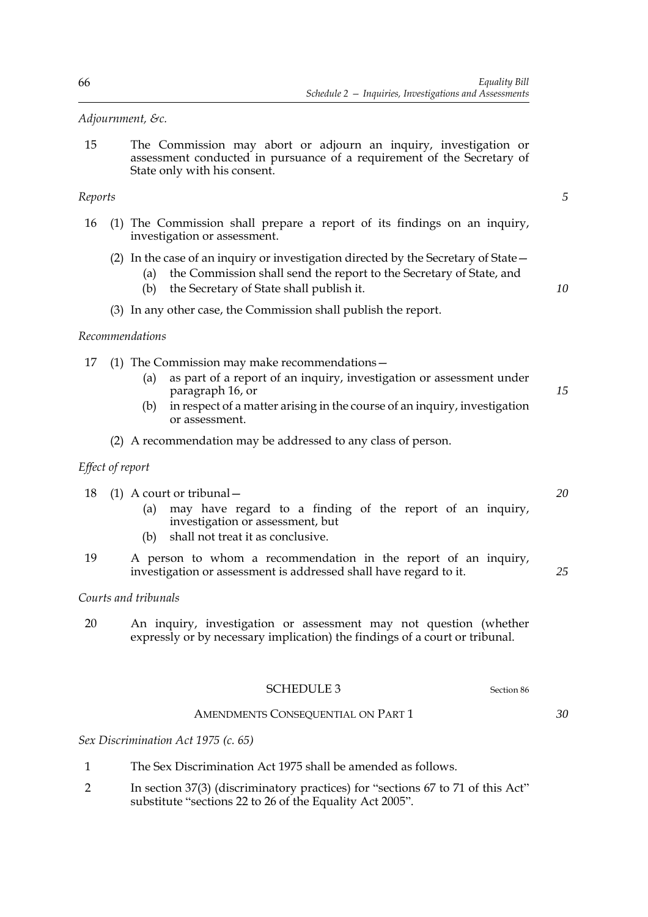*Adjournment, &c.*

15 The Commission may abort or adjourn an inquiry, investigation or assessment conducted in pursuance of a requirement of the Secretary of State only with his consent.

*Reports*

16 (1) The Commission shall prepare a report of its findings on an inquiry, investigation or assessment.

(2) In the case of an inquiry or investigation directed by the Secretary of State—

(a) the Commission shall send the report to the Secretary of State, and

(b) the Secretary of State shall publish it.

(3) In any other case, the Commission shall publish the report.

*Recommendations*

17 (1) The Commission may make recommendations—

(a) as part of a report of an inquiry, investigation or assessment under paragraph 16, or

(b) in respect of a matter arising in the course of an inquiry, investigation or assessment.

(2) A recommendation may be addressed to any class of person.

*Effect of report*

18 (1) A court or tribunal—

(a) may have regard to a finding of the report of an inquiry, investigation or assessment, but

(b) shall not treat it as conclusive.

19 A person to whom a recommendation in the report of an inquiry, investigation or assessment is addressed shall have regard to it.

*Courts and tribunals*

20 An inquiry, investigation or assessment may not question (whether expressly or by necessary implication) the findings of a court or tribunal.

## SCHEDULE 3

Section 86

### AMENDMENTS CONSEQUENTIAL ON PART 1

*Sex Discrimination Act 1975 (c. 65)*

1 The Sex Discrimination Act 1975 shall be amended as follows.

2 In section 37(3) (discriminatory practices) for "sections 67 to 71 of this Act" substitute "sections 22 to 26 of the Equality Act 2005".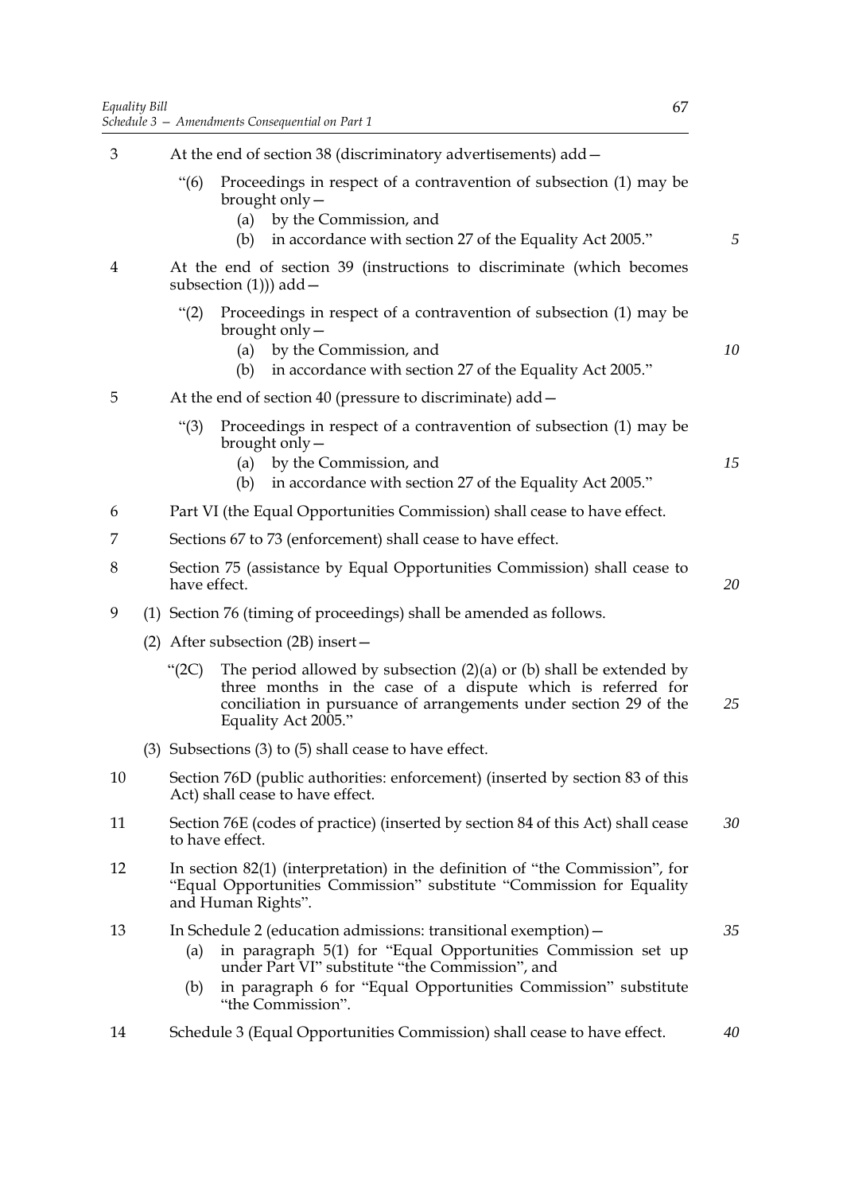3 At the end of section 38 (discriminatory advertisements) add—

"(6) Proceedings in respect of a contravention of subsection (1) may be brought only—
   (a) by the Commission, and
   (b) in accordance with section 27 of the Equality Act 2005."

4 At the end of section 39 (instructions to discriminate (which becomes subsection (1))) add—

"(2) Proceedings in respect of a contravention of subsection (1) may be brought only—
   (a) by the Commission, and
   (b) in accordance with section 27 of the Equality Act 2005."

5 At the end of section 40 (pressure to discriminate) add—

"(3) Proceedings in respect of a contravention of subsection (1) may be brought only—
   (a) by the Commission, and
   (b) in accordance with section 27 of the Equality Act 2005."

6 Part VI (the Equal Opportunities Commission) shall cease to have effect.

7 Sections 67 to 73 (enforcement) shall cease to have effect.

8 Section 75 (assistance by Equal Opportunities Commission) shall cease to have effect.

9 (1) Section 76 (timing of proceedings) shall be amended as follows.

(2) After subsection (2B) insert—

"(2C) The period allowed by subsection (2)(a) or (b) shall be extended by three months in the case of a dispute which is referred for conciliation in pursuance of arrangements under section 29 of the Equality Act 2005."

(3) Subsections (3) to (5) shall cease to have effect.

10 Section 76D (public authorities: enforcement) (inserted by section 83 of this Act) shall cease to have effect.

11 Section 76E (codes of practice) (inserted by section 84 of this Act) shall cease to have effect.

12 In section 82(1) (interpretation) in the definition of "the Commission", for "Equal Opportunities Commission" substitute "Commission for Equality and Human Rights".

13 In Schedule 2 (education admissions: transitional exemption)—
   (a) in paragraph 5(1) for "Equal Opportunities Commission set up under Part VI" substitute "the Commission", and
   (b) in paragraph 6 for "Equal Opportunities Commission" substitute "the Commission".

14 Schedule 3 (Equal Opportunities Commission) shall cease to have effect.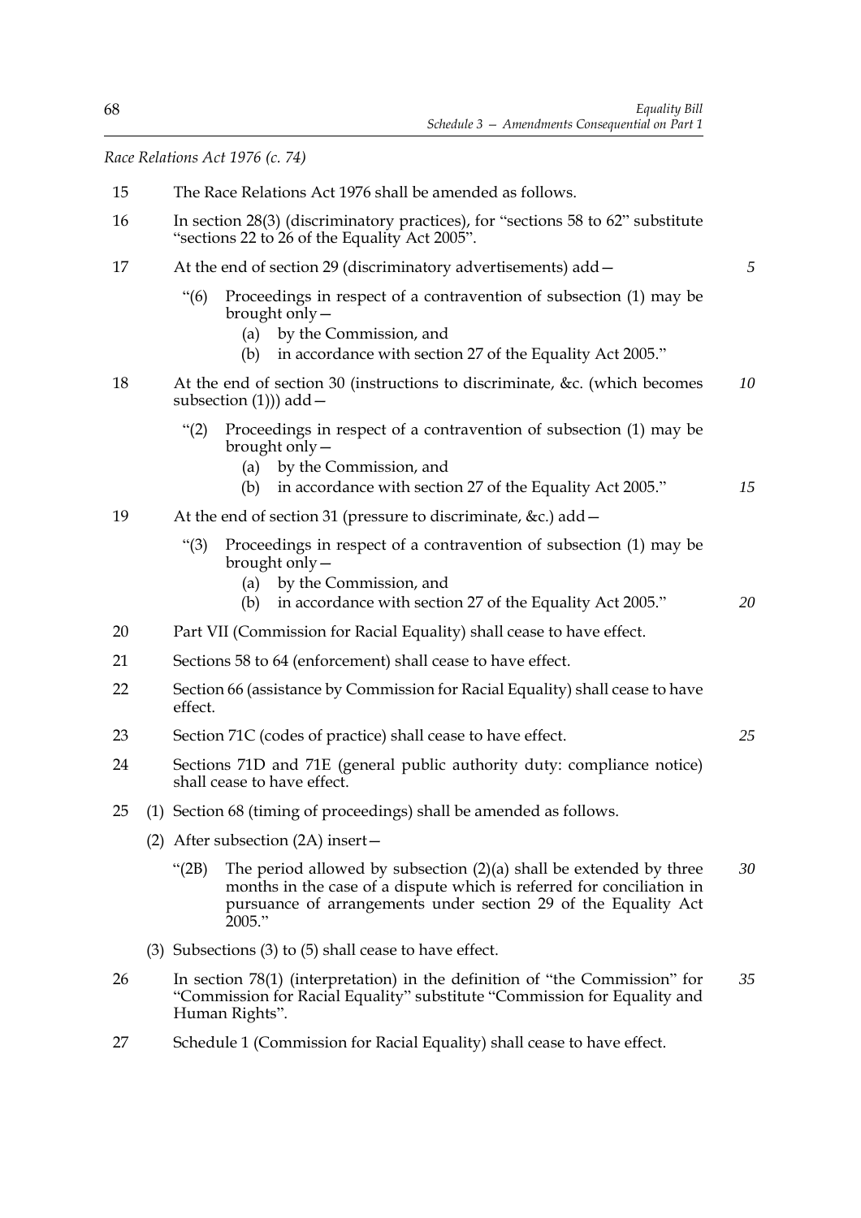*Race Relations Act 1976 (c. 74)*

15 The Race Relations Act 1976 shall be amended as follows.

16 In section 28(3) (discriminatory practices), for "sections 58 to 62" substitute "sections 22 to 26 of the Equality Act 2005".

17 At the end of section 29 (discriminatory advertisements) add—

> "(6) Proceedings in respect of a contravention of subsection (1) may be brought only—
> (a) by the Commission, and
> (b) in accordance with section 27 of the Equality Act 2005."

18 At the end of section 30 (instructions to discriminate, &c. (which becomes subsection (1))) add—

> "(2) Proceedings in respect of a contravention of subsection (1) may be brought only—
> (a) by the Commission, and
> (b) in accordance with section 27 of the Equality Act 2005."

19 At the end of section 31 (pressure to discriminate, &c.) add—

> "(3) Proceedings in respect of a contravention of subsection (1) may be brought only—
> (a) by the Commission, and
> (b) in accordance with section 27 of the Equality Act 2005."

20 Part VII (Commission for Racial Equality) shall cease to have effect.

21 Sections 58 to 64 (enforcement) shall cease to have effect.

22 Section 66 (assistance by Commission for Racial Equality) shall cease to have effect.

23 Section 71C (codes of practice) shall cease to have effect.

24 Sections 71D and 71E (general public authority duty: compliance notice) shall cease to have effect.

25 (1) Section 68 (timing of proceedings) shall be amended as follows.

(2) After subsection (2A) insert—

> "(2B) The period allowed by subsection (2)(a) shall be extended by three months in the case of a dispute which is referred for conciliation in pursuance of arrangements under section 29 of the Equality Act 2005."

(3) Subsections (3) to (5) shall cease to have effect.

26 In section 78(1) (interpretation) in the definition of "the Commission" for "Commission for Racial Equality" substitute "Commission for Equality and Human Rights".

27 Schedule 1 (Commission for Racial Equality) shall cease to have effect.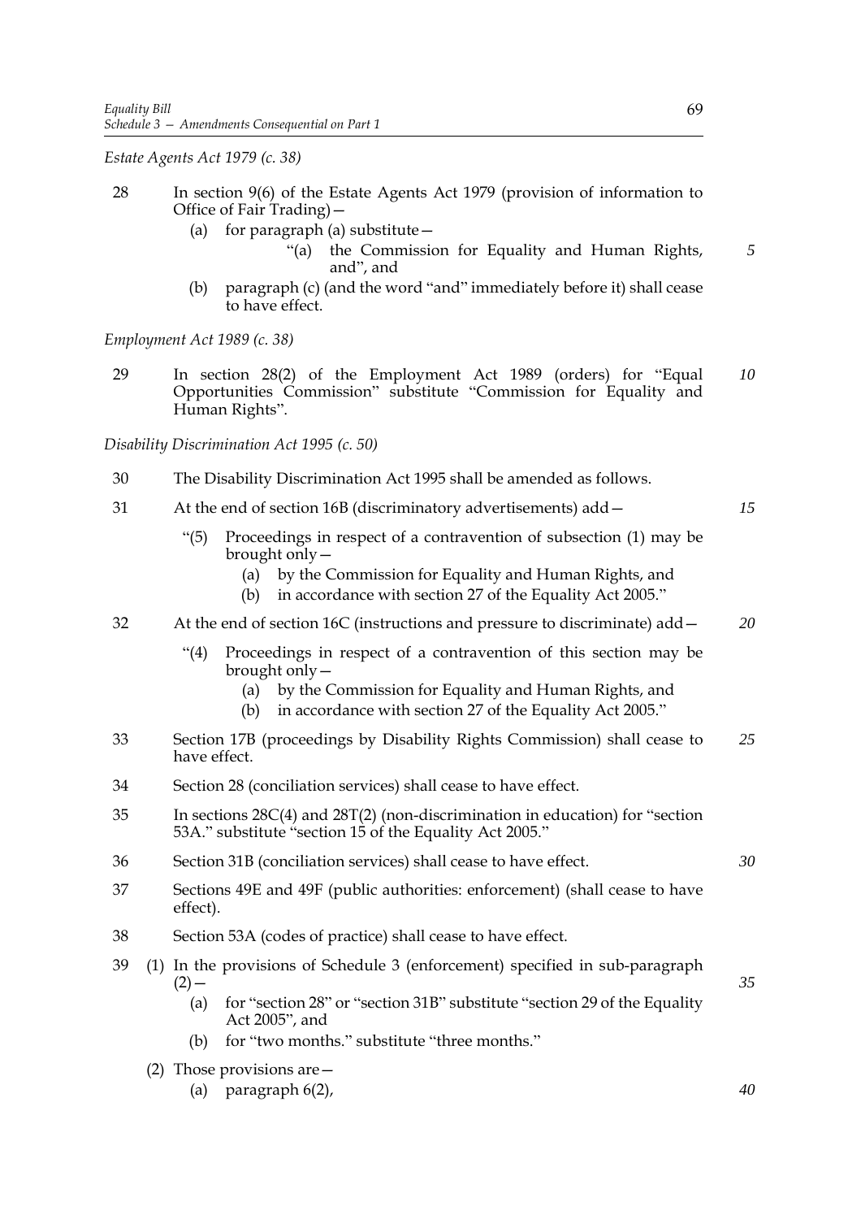*Estate Agents Act 1979 (c. 38)*

28 In section 9(6) of the Estate Agents Act 1979 (provision of information to Office of Fair Trading)—

(a) for paragraph (a) substitute—

"(a) the Commission for Equality and Human Rights, and", and

(b) paragraph (c) (and the word "and" immediately before it) shall cease to have effect.

*Employment Act 1989 (c. 38)*

29 In section 28(2) of the Employment Act 1989 (orders) for "Equal Opportunities Commission" substitute "Commission for Equality and Human Rights".

*Disability Discrimination Act 1995 (c. 50)*

30 The Disability Discrimination Act 1995 shall be amended as follows.

31 At the end of section 16B (discriminatory advertisements) add—

"(5) Proceedings in respect of a contravention of subsection (1) may be brought only—

(a) by the Commission for Equality and Human Rights, and

(b) in accordance with section 27 of the Equality Act 2005."

32 At the end of section 16C (instructions and pressure to discriminate) add—

"(4) Proceedings in respect of a contravention of this section may be brought only—

(a) by the Commission for Equality and Human Rights, and

(b) in accordance with section 27 of the Equality Act 2005."

33 Section 17B (proceedings by Disability Rights Commission) shall cease to have effect.

34 Section 28 (conciliation services) shall cease to have effect.

35 In sections 28C(4) and 28T(2) (non-discrimination in education) for "section 53A." substitute "section 15 of the Equality Act 2005."

36 Section 31B (conciliation services) shall cease to have effect.

37 Sections 49E and 49F (public authorities: enforcement) (shall cease to have effect).

38 Section 53A (codes of practice) shall cease to have effect.

39 (1) In the provisions of Schedule 3 (enforcement) specified in sub-paragraph (2)—

(a) for "section 28" or "section 31B" substitute "section 29 of the Equality Act 2005", and

(b) for "two months." substitute "three months."

(2) Those provisions are—

(a) paragraph 6(2),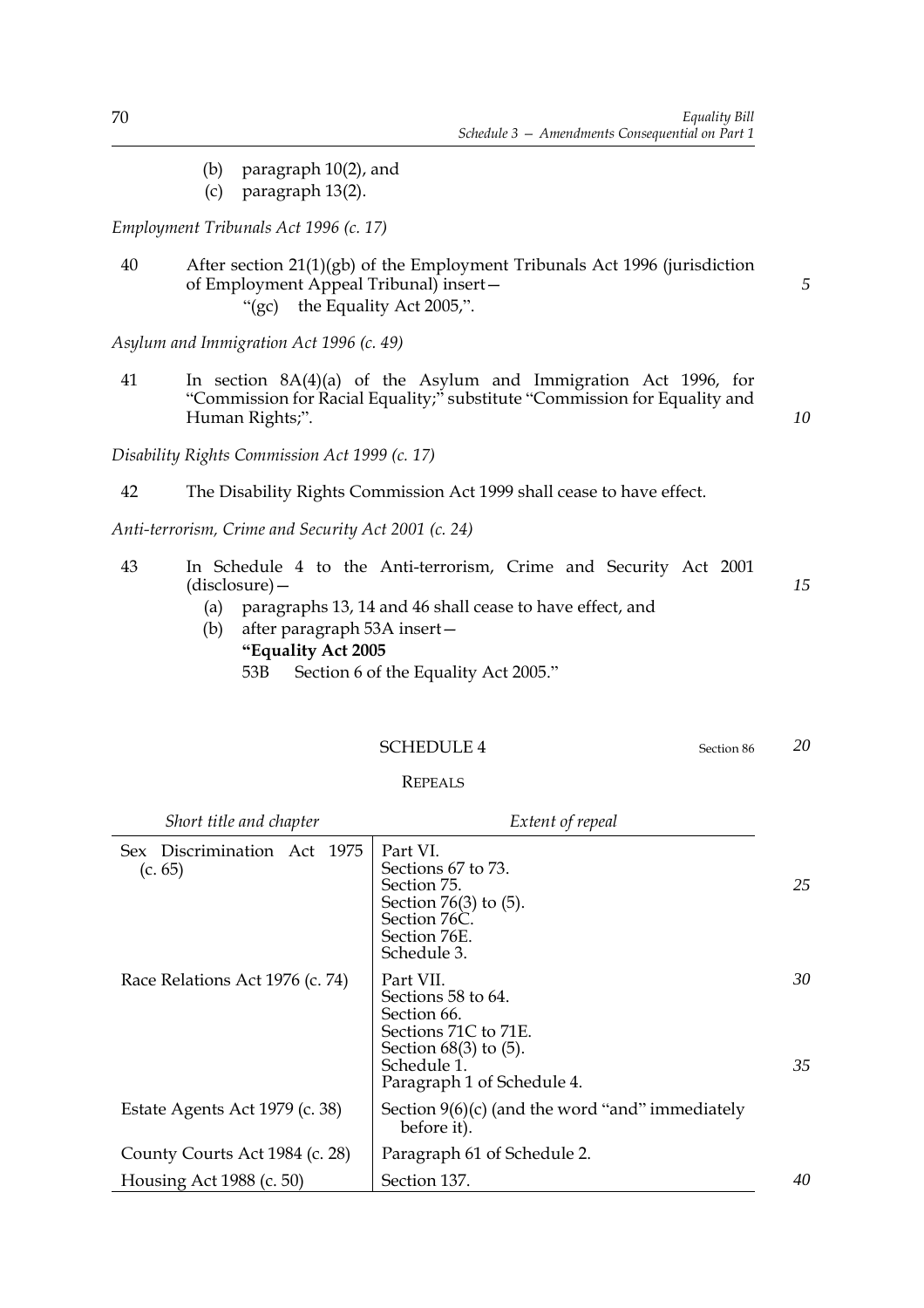(b) paragraph 10(2), and
(c) paragraph 13(2).

*Employment Tribunals Act 1996 (c. 17)*

40 After section 21(1)(gb) of the Employment Tribunals Act 1996 (jurisdiction of Employment Appeal Tribunal) insert—
"(gc) the Equality Act 2005,".

*Asylum and Immigration Act 1996 (c. 49)*

41 In section 8A(4)(a) of the Asylum and Immigration Act 1996, for "Commission for Racial Equality;" substitute "Commission for Equality and Human Rights;".

*Disability Rights Commission Act 1999 (c. 17)*

42 The Disability Rights Commission Act 1999 shall cease to have effect.

*Anti-terrorism, Crime and Security Act 2001 (c. 24)*

43 In Schedule 4 to the Anti-terrorism, Crime and Security Act 2001 (disclosure)—
(a) paragraphs 13, 14 and 46 shall cease to have effect, and
(b) after paragraph 53A insert—
**"Equality Act 2005**
53B Section 6 of the Equality Act 2005."

## SCHEDULE 4

Section 86

REPEALS

| *Short title and chapter* | *Extent of repeal* |
|---|---|
| Sex Discrimination Act 1975 (c. 65) | Part VI.<br>Sections 67 to 73.<br>Section 75.<br>Section 76(3) to (5).<br>Section 76C.<br>Section 76E.<br>Schedule 3. |
| Race Relations Act 1976 (c. 74) | Part VII.<br>Sections 58 to 64.<br>Section 66.<br>Sections 71C to 71E.<br>Section 68(3) to (5).<br>Schedule 1.<br>Paragraph 1 of Schedule 4. |
| Estate Agents Act 1979 (c. 38) | Section 9(6)(c) (and the word "and" immediately before it). |
| County Courts Act 1984 (c. 28) | Paragraph 61 of Schedule 2. |
| Housing Act 1988 (c. 50) | Section 137. |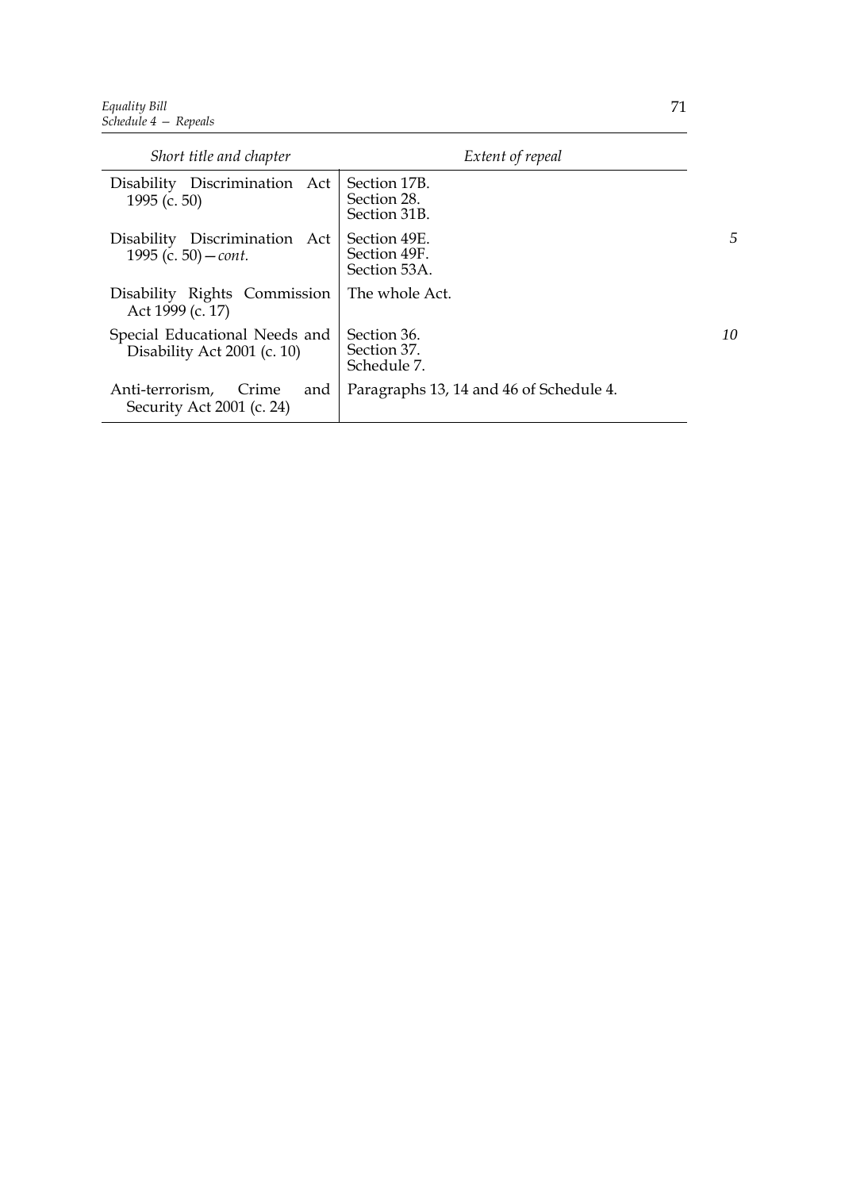| Short title and chapter | Extent of repeal |
|---|---|
| Disability Discrimination Act 1995 (c. 50) | Section 17B.<br>Section 28.<br>Section 31B. |
| Disability Discrimination Act 1995 (c. 50)—*cont.* | Section 49E.<br>Section 49F.<br>Section 53A. |
| Disability Rights Commission Act 1999 (c. 17) | The whole Act. |
| Special Educational Needs and Disability Act 2001 (c. 10) | Section 36.<br>Section 37.<br>Schedule 7. |
| Anti-terrorism, Crime and Security Act 2001 (c. 24) | Paragraphs 13, 14 and 46 of Schedule 4. |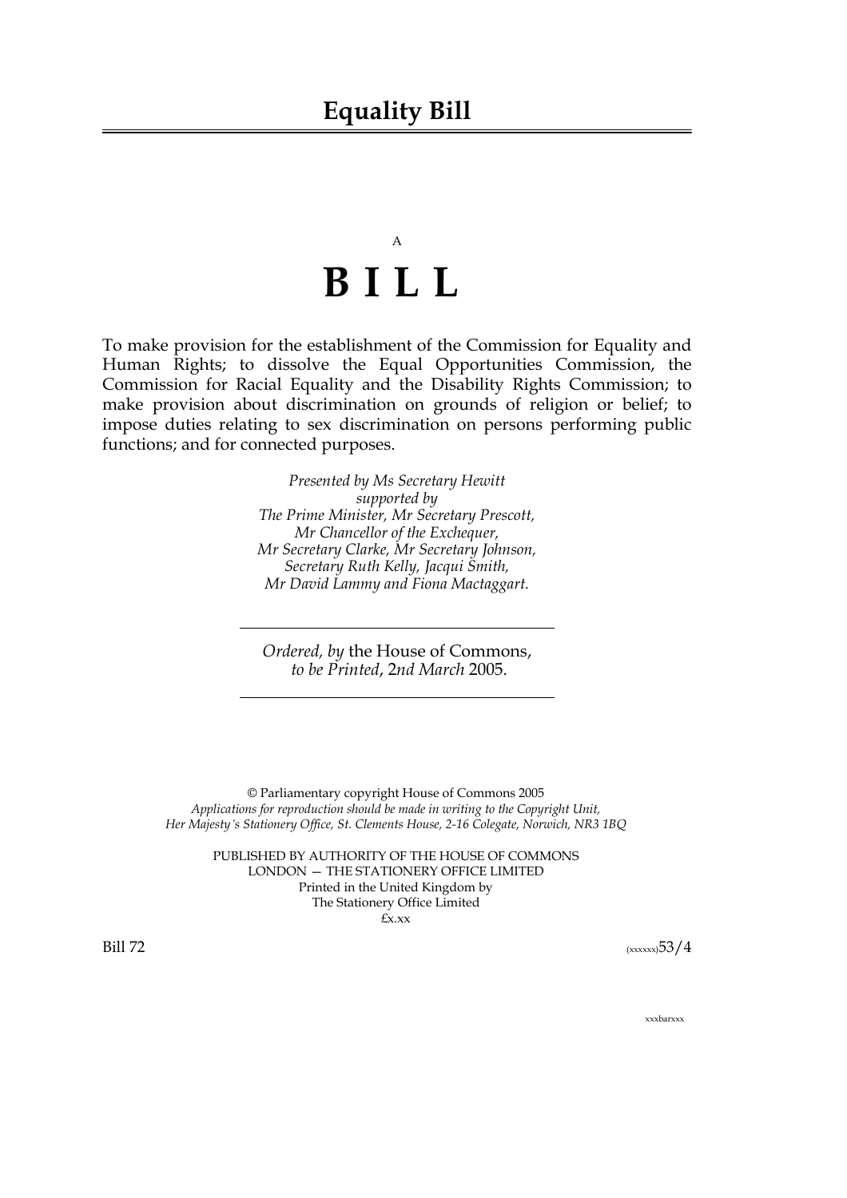# Equality Bill

A

# B I L L

To make provision for the establishment of the Commission for Equality and Human Rights; to dissolve the Equal Opportunities Commission, the Commission for Racial Equality and the Disability Rights Commission; to make provision about discrimination on grounds of religion or belief; to impose duties relating to sex discrimination on persons performing public functions; and for connected purposes.

*Presented by Ms Secretary Hewitt*
*supported by*
*The Prime Minister, Mr Secretary Prescott,*
*Mr Chancellor of the Exchequer,*
*Mr Secretary Clarke, Mr Secretary Johnson,*
*Secretary Ruth Kelly, Jacqui Smith,*
*Mr David Lammy and Fiona Mactaggart.*

---

*Ordered, by* the House of Commons,
*to be Printed*, 2*nd March* 2005.

---

© Parliamentary copyright House of Commons 2005
*Applications for reproduction should be made in writing to the Copyright Unit, Her Majesty's Stationery Office, St. Clements House, 2-16 Colegate, Norwich, NR3 1BQ*

PUBLISHED BY AUTHORITY OF THE HOUSE OF COMMONS
LONDON — THE STATIONERY OFFICE LIMITED
Printed in the United Kingdom by
The Stationery Office Limited
£x.xx

Bill 72 (xxxxxx)53/4

xxxbarxxx